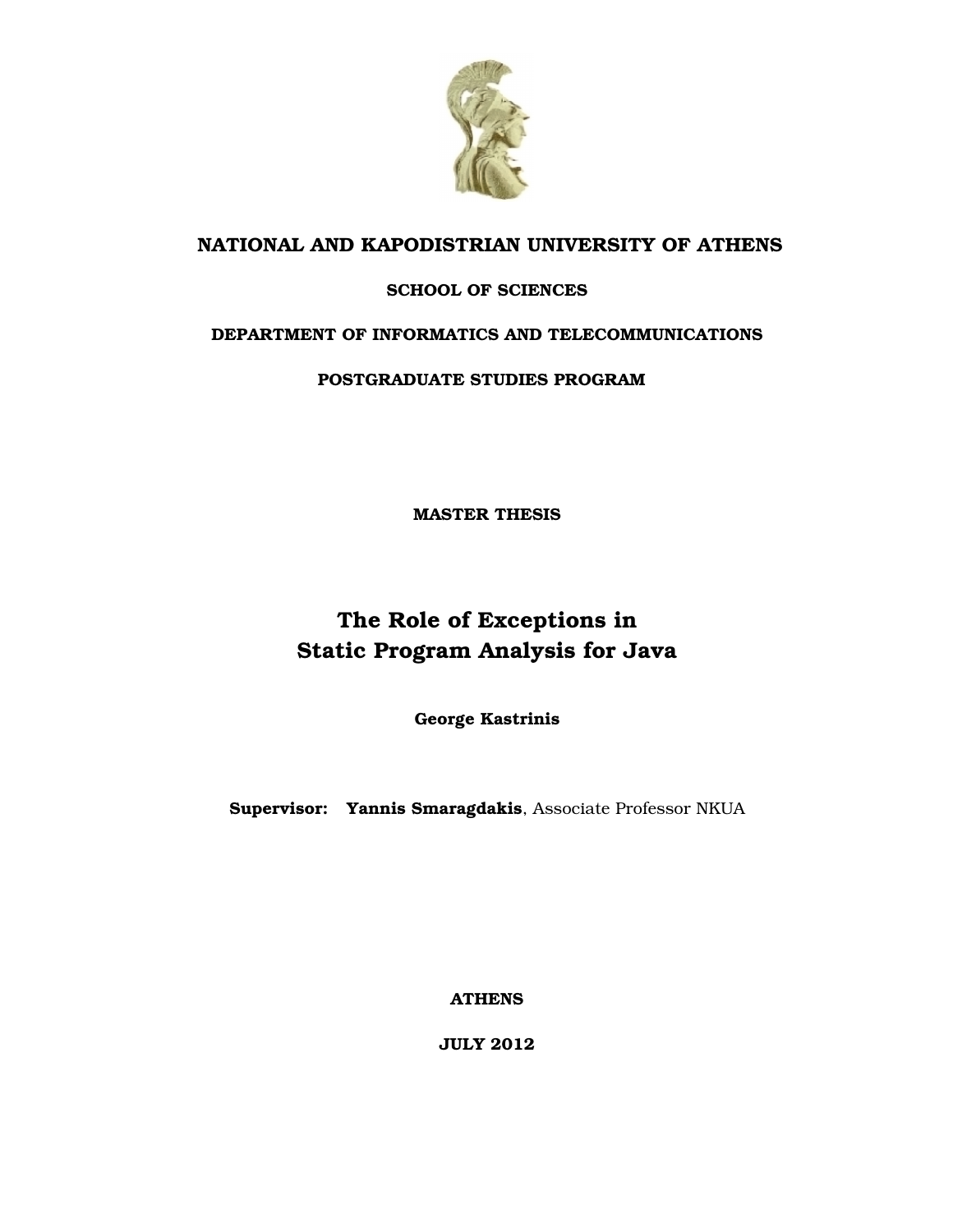**NATIONAL AND KAPODISTRIAN UNIVERSITY OF ATHENS**

**SCHOOL OF SCIENCES**

**DEPARTMENT OF INFORMATICS AND TELECOMMUNICATIONS**

**POSTGRADUATE STUDIES PROGRAM**

**MASTER THESIS**

# The Role of Exceptions in Static Program Analysis for Java

**George Kastrinis**

**Supervisor:** **Yannis Smaragdakis**, Associate Professor NKUA

**ATHENS**

**JULY 2012**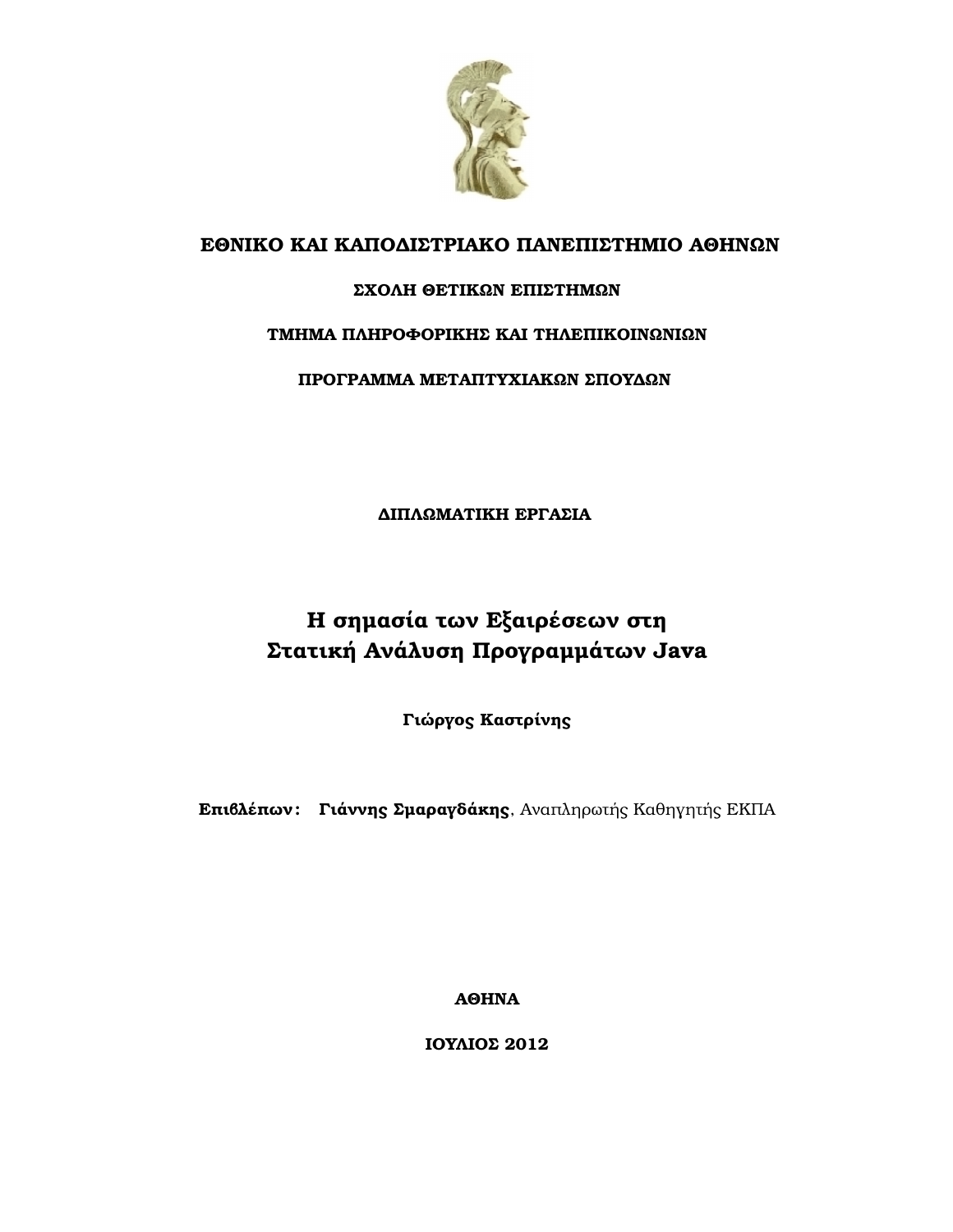**ΕΘΝΙΚΟ ΚΑΙ ΚΑΠΟΔΙΣΤΡΙΑΚΟ ΠΑΝΕΠΙΣΤΗΜΙΟ ΑΘΗΝΩΝ**

**ΣΧΟΛΗ ΘΕΤΙΚΩΝ ΕΠΙΣΤΗΜΩΝ**

**ΤΜΗΜΑ ΠΛΗΡΟΦΟΡΙΚΗΣ ΚΑΙ ΤΗΛΕΠΙΚΟΙΝΩΝΙΩΝ**

**ΠΡΟΓΡΑΜΜΑ ΜΕΤΑΠΤΥΧΙΑΚΩΝ ΣΠΟΥΔΩΝ**

**ΔΙΠΛΩΜΑΤΙΚΗ ΕΡΓΑΣΙΑ**

# Η σημασία των Εξαιρέσεων στη Στατική Ανάλυση Προγραμμάτων Java

**Γιώργος Καστρίνης**

**Επιβλέπων:** **Γιάννης Σμαραγδάκης**, Αναπληρωτής Καθηγητής ΕΚΠΑ

**ΑΘΗΝΑ**

**ΙΟΥΛΙΟΣ 2012**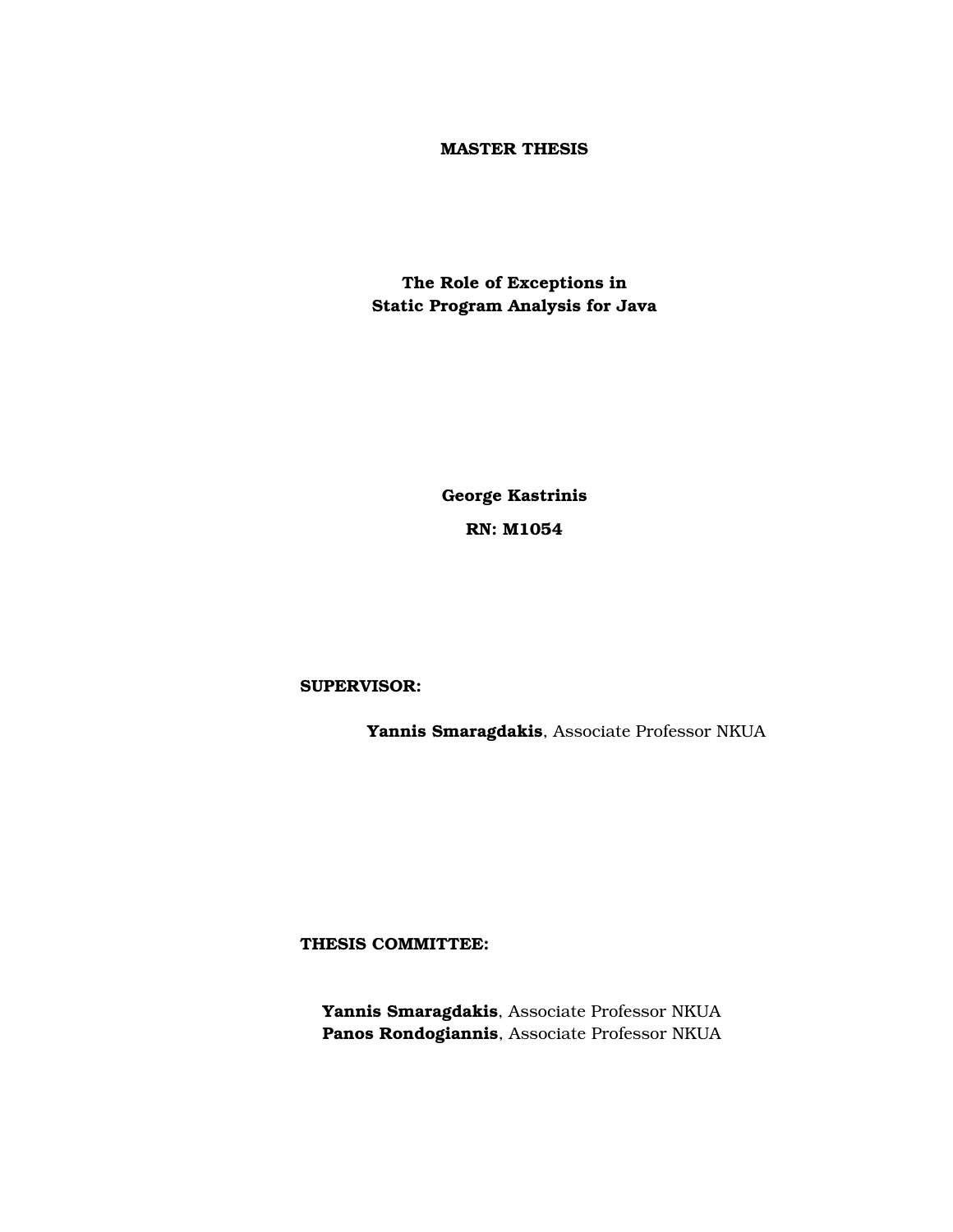**MASTER THESIS**

**The Role of Exceptions in**
**Static Program Analysis for Java**

**George Kastrinis**

**RN: M1054**

**SUPERVISOR:**

**Yannis Smaragdakis**, Associate Professor NKUA

**THESIS COMMITTEE:**

**Yannis Smaragdakis**, Associate Professor NKUA
**Panos Rondogiannis**, Associate Professor NKUA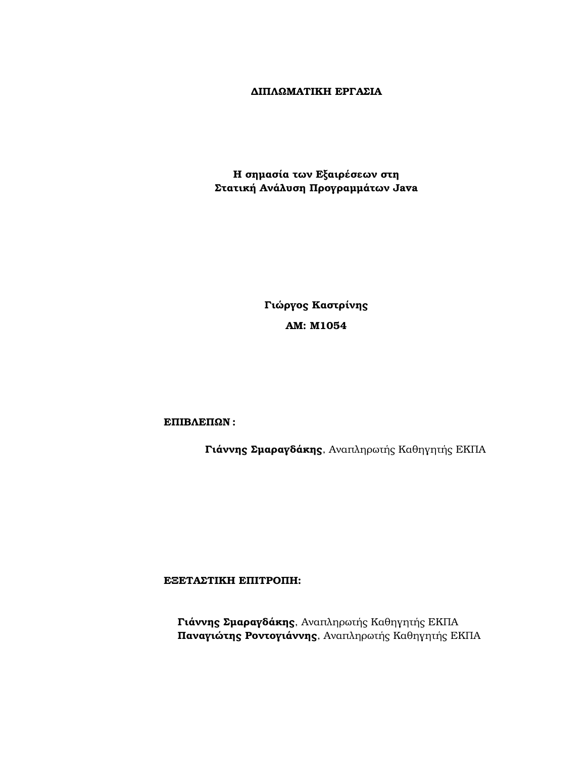**ΔΙΠΛΩΜΑΤΙΚΗ ΕΡΓΑΣΙΑ**

**Η σημασία των Εξαιρέσεων στη**
**Στατική Ανάλυση Προγραμμάτων Java**

**Γιώργος Καστρίνης**

**ΑΜ: Μ1054**

**ΕΠΙΒΛΕΠΩΝ :**

**Γιάννης Σμαραγδάκης**, Αναπληρωτής Καθηγητής ΕΚΠΑ

**ΕΞΕΤΑΣΤΙΚΗ ΕΠΙΤΡΟΠΗ:**

**Γιάννης Σμαραγδάκης**, Αναπληρωτής Καθηγητής ΕΚΠΑ
**Παναγιώτης Ροντογιάννης**, Αναπληρωτής Καθηγητής ΕΚΠΑ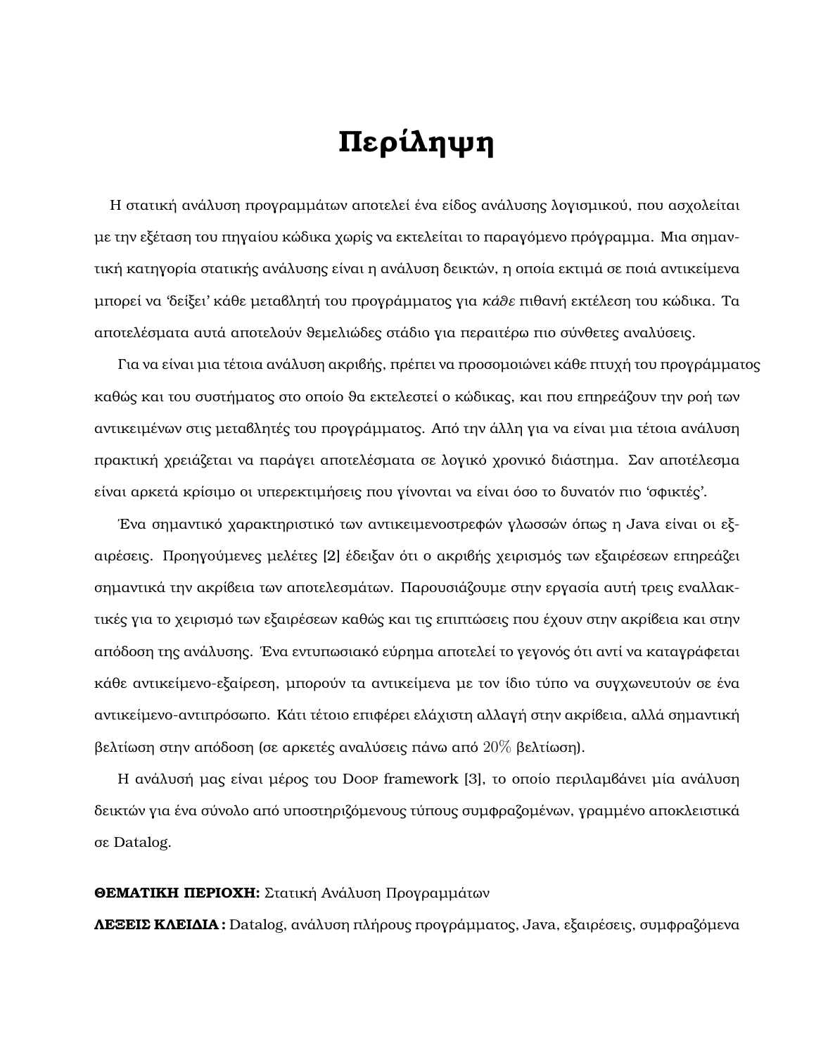# Περίληψη

Η στατική ανάλυση προγραμμάτων αποτελεί ένα είδος ανάλυσης λογισμικού, που ασχολείται με την εξέταση του πηγαίου κώδικα χωρίς να εκτελείται το παραγόμενο πρόγραμμα. Μια σημαντική κατηγορία στατικής ανάλυσης είναι η ανάλυση δεικτών, η οποία εκτιμά σε ποιά αντικείμενα μπορεί να 'δείξει' κάθε μεταβλητή του προγράμματος για *κάθε* πιθανή εκτέλεση του κώδικα. Τα αποτελέσματα αυτά αποτελούν θεμελιώδες στάδιο για περαιτέρω πιο σύνθετες αναλύσεις.

Για να είναι μια τέτοια ανάλυση ακριβής, πρέπει να προσομοιώνει κάθε πτυχή του προγράμματος καθώς και του συστήματος στο οποίο θα εκτελεστεί ο κώδικας, και που επηρεάζουν την ροή των αντικειμένων στις μεταβλητές του προγράμματος. Από την άλλη για να είναι μια τέτοια ανάλυση πρακτική χρειάζεται να παράγει αποτελέσματα σε λογικό χρονικό διάστημα. Σαν αποτέλεσμα είναι αρκετά κρίσιμο οι υπερεκτιμήσεις που γίνονται να είναι όσο το δυνατόν πιο 'σφικτές'.

Ένα σημαντικό χαρακτηριστικό των αντικειμενοστρεφών γλωσσών όπως η Java είναι οι εξαιρέσεις. Προηγούμενες μελέτες [2] έδειξαν ότι ο ακριβής χειρισμός των εξαιρέσεων επηρεάζει σημαντικά την ακρίβεια των αποτελεσμάτων. Παρουσιάζουμε στην εργασία αυτή τρεις εναλλακτικές για το χειρισμό των εξαιρέσεων καθώς και τις επιπτώσεις που έχουν στην ακρίβεια και στην απόδοση της ανάλυσης. Ένα εντυπωσιακό εύρημα αποτελεί το γεγονός ότι αντί να καταγράφεται κάθε αντικείμενο-εξαίρεση, μπορούν τα αντικείμενα με τον ίδιο τύπο να συγχωνευτούν σε ένα αντικείμενο-αντιπρόσωπο. Κάτι τέτοιο επιφέρει ελάχιστη αλλαγή στην ακρίβεια, αλλά σημαντική βελτίωση στην απόδοση (σε αρκετές αναλύσεις πάνω από $20\%$ βελτίωση).

Η ανάλυσή μας είναι μέρος του Doop framework [3], το οποίο περιλαμβάνει μία ανάλυση δεικτών για ένα σύνολο από υποστηριζόμενους τύπους συμφραζομένων, γραμμένο αποκλειστικά σε Datalog.

**ΘΕΜΑΤΙΚΗ ΠΕΡΙΟΧΗ:** Στατική Ανάλυση Προγραμμάτων

**ΛΕΞΕΙΣ ΚΛΕΙΔΙΑ :** Datalog, ανάλυση πλήρους προγράμματος, Java, εξαιρέσεις, συμφραζόμενα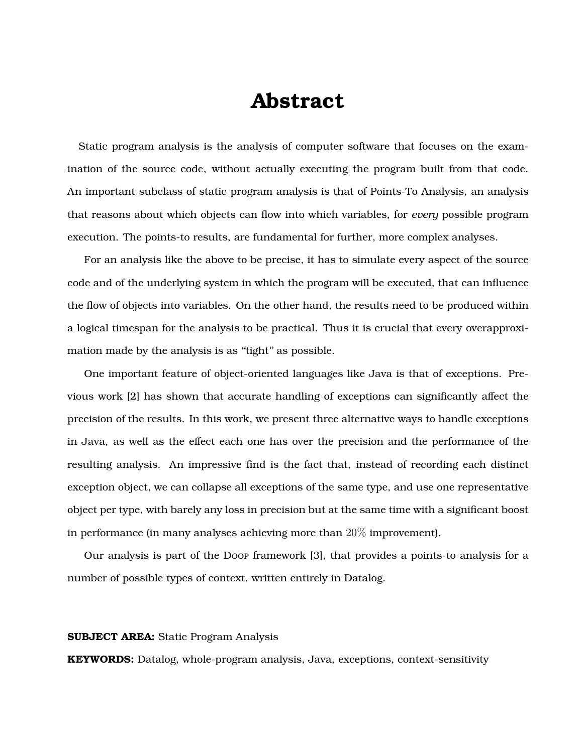# Abstract

Static program analysis is the analysis of computer software that focuses on the examination of the source code, without actually executing the program built from that code. An important subclass of static program analysis is that of Points-To Analysis, an analysis that reasons about which objects can flow into which variables, for *every* possible program execution. The points-to results, are fundamental for further, more complex analyses.

For an analysis like the above to be precise, it has to simulate every aspect of the source code and of the underlying system in which the program will be executed, that can influence the flow of objects into variables. On the other hand, the results need to be produced within a logical timespan for the analysis to be practical. Thus it is crucial that every overapproximation made by the analysis is as "tight" as possible.

One important feature of object-oriented languages like Java is that of exceptions. Previous work [2] has shown that accurate handling of exceptions can significantly affect the precision of the results. In this work, we present three alternative ways to handle exceptions in Java, as well as the effect each one has over the precision and the performance of the resulting analysis. An impressive find is the fact that, instead of recording each distinct exception object, we can collapse all exceptions of the same type, and use one representative object per type, with barely any loss in precision but at the same time with a significant boost in performance (in many analyses achieving more than $20\%$ improvement).

Our analysis is part of the Doop framework [3], that provides a points-to analysis for a number of possible types of context, written entirely in Datalog.

**SUBJECT AREA:** Static Program Analysis

**KEYWORDS:** Datalog, whole-program analysis, Java, exceptions, context-sensitivity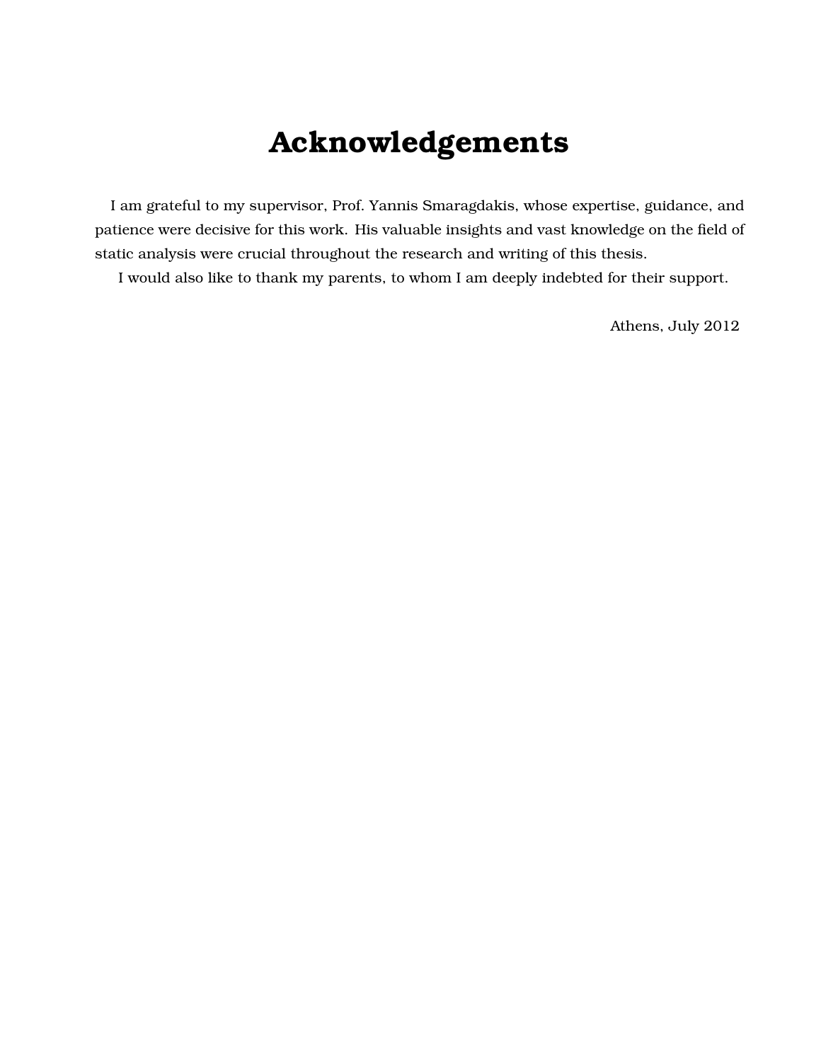# Acknowledgements

I am grateful to my supervisor, Prof. Yannis Smaragdakis, whose expertise, guidance, and patience were decisive for this work. His valuable insights and vast knowledge on the field of static analysis were crucial throughout the research and writing of this thesis.

I would also like to thank my parents, to whom I am deeply indebted for their support.

Athens, July 2012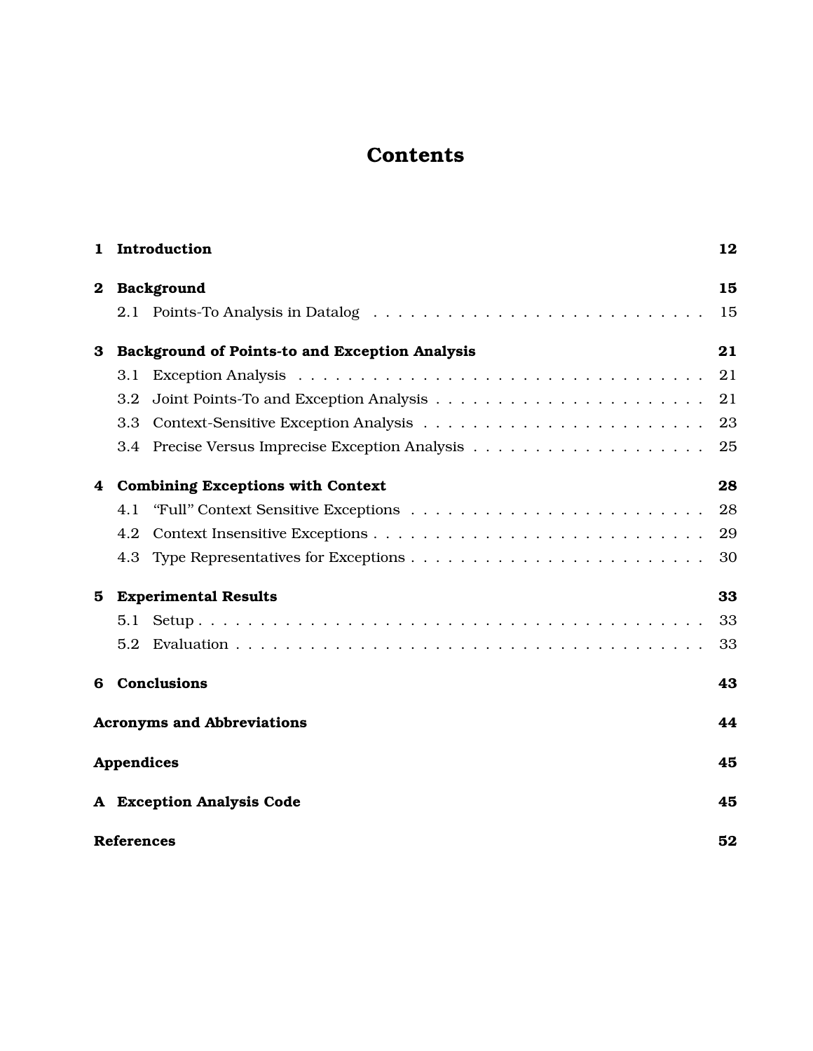# Contents

| | | |
|---|---|---|
| **1** | **Introduction** | **12** |
| **2** | **Background** | **15** |
| 2.1 | Points-To Analysis in Datalog | 15 |
| **3** | **Background of Points-to and Exception Analysis** | **21** |
| 3.1 | Exception Analysis | 21 |
| 3.2 | Joint Points-To and Exception Analysis | 21 |
| 3.3 | Context-Sensitive Exception Analysis | 23 |
| 3.4 | Precise Versus Imprecise Exception Analysis | 25 |
| **4** | **Combining Exceptions with Context** | **28** |
| 4.1 | "Full" Context Sensitive Exceptions | 28 |
| 4.2 | Context Insensitive Exceptions | 29 |
| 4.3 | Type Representatives for Exceptions | 30 |
| **5** | **Experimental Results** | **33** |
| 5.1 | Setup | 33 |
| 5.2 | Evaluation | 33 |
| **6** | **Conclusions** | **43** |
| | **Acronyms and Abbreviations** | **44** |
| | **Appendices** | **45** |
| **A** | **Exception Analysis Code** | **45** |
| | **References** | **52** |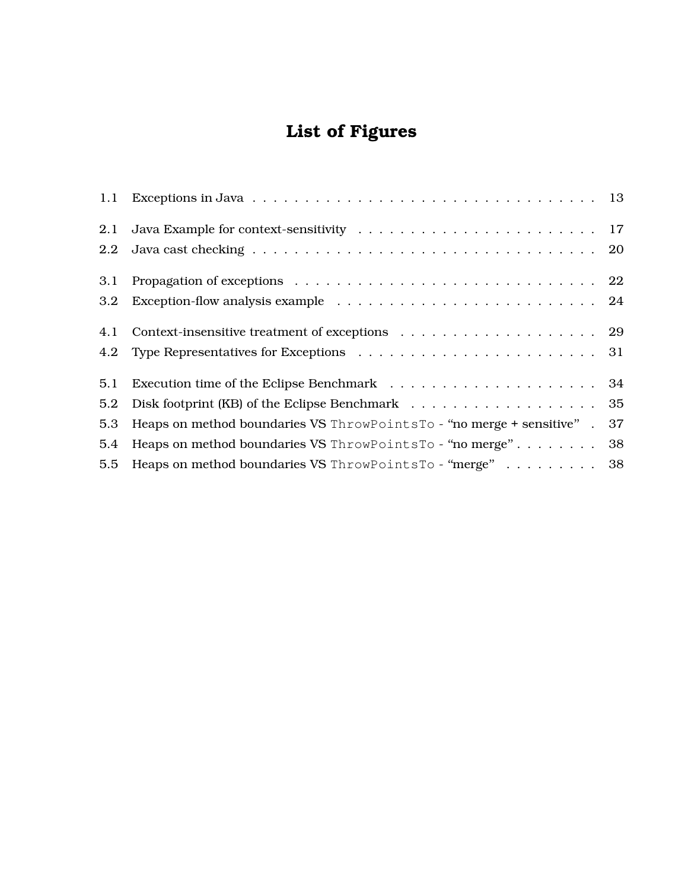# List of Figures

1.1 Exceptions in Java . . . . . . . . . . . . . . . . . . . . . . . . . . . . . . . . . 13

2.1 Java Example for context-sensitivity . . . . . . . . . . . . . . . . . . . . . . . 17

2.2 Java cast checking . . . . . . . . . . . . . . . . . . . . . . . . . . . . . . . . . 20

3.1 Propagation of exceptions . . . . . . . . . . . . . . . . . . . . . . . . . . . . . 22

3.2 Exception-flow analysis example . . . . . . . . . . . . . . . . . . . . . . . . . 24

4.1 Context-insensitive treatment of exceptions . . . . . . . . . . . . . . . . . . . 29

4.2 Type Representatives for Exceptions . . . . . . . . . . . . . . . . . . . . . . . 31

5.1 Execution time of the Eclipse Benchmark . . . . . . . . . . . . . . . . . . . . 34

5.2 Disk footprint (KB) of the Eclipse Benchmark . . . . . . . . . . . . . . . . . . 35

5.3 Heaps on method boundaries VS `ThrowPointsTo` - “no merge + sensitive” . 37

5.4 Heaps on method boundaries VS `ThrowPointsTo` - “no merge” . . . . . . . . 38

5.5 Heaps on method boundaries VS `ThrowPointsTo` - “merge” . . . . . . . . . 38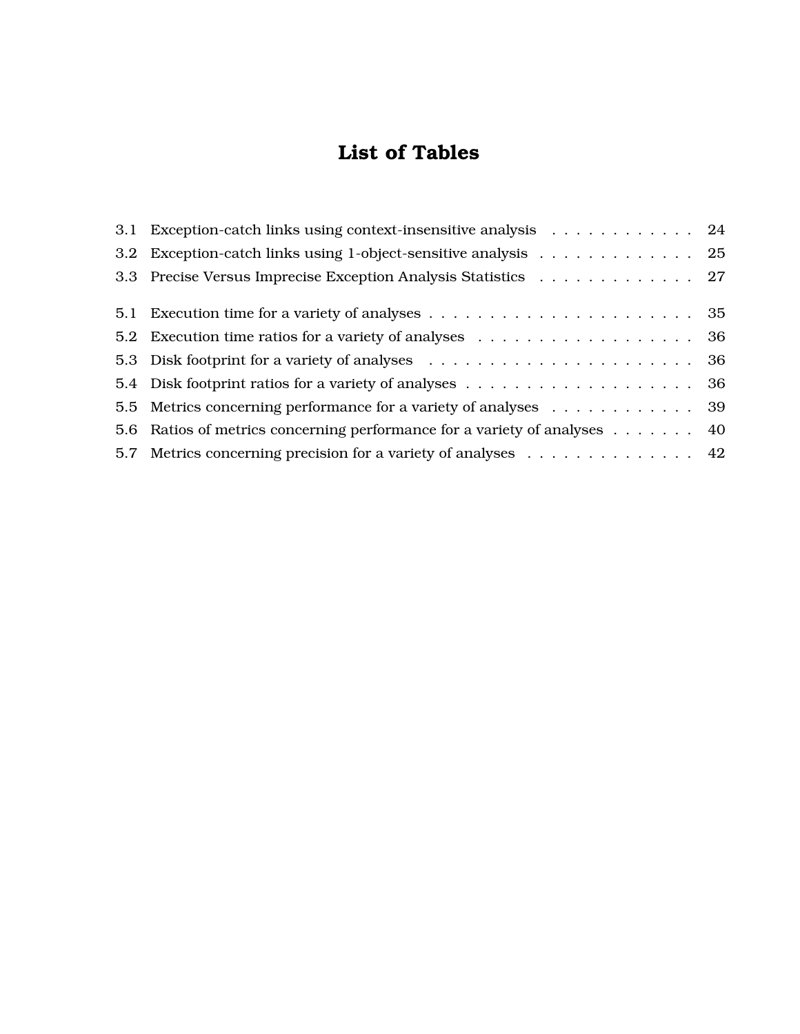# List of Tables

3.1 Exception-catch links using context-insensitive analysis . . . . . . . . . . . . 24
3.2 Exception-catch links using 1-object-sensitive analysis . . . . . . . . . . . . . 25
3.3 Precise Versus Imprecise Exception Analysis Statistics . . . . . . . . . . . . . 27

5.1 Execution time for a variety of analyses . . . . . . . . . . . . . . . . . . . . . . 35
5.2 Execution time ratios for a variety of analyses . . . . . . . . . . . . . . . . . . 36
5.3 Disk footprint for a variety of analyses . . . . . . . . . . . . . . . . . . . . . . 36
5.4 Disk footprint ratios for a variety of analyses . . . . . . . . . . . . . . . . . . . 36
5.5 Metrics concerning performance for a variety of analyses . . . . . . . . . . . . 39
5.6 Ratios of metrics concerning performance for a variety of analyses . . . . . . . 40
5.7 Metrics concerning precision for a variety of analyses . . . . . . . . . . . . . . 42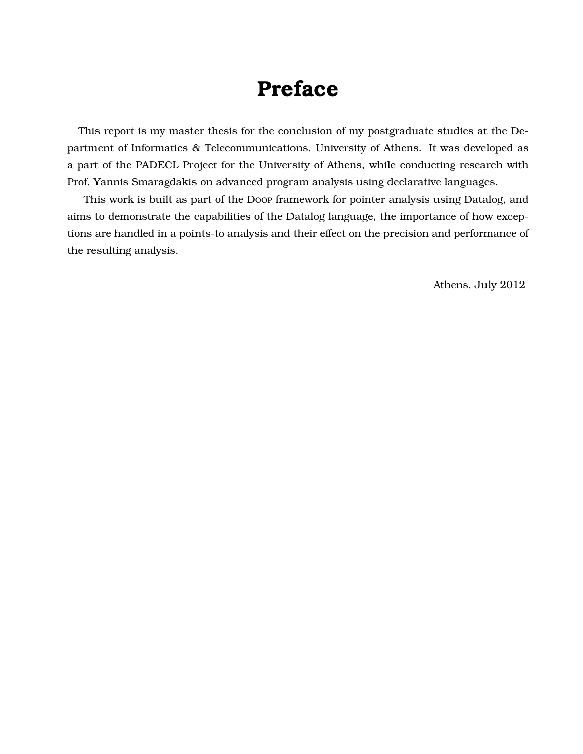# Preface

This report is my master thesis for the conclusion of my postgraduate studies at the Department of Informatics & Telecommunications, University of Athens. It was developed as a part of the PADECL Project for the University of Athens, while conducting research with Prof. Yannis Smaragdakis on advanced program analysis using declarative languages.

This work is built as part of the Doop framework for pointer analysis using Datalog, and aims to demonstrate the capabilities of the Datalog language, the importance of how exceptions are handled in a points-to analysis and their effect on the precision and performance of the resulting analysis.

Athens, July 2012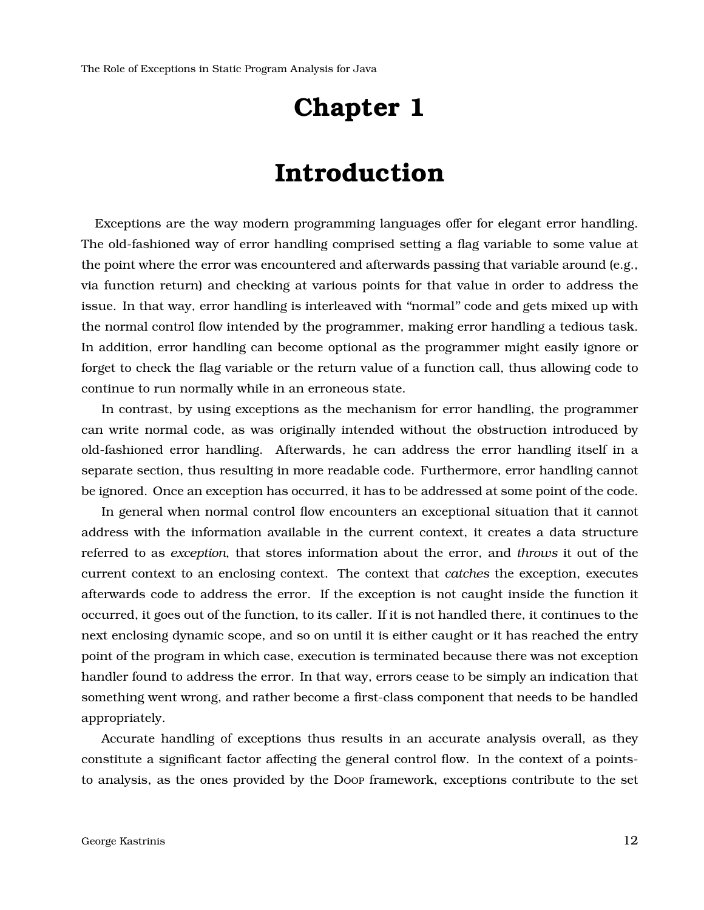# Chapter 1

# Introduction

Exceptions are the way modern programming languages offer for elegant error handling. The old-fashioned way of error handling comprised setting a flag variable to some value at the point where the error was encountered and afterwards passing that variable around (e.g., via function return) and checking at various points for that value in order to address the issue. In that way, error handling is interleaved with "normal" code and gets mixed up with the normal control flow intended by the programmer, making error handling a tedious task. In addition, error handling can become optional as the programmer might easily ignore or forget to check the flag variable or the return value of a function call, thus allowing code to continue to run normally while in an erroneous state.

In contrast, by using exceptions as the mechanism for error handling, the programmer can write normal code, as was originally intended without the obstruction introduced by old-fashioned error handling. Afterwards, he can address the error handling itself in a separate section, thus resulting in more readable code. Furthermore, error handling cannot be ignored. Once an exception has occurred, it has to be addressed at some point of the code.

In general when normal control flow encounters an exceptional situation that it cannot address with the information available in the current context, it creates a data structure referred to as *exception*, that stores information about the error, and *throws* it out of the current context to an enclosing context. The context that *catches* the exception, executes afterwards code to address the error. If the exception is not caught inside the function it occurred, it goes out of the function, to its caller. If it is not handled there, it continues to the next enclosing dynamic scope, and so on until it is either caught or it has reached the entry point of the program in which case, execution is terminated because there was not exception handler found to address the error. In that way, errors cease to be simply an indication that something went wrong, and rather become a first-class component that needs to be handled appropriately.

Accurate handling of exceptions thus results in an accurate analysis overall, as they constitute a significant factor affecting the general control flow. In the context of a points-to analysis, as the ones provided by the Doop framework, exceptions contribute to the set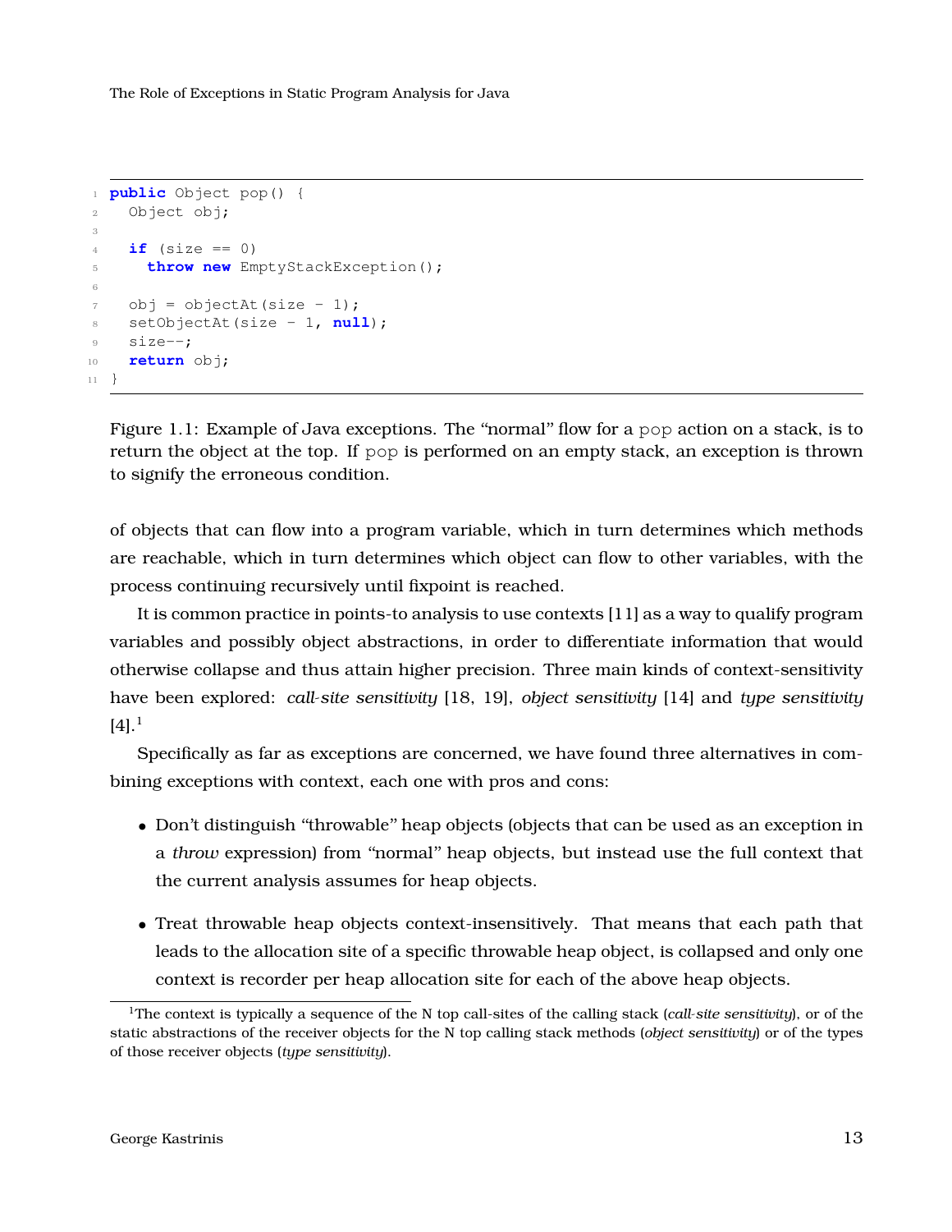```java
public Object pop() {
  Object obj;

  if (size == 0)
    throw new EmptyStackException();

  obj = objectAt(size - 1);
  setObjectAt(size - 1, null);
  size--;
  return obj;
}
```

Figure 1.1: Example of Java exceptions. The "normal" flow for a pop action on a stack, is to return the object at the top. If pop is performed on an empty stack, an exception is thrown to signify the erroneous condition.

of objects that can flow into a program variable, which in turn determines which methods are reachable, which in turn determines which object can flow to other variables, with the process continuing recursively until fixpoint is reached.

It is common practice in points-to analysis to use contexts [11] as a way to qualify program variables and possibly object abstractions, in order to differentiate information that would otherwise collapse and thus attain higher precision. Three main kinds of context-sensitivity have been explored: *call-site sensitivity* [18, 19], *object sensitivity* [14] and *type sensitivity* [4].[1]

Specifically as far as exceptions are concerned, we have found three alternatives in combining exceptions with context, each one with pros and cons:

- Don't distinguish "throwable" heap objects (objects that can be used as an exception in a *throw* expression) from "normal" heap objects, but instead use the full context that the current analysis assumes for heap objects.
- Treat throwable heap objects context-insensitively. That means that each path that leads to the allocation site of a specific throwable heap object, is collapsed and only one context is recorder per heap allocation site for each of the above heap objects.

[1] The context is typically a sequence of the N top call-sites of the calling stack (*call-site sensitivity*), or of the static abstractions of the receiver objects for the N top calling stack methods (*object sensitivity*) or of the types of those receiver objects (*type sensitivity*).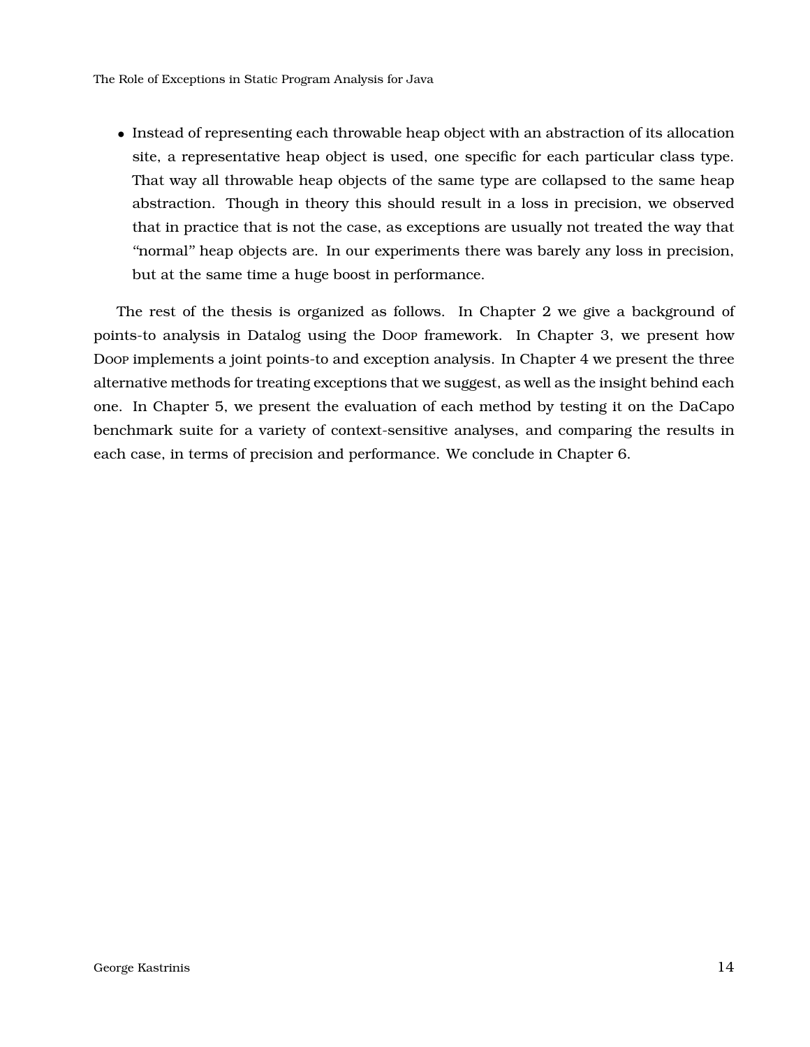- Instead of representing each throwable heap object with an abstraction of its allocation site, a representative heap object is used, one specific for each particular class type. That way all throwable heap objects of the same type are collapsed to the same heap abstraction. Though in theory this should result in a loss in precision, we observed that in practice that is not the case, as exceptions are usually not treated the way that "normal" heap objects are. In our experiments there was barely any loss in precision, but at the same time a huge boost in performance.

The rest of the thesis is organized as follows. In Chapter 2 we give a background of points-to analysis in Datalog using the Doop framework. In Chapter 3, we present how Doop implements a joint points-to and exception analysis. In Chapter 4 we present the three alternative methods for treating exceptions that we suggest, as well as the insight behind each one. In Chapter 5, we present the evaluation of each method by testing it on the DaCapo benchmark suite for a variety of context-sensitive analyses, and comparing the results in each case, in terms of precision and performance. We conclude in Chapter 6.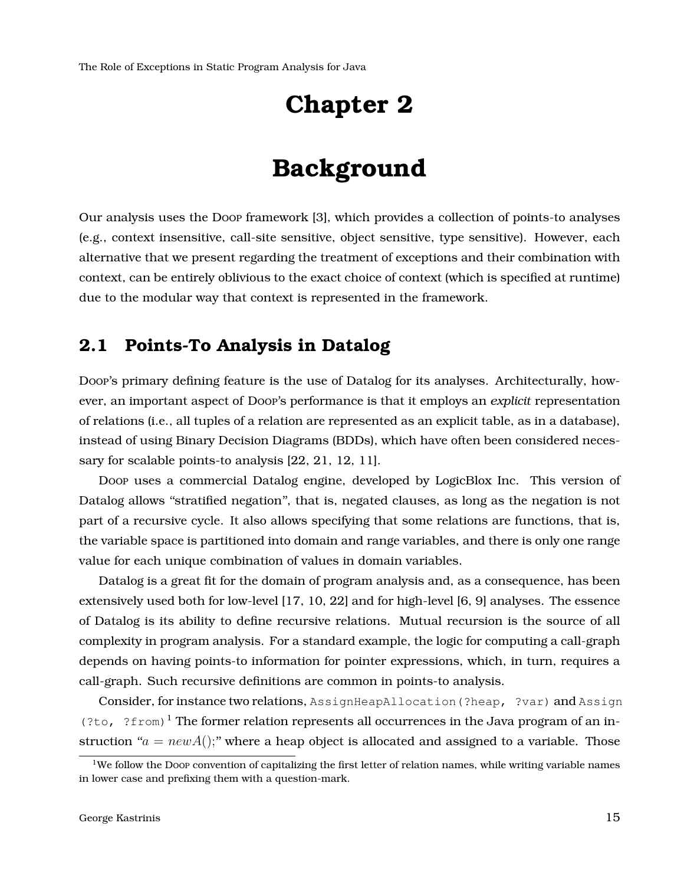# Chapter 2

# Background

Our analysis uses the DOOP framework [3], which provides a collection of points-to analyses (e.g., context insensitive, call-site sensitive, object sensitive, type sensitive). However, each alternative that we present regarding the treatment of exceptions and their combination with context, can be entirely oblivious to the exact choice of context (which is specified at runtime) due to the modular way that context is represented in the framework.

## 2.1 Points-To Analysis in Datalog

DOOP's primary defining feature is the use of Datalog for its analyses. Architecturally, however, an important aspect of DOOP's performance is that it employs an *explicit* representation of relations (i.e., all tuples of a relation are represented as an explicit table, as in a database), instead of using Binary Decision Diagrams (BDDs), which have often been considered necessary for scalable points-to analysis [22, 21, 12, 11].

DOOP uses a commercial Datalog engine, developed by LogicBlox Inc. This version of Datalog allows "stratified negation", that is, negated clauses, as long as the negation is not part of a recursive cycle. It also allows specifying that some relations are functions, that is, the variable space is partitioned into domain and range variables, and there is only one range value for each unique combination of values in domain variables.

Datalog is a great fit for the domain of program analysis and, as a consequence, has been extensively used both for low-level [17, 10, 22] and for high-level [6, 9] analyses. The essence of Datalog is its ability to define recursive relations. Mutual recursion is the source of all complexity in program analysis. For a standard example, the logic for computing a call-graph depends on having points-to information for pointer expressions, which, in turn, requires a call-graph. Such recursive definitions are common in points-to analysis.

Consider, for instance two relations, `AssignHeapAllocation(?heap, ?var)` and `Assign (?to, ?from)`[1] The former relation represents all occurrences in the Java program of an instruction "$a = newA();$" where a heap object is allocated and assigned to a variable. Those

[1] We follow the DOOP convention of capitalizing the first letter of relation names, while writing variable names in lower case and prefixing them with a question-mark.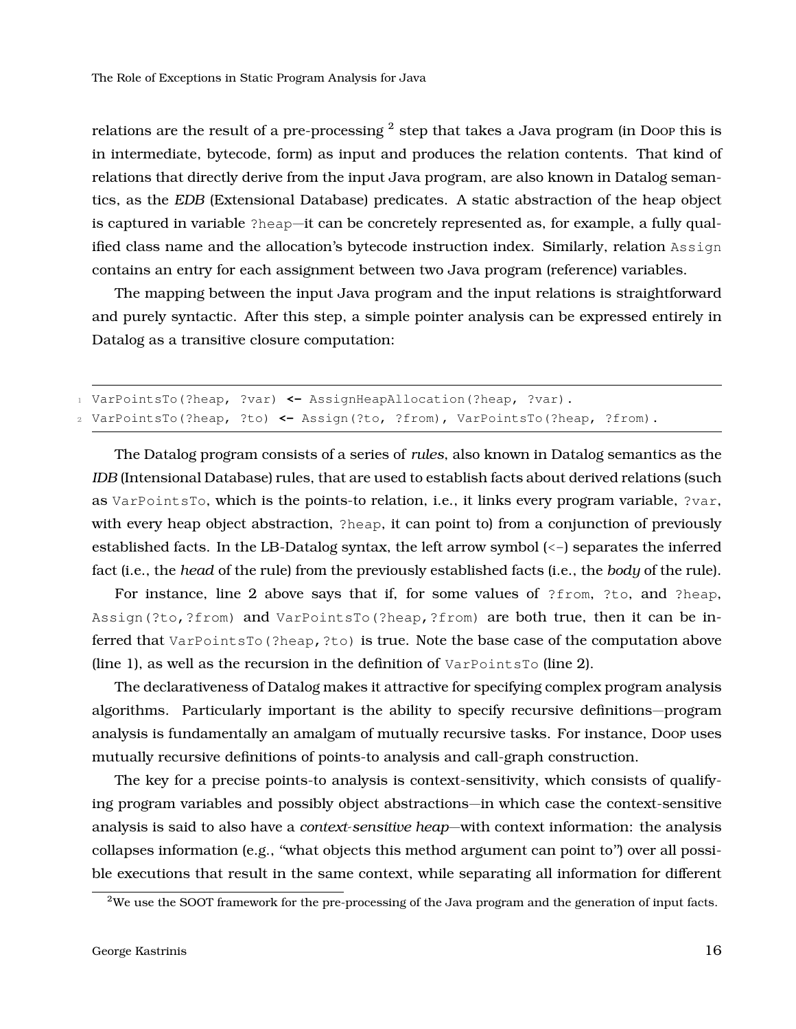relations are the result of a pre-processing [2] step that takes a Java program (in Doop this is in intermediate, bytecode, form) as input and produces the relation contents. That kind of relations that directly derive from the input Java program, are also known in Datalog semantics, as the *EDB* (Extensional Database) predicates. A static abstraction of the heap object is captured in variable `?heap`—it can be concretely represented as, for example, a fully qualified class name and the allocation's bytecode instruction index. Similarly, relation `Assign` contains an entry for each assignment between two Java program (reference) variables.

The mapping between the input Java program and the input relations is straightforward and purely syntactic. After this step, a simple pointer analysis can be expressed entirely in Datalog as a transitive closure computation:

```
1 VarPointsTo(?heap, ?var) <- AssignHeapAllocation(?heap, ?var).
2 VarPointsTo(?heap, ?to) <- Assign(?to, ?from), VarPointsTo(?heap, ?from).
```

The Datalog program consists of a series of *rules*, also known in Datalog semantics as the *IDB* (Intensional Database) rules, that are used to establish facts about derived relations (such as `VarPointsTo`, which is the points-to relation, i.e., it links every program variable, `?var`, with every heap object abstraction, `?heap`, it can point to) from a conjunction of previously established facts. In the LB-Datalog syntax, the left arrow symbol (`<-`) separates the inferred fact (i.e., the *head* of the rule) from the previously established facts (i.e., the *body* of the rule).

For instance, line 2 above says that if, for some values of `?from`, `?to`, and `?heap`, `Assign(?to,?from)` and `VarPointsTo(?heap,?from)` are both true, then it can be inferred that `VarPointsTo(?heap,?to)` is true. Note the base case of the computation above (line 1), as well as the recursion in the definition of `VarPointsTo` (line 2).

The declarativeness of Datalog makes it attractive for specifying complex program analysis algorithms. Particularly important is the ability to specify recursive definitions—program analysis is fundamentally an amalgam of mutually recursive tasks. For instance, Doop uses mutually recursive definitions of points-to analysis and call-graph construction.

The key for a precise points-to analysis is context-sensitivity, which consists of qualifying program variables and possibly object abstractions—in which case the context-sensitive analysis is said to also have a *context-sensitive heap*—with context information: the analysis collapses information (e.g., "what objects this method argument can point to") over all possible executions that result in the same context, while separating all information for different

[2] We use the SOOT framework for the pre-processing of the Java program and the generation of input facts.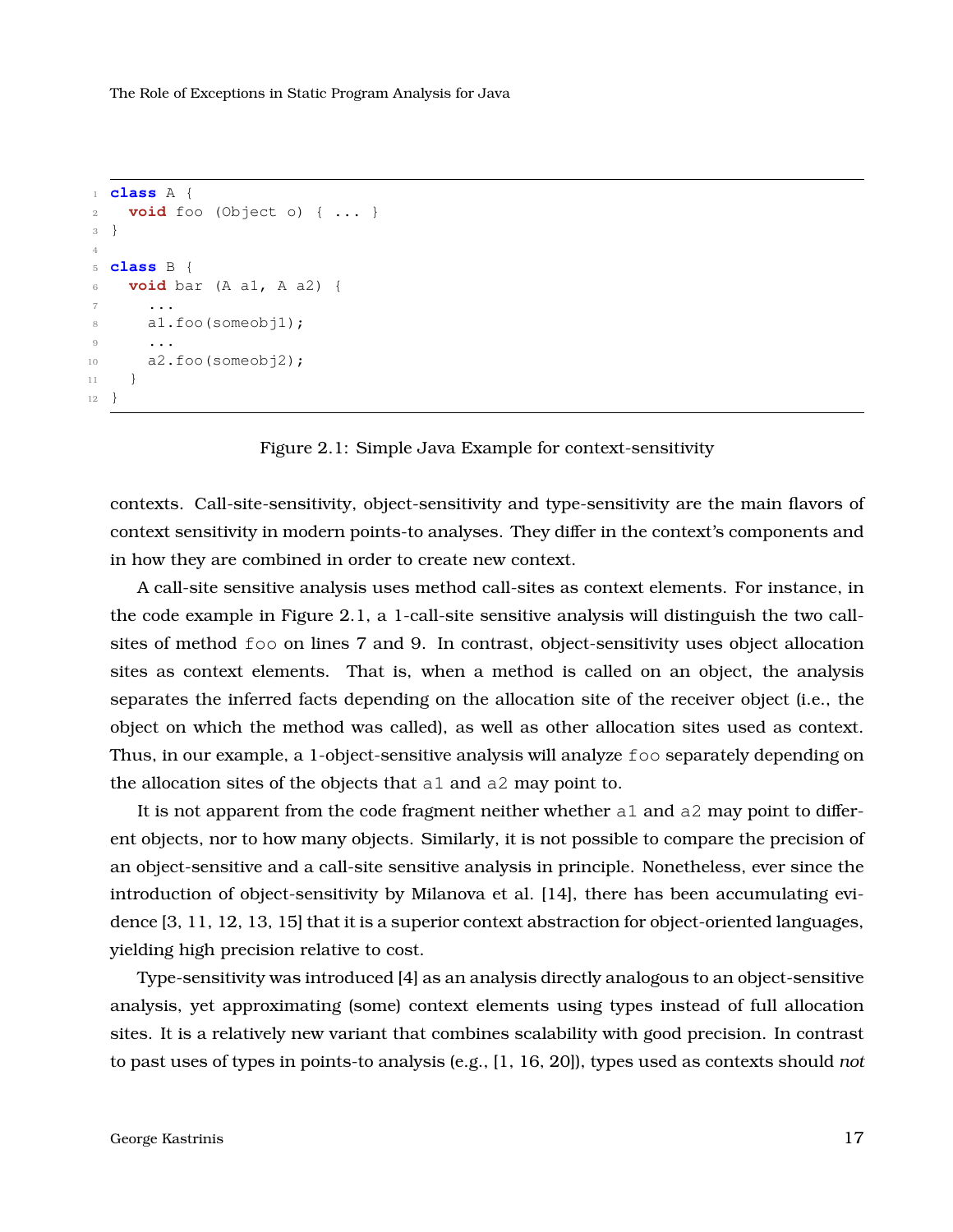```java
class A {
  void foo (Object o) { ... }
}

class B {
  void bar (A a1, A a2) {
    ...
    a1.foo(someobj1);
    ...
    a2.foo(someobj2);
  }
}
```

Figure 2.1: Simple Java Example for context-sensitivity

contexts. Call-site-sensitivity, object-sensitivity and type-sensitivity are the main flavors of context sensitivity in modern points-to analyses. They differ in the context's components and in how they are combined in order to create new context.

A call-site sensitive analysis uses method call-sites as context elements. For instance, in the code example in Figure 2.1, a 1-call-site sensitive analysis will distinguish the two call-sites of method `foo` on lines 7 and 9. In contrast, object-sensitivity uses object allocation sites as context elements. That is, when a method is called on an object, the analysis separates the inferred facts depending on the allocation site of the receiver object (i.e., the object on which the method was called), as well as other allocation sites used as context. Thus, in our example, a 1-object-sensitive analysis will analyze `foo` separately depending on the allocation sites of the objects that `a1` and `a2` may point to.

It is not apparent from the code fragment neither whether `a1` and `a2` may point to different objects, nor to how many objects. Similarly, it is not possible to compare the precision of an object-sensitive and a call-site sensitive analysis in principle. Nonetheless, ever since the introduction of object-sensitivity by Milanova et al. [14], there has been accumulating evidence [3, 11, 12, 13, 15] that it is a superior context abstraction for object-oriented languages, yielding high precision relative to cost.

Type-sensitivity was introduced [4] as an analysis directly analogous to an object-sensitive analysis, yet approximating (some) context elements using types instead of full allocation sites. It is a relatively new variant that combines scalability with good precision. In contrast to past uses of types in points-to analysis (e.g., [1, 16, 20]), types used as contexts should *not*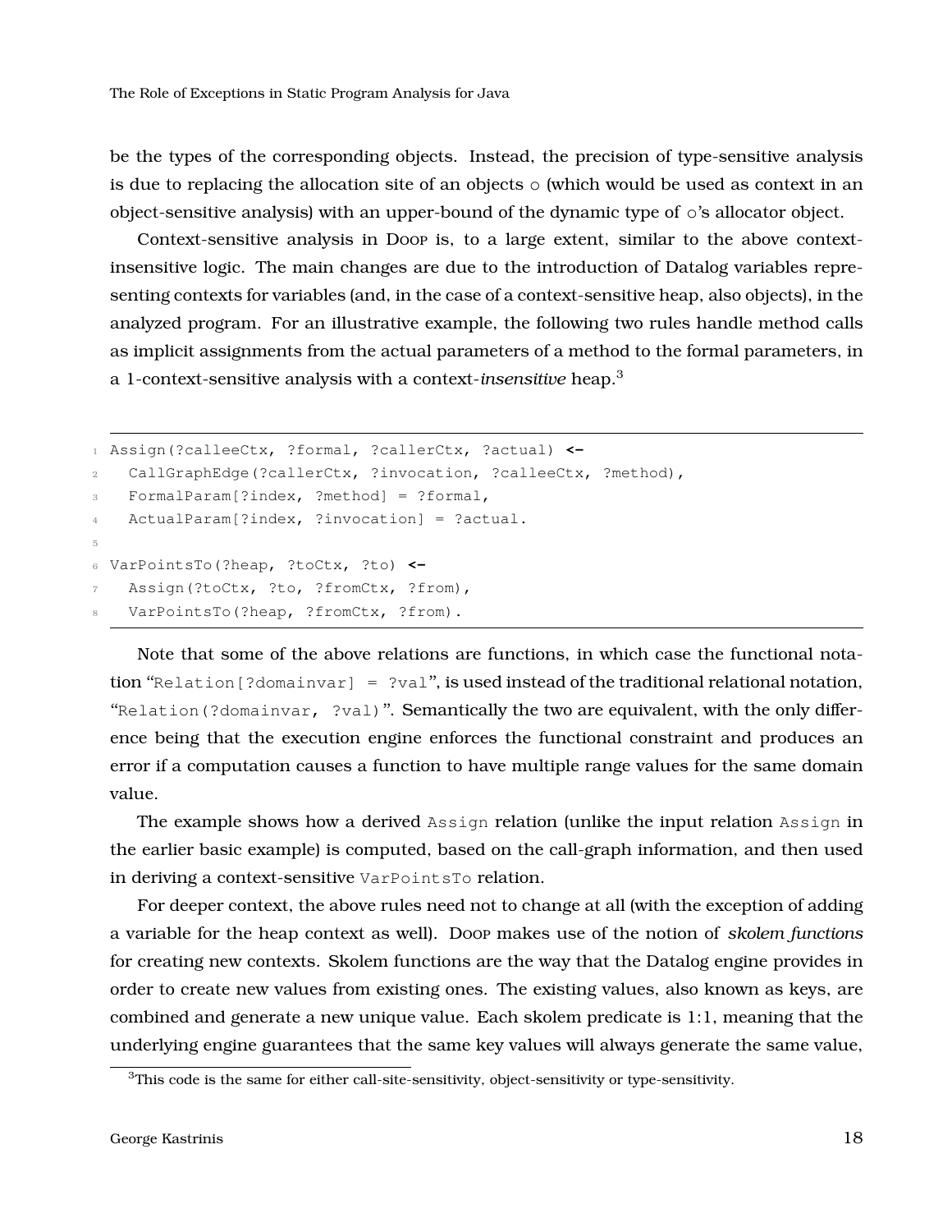be the types of the corresponding objects. Instead, the precision of type-sensitive analysis is due to replacing the allocation site of an objects `o` (which would be used as context in an object-sensitive analysis) with an upper-bound of the dynamic type of `o`'s allocator object.

Context-sensitive analysis in Doop is, to a large extent, similar to the above context-insensitive logic. The main changes are due to the introduction of Datalog variables representing contexts for variables (and, in the case of a context-sensitive heap, also objects), in the analyzed program. For an illustrative example, the following two rules handle method calls as implicit assignments from the actual parameters of a method to the formal parameters, in a 1-context-sensitive analysis with a context-*insensitive* heap.[3]

```
Assign(?calleeCtx, ?formal, ?callerCtx, ?actual) <-
  CallGraphEdge(?callerCtx, ?invocation, ?calleeCtx, ?method),
  FormalParam[?index, ?method] = ?formal,
  ActualParam[?index, ?invocation] = ?actual.

VarPointsTo(?heap, ?toCtx, ?to) <-
  Assign(?toCtx, ?to, ?fromCtx, ?from),
  VarPointsTo(?heap, ?fromCtx, ?from).
```

Note that some of the above relations are functions, in which case the functional notation "`Relation[?domainvar] = ?val`", is used instead of the traditional relational notation, "`Relation(?domainvar, ?val)`". Semantically the two are equivalent, with the only difference being that the execution engine enforces the functional constraint and produces an error if a computation causes a function to have multiple range values for the same domain value.

The example shows how a derived `Assign` relation (unlike the input relation `Assign` in the earlier basic example) is computed, based on the call-graph information, and then used in deriving a context-sensitive `VarPointsTo` relation.

For deeper context, the above rules need not to change at all (with the exception of adding a variable for the heap context as well). Doop makes use of the notion of *skolem functions* for creating new contexts. Skolem functions are the way that the Datalog engine provides in order to create new values from existing ones. The existing values, also known as keys, are combined and generate a new unique value. Each skolem predicate is 1:1, meaning that the underlying engine guarantees that the same key values will always generate the same value,

[3] This code is the same for either call-site-sensitivity, object-sensitivity or type-sensitivity.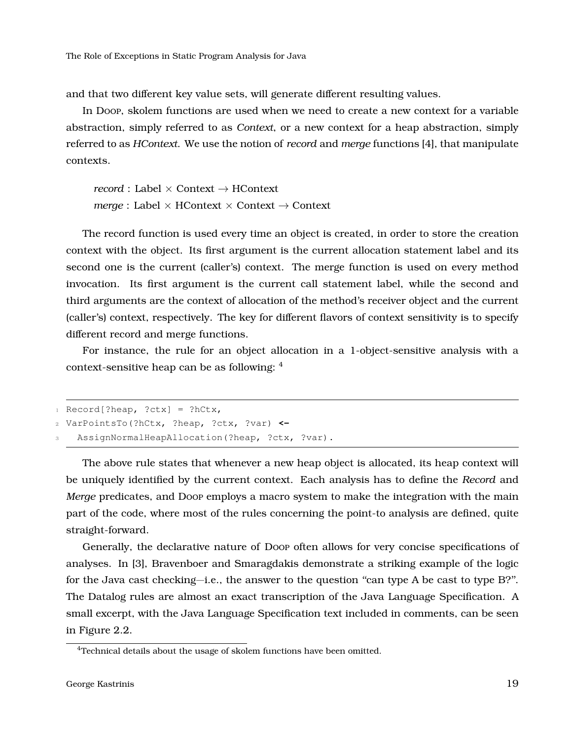and that two different key value sets, will generate different resulting values.

In Doop, skolem functions are used when we need to create a new context for a variable abstraction, simply referred to as *Context*, or a new context for a heap abstraction, simply referred to as *HContext*. We use the notion of *record* and *merge* functions [4], that manipulate contexts.

$$\textit{record} : \text{Label} \times \text{Context} \rightarrow \text{HContext}$$
$$\textit{merge} : \text{Label} \times \text{HContext} \times \text{Context} \rightarrow \text{Context}$$

The record function is used every time an object is created, in order to store the creation context with the object. Its first argument is the current allocation statement label and its second one is the current (caller's) context. The merge function is used on every method invocation. Its first argument is the current call statement label, while the second and third arguments are the context of allocation of the method's receiver object and the current (caller's) context, respectively. The key for different flavors of context sensitivity is to specify different record and merge functions.

For instance, the rule for an object allocation in a 1-object-sensitive analysis with a context-sensitive heap can be as following: [4]

```
Record[?heap, ?ctx] = ?hCtx,
VarPointsTo(?hCtx, ?heap, ?ctx, ?var) <-
  AssignNormalHeapAllocation(?heap, ?ctx, ?var).
```

The above rule states that whenever a new heap object is allocated, its heap context will be uniquely identified by the current context. Each analysis has to define the *Record* and *Merge* predicates, and Doop employs a macro system to make the integration with the main part of the code, where most of the rules concerning the point-to analysis are defined, quite straight-forward.

Generally, the declarative nature of Doop often allows for very concise specifications of analyses. In [3], Bravenboer and Smaragdakis demonstrate a striking example of the logic for the Java cast checking—i.e., the answer to the question "can type A be cast to type B?". The Datalog rules are almost an exact transcription of the Java Language Specification. A small excerpt, with the Java Language Specification text included in comments, can be seen in Figure 2.2.

[4] Technical details about the usage of skolem functions have been omitted.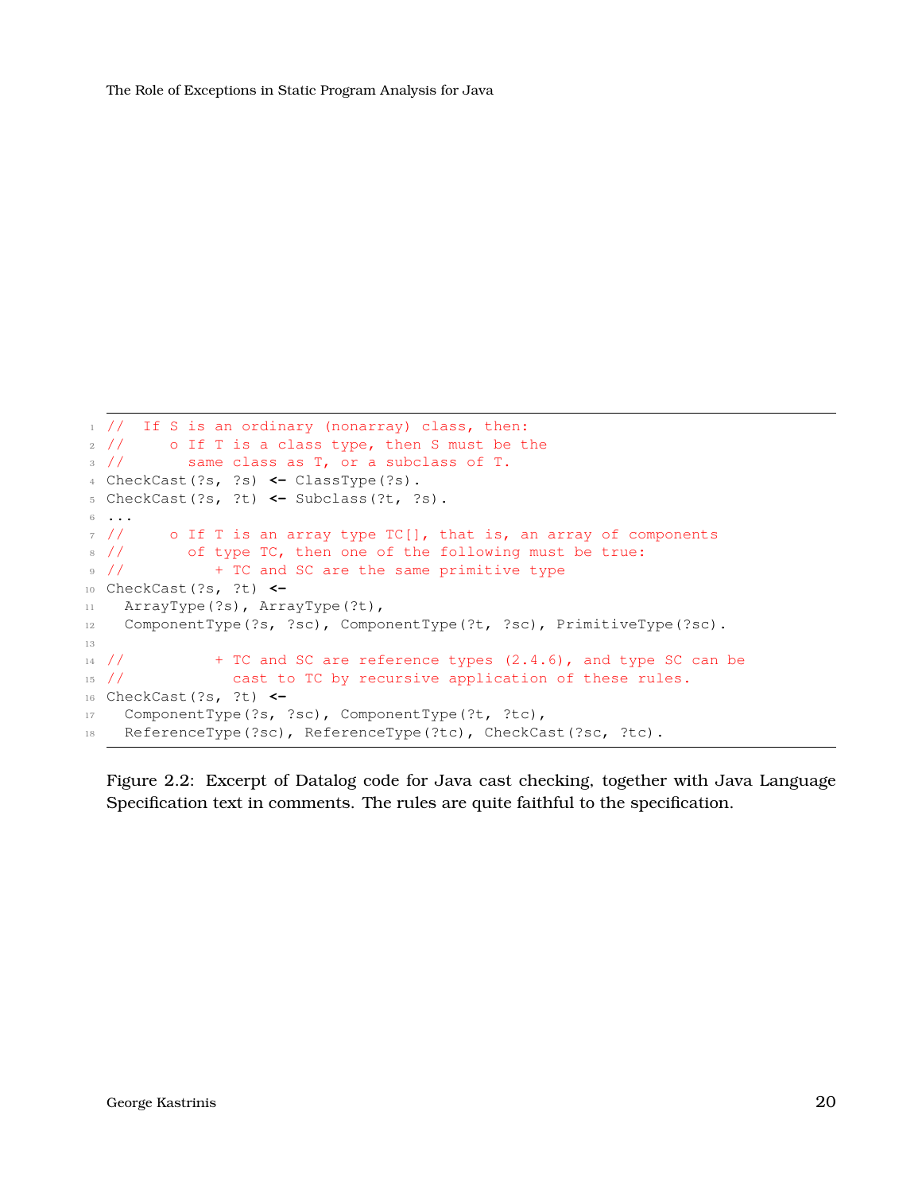```
//  If S is an ordinary (nonarray) class, then:
//     o If T is a class type, then S must be the
//       same class as T, or a subclass of T.
CheckCast(?s, ?s) <- ClassType(?s).
CheckCast(?s, ?t) <- Subclass(?t, ?s).
...
//     o If T is an array type TC[], that is, an array of components
//       of type TC, then one of the following must be true:
//          + TC and SC are the same primitive type
CheckCast(?s, ?t) <-
  ArrayType(?s), ArrayType(?t),
  ComponentType(?s, ?sc), ComponentType(?t, ?sc), PrimitiveType(?sc).

//          + TC and SC are reference types (2.4.6), and type SC can be
//            cast to TC by recursive application of these rules.
CheckCast(?s, ?t) <-
  ComponentType(?s, ?sc), ComponentType(?t, ?tc),
  ReferenceType(?sc), ReferenceType(?tc), CheckCast(?sc, ?tc).
```

Figure 2.2: Excerpt of Datalog code for Java cast checking, together with Java Language Specification text in comments. The rules are quite faithful to the specification.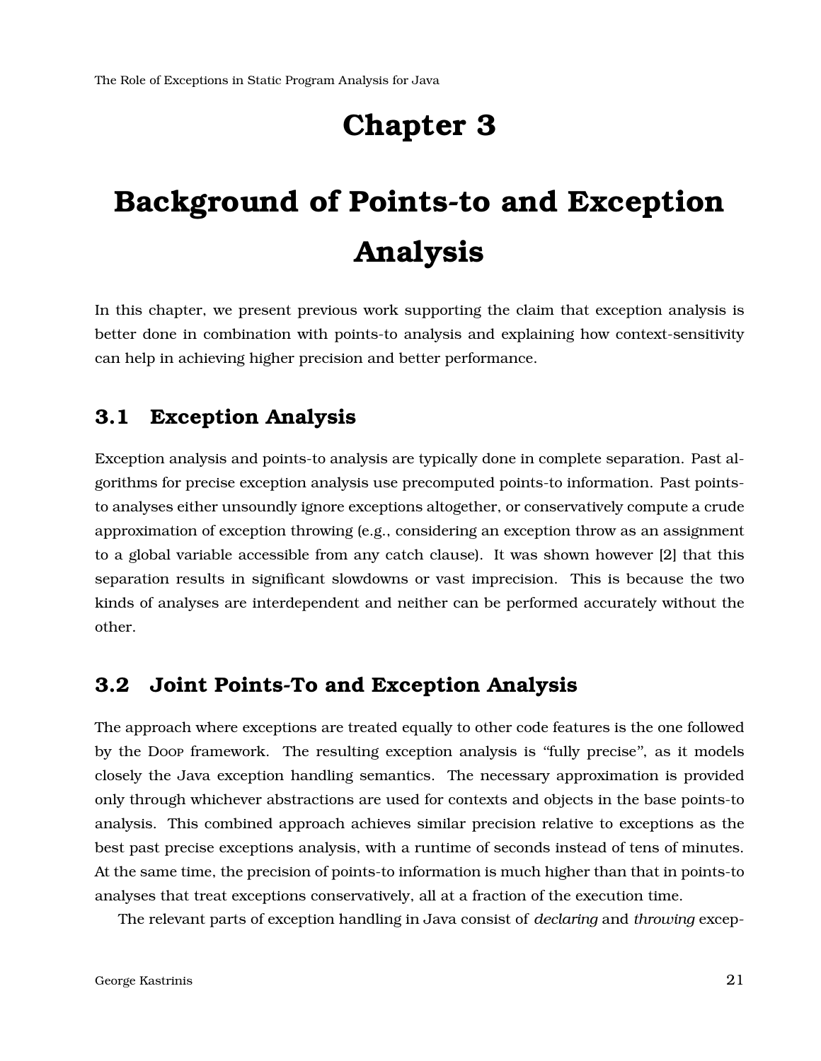# Chapter 3

# Background of Points-to and Exception Analysis

In this chapter, we present previous work supporting the claim that exception analysis is better done in combination with points-to analysis and explaining how context-sensitivity can help in achieving higher precision and better performance.

## 3.1 Exception Analysis

Exception analysis and points-to analysis are typically done in complete separation. Past algorithms for precise exception analysis use precomputed points-to information. Past points-to analyses either unsoundly ignore exceptions altogether, or conservatively compute a crude approximation of exception throwing (e.g., considering an exception throw as an assignment to a global variable accessible from any catch clause). It was shown however [2] that this separation results in significant slowdowns or vast imprecision. This is because the two kinds of analyses are interdependent and neither can be performed accurately without the other.

## 3.2 Joint Points-To and Exception Analysis

The approach where exceptions are treated equally to other code features is the one followed by the Doop framework. The resulting exception analysis is "fully precise", as it models closely the Java exception handling semantics. The necessary approximation is provided only through whichever abstractions are used for contexts and objects in the base points-to analysis. This combined approach achieves similar precision relative to exceptions as the best past precise exceptions analysis, with a runtime of seconds instead of tens of minutes. At the same time, the precision of points-to information is much higher than that in points-to analyses that treat exceptions conservatively, all at a fraction of the execution time.

The relevant parts of exception handling in Java consist of *declaring* and *throwing* excep-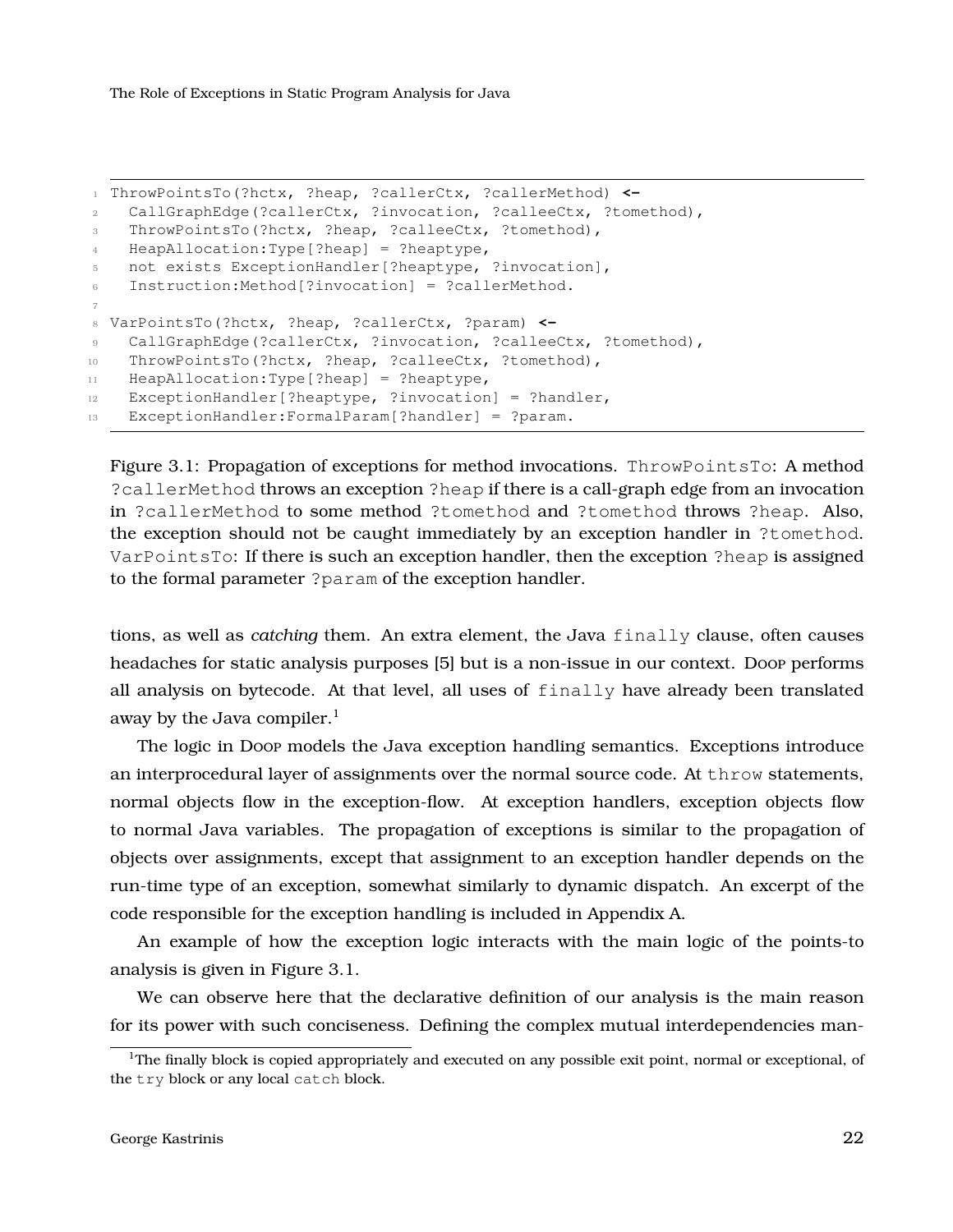```
ThrowPointsTo(?hctx, ?heap, ?callerCtx, ?callerMethod) <-
  CallGraphEdge(?callerCtx, ?invocation, ?calleeCtx, ?tomethod),
  ThrowPointsTo(?hctx, ?heap, ?calleeCtx, ?tomethod),
  HeapAllocation:Type[?heap] = ?heaptype,
  not exists ExceptionHandler[?heaptype, ?invocation],
  Instruction:Method[?invocation] = ?callerMethod.

VarPointsTo(?hctx, ?heap, ?callerCtx, ?param) <-
  CallGraphEdge(?callerCtx, ?invocation, ?calleeCtx, ?tomethod),
  ThrowPointsTo(?hctx, ?heap, ?calleeCtx, ?tomethod),
  HeapAllocation:Type[?heap] = ?heaptype,
  ExceptionHandler[?heaptype, ?invocation] = ?handler,
  ExceptionHandler:FormalParam[?handler] = ?param.
```

Figure 3.1: Propagation of exceptions for method invocations. `ThrowPointsTo`: A method `?callerMethod` throws an exception `?heap` if there is a call-graph edge from an invocation in `?callerMethod` to some method `?tomethod` and `?tomethod` throws `?heap`. Also, the exception should not be caught immediately by an exception handler in `?tomethod`. `VarPointsTo`: If there is such an exception handler, then the exception `?heap` is assigned to the formal parameter `?param` of the exception handler.

tions, as well as *catching* them. An extra element, the Java `finally` clause, often causes headaches for static analysis purposes [5] but is a non-issue in our context. Doop performs all analysis on bytecode. At that level, all uses of `finally` have already been translated away by the Java compiler.[1]

The logic in Doop models the Java exception handling semantics. Exceptions introduce an interprocedural layer of assignments over the normal source code. At `throw` statements, normal objects flow in the exception-flow. At exception handlers, exception objects flow to normal Java variables. The propagation of exceptions is similar to the propagation of objects over assignments, except that assignment to an exception handler depends on the run-time type of an exception, somewhat similarly to dynamic dispatch. An excerpt of the code responsible for the exception handling is included in Appendix A.

An example of how the exception logic interacts with the main logic of the points-to analysis is given in Figure 3.1.

We can observe here that the declarative definition of our analysis is the main reason for its power with such conciseness. Defining the complex mutual interdependencies man-

[1] The finally block is copied appropriately and executed on any possible exit point, normal or exceptional, of the `try` block or any local `catch` block.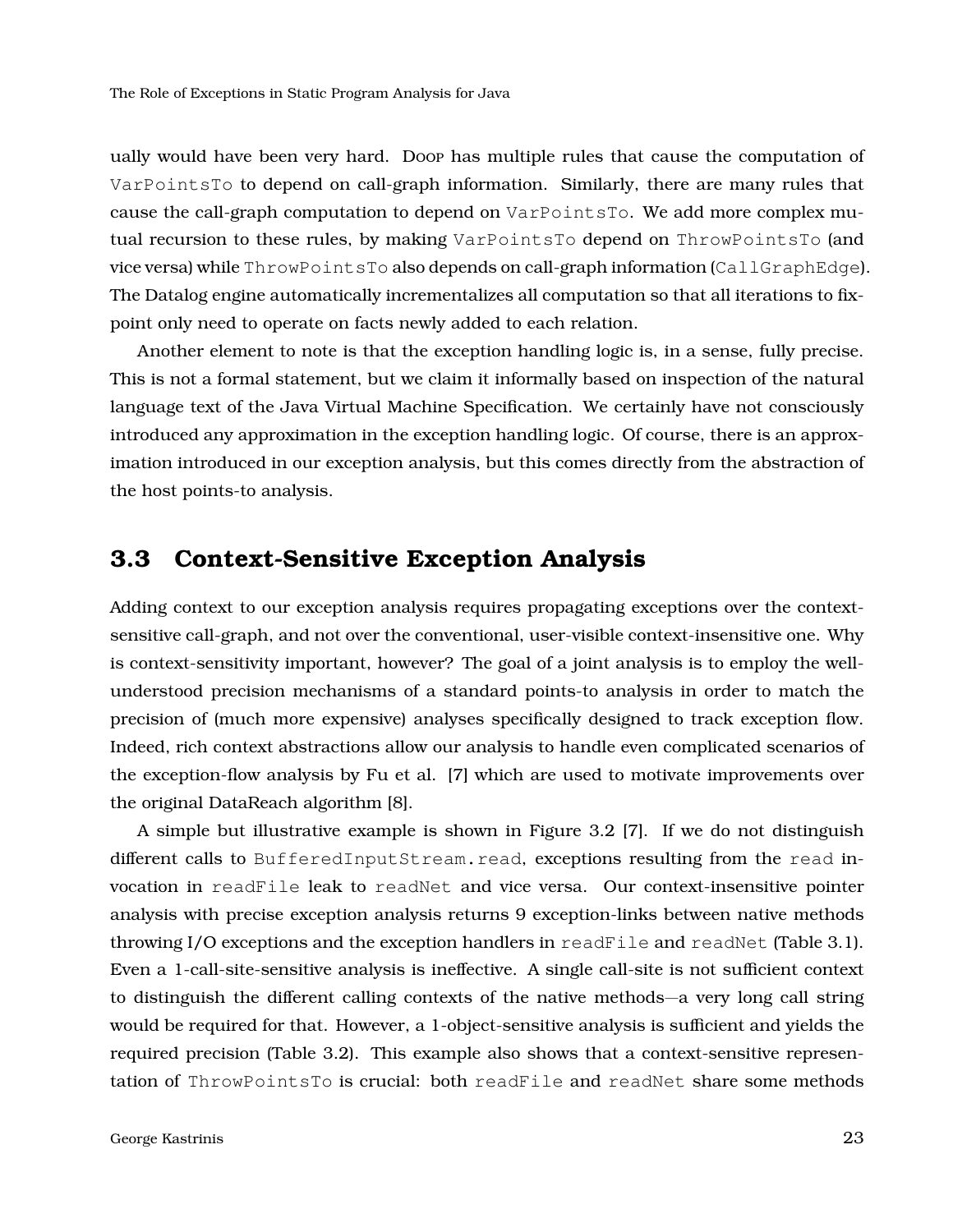ually would have been very hard. Doop has multiple rules that cause the computation of `VarPointsTo` to depend on call-graph information. Similarly, there are many rules that cause the call-graph computation to depend on `VarPointsTo`. We add more complex mutual recursion to these rules, by making `VarPointsTo` depend on `ThrowPointsTo` (and vice versa) while `ThrowPointsTo` also depends on call-graph information (`CallGraphEdge`). The Datalog engine automatically incrementalizes all computation so that all iterations to fixpoint only need to operate on facts newly added to each relation.

Another element to note is that the exception handling logic is, in a sense, fully precise. This is not a formal statement, but we claim it informally based on inspection of the natural language text of the Java Virtual Machine Specification. We certainly have not consciously introduced any approximation in the exception handling logic. Of course, there is an approximation introduced in our exception analysis, but this comes directly from the abstraction of the host points-to analysis.

## 3.3 Context-Sensitive Exception Analysis

Adding context to our exception analysis requires propagating exceptions over the context-sensitive call-graph, and not over the conventional, user-visible context-insensitive one. Why is context-sensitivity important, however? The goal of a joint analysis is to employ the well-understood precision mechanisms of a standard points-to analysis in order to match the precision of (much more expensive) analyses specifically designed to track exception flow. Indeed, rich context abstractions allow our analysis to handle even complicated scenarios of the exception-flow analysis by Fu et al. [7] which are used to motivate improvements over the original DataReach algorithm [8].

A simple but illustrative example is shown in Figure 3.2 [7]. If we do not distinguish different calls to `BufferedInputStream.read`, exceptions resulting from the `read` invocation in `readFile` leak to `readNet` and vice versa. Our context-insensitive pointer analysis with precise exception analysis returns 9 exception-links between native methods throwing I/O exceptions and the exception handlers in `readFile` and `readNet` (Table 3.1). Even a 1-call-site-sensitive analysis is ineffective. A single call-site is not sufficient context to distinguish the different calling contexts of the native methods—a very long call string would be required for that. However, a 1-object-sensitive analysis is sufficient and yields the required precision (Table 3.2). This example also shows that a context-sensitive representation of `ThrowPointsTo` is crucial: both `readFile` and `readNet` share some methods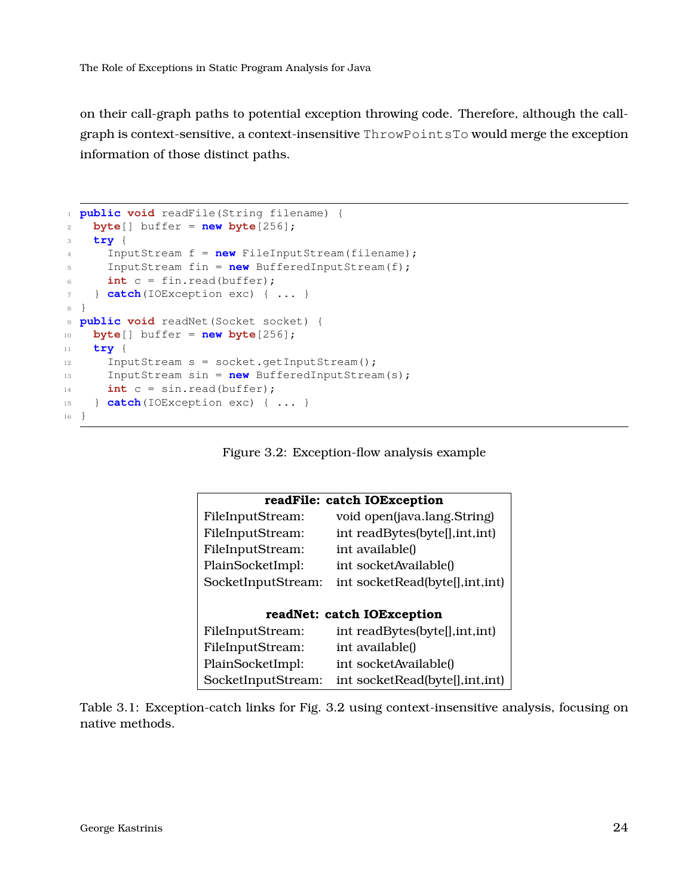on their call-graph paths to potential exception throwing code. Therefore, although the call-graph is context-sensitive, a context-insensitive `ThrowPointsTo` would merge the exception information of those distinct paths.

```java
public void readFile(String filename) {
  byte[] buffer = new byte[256];
  try {
    InputStream f = new FileInputStream(filename);
    InputStream fin = new BufferedInputStream(f);
    int c = fin.read(buffer);
  } catch(IOException exc) { ... }
}
public void readNet(Socket socket) {
  byte[] buffer = new byte[256];
  try {
    InputStream s = socket.getInputStream();
    InputStream sin = new BufferedInputStream(s);
    int c = sin.read(buffer);
  } catch(IOException exc) { ... }
}
```

Figure 3.2: Exception-flow analysis example

| **readFile: catch IOException** | |
|---|---|
| FileInputStream: | void open(java.lang.String) |
| FileInputStream: | int readBytes(byte[],int,int) |
| FileInputStream: | int available() |
| PlainSocketImpl: | int socketAvailable() |
| SocketInputStream: | int socketRead(byte[],int,int) |
| **readNet: catch IOException** | |
| FileInputStream: | int readBytes(byte[],int,int) |
| FileInputStream: | int available() |
| PlainSocketImpl: | int socketAvailable() |
| SocketInputStream: | int socketRead(byte[],int,int) |

Table 3.1: Exception-catch links for Fig. 3.2 using context-insensitive analysis, focusing on native methods.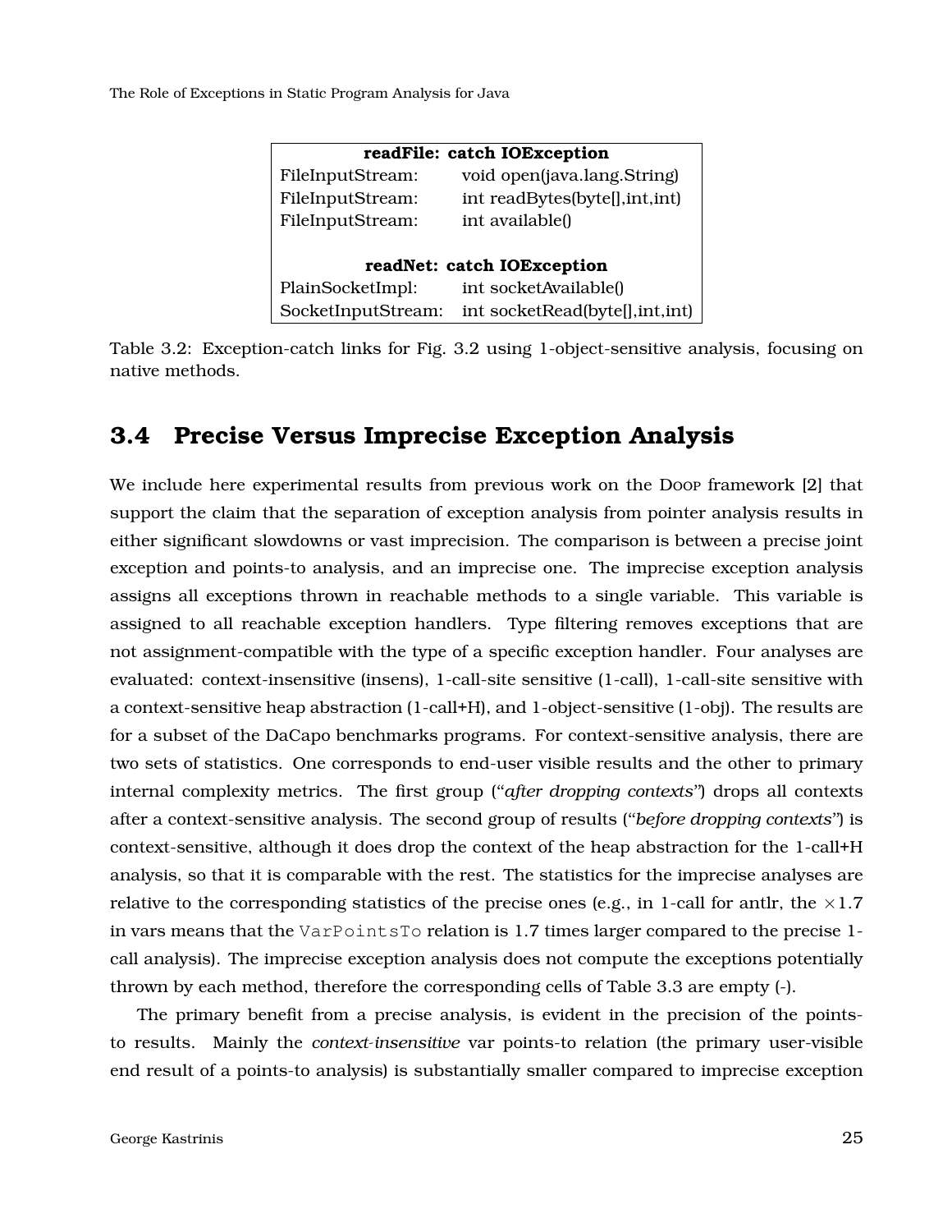| readFile: catch IOException | |
|---|---|
| FileInputStream: | void open(java.lang.String) |
| FileInputStream: | int readBytes(byte[],int,int) |
| FileInputStream: | int available() |
| **readNet: catch IOException** | |
| PlainSocketImpl: | int socketAvailable() |
| SocketInputStream: | int socketRead(byte[],int,int) |

Table 3.2: Exception-catch links for Fig. 3.2 using 1-object-sensitive analysis, focusing on native methods.

## 3.4 Precise Versus Imprecise Exception Analysis

We include here experimental results from previous work on the DOOP framework [2] that support the claim that the separation of exception analysis from pointer analysis results in either significant slowdowns or vast imprecision. The comparison is between a precise joint exception and points-to analysis, and an imprecise one. The imprecise exception analysis assigns all exceptions thrown in reachable methods to a single variable. This variable is assigned to all reachable exception handlers. Type filtering removes exceptions that are not assignment-compatible with the type of a specific exception handler. Four analyses are evaluated: context-insensitive (insens), 1-call-site sensitive (1-call), 1-call-site sensitive with a context-sensitive heap abstraction (1-call+H), and 1-object-sensitive (1-obj). The results are for a subset of the DaCapo benchmarks programs. For context-sensitive analysis, there are two sets of statistics. One corresponds to end-user visible results and the other to primary internal complexity metrics. The first group ("*after dropping contexts*") drops all contexts after a context-sensitive analysis. The second group of results ("*before dropping contexts*") is context-sensitive, although it does drop the context of the heap abstraction for the 1-call+H analysis, so that it is comparable with the rest. The statistics for the imprecise analyses are relative to the corresponding statistics of the precise ones (e.g., in 1-call for antlr, the $\times 1.7$ in vars means that the `VarPointsTo` relation is 1.7 times larger compared to the precise 1-call analysis). The imprecise exception analysis does not compute the exceptions potentially thrown by each method, therefore the corresponding cells of Table 3.3 are empty (-).

The primary benefit from a precise analysis, is evident in the precision of the points-to results. Mainly the *context-insensitive* var points-to relation (the primary user-visible end result of a points-to analysis) is substantially smaller compared to imprecise exception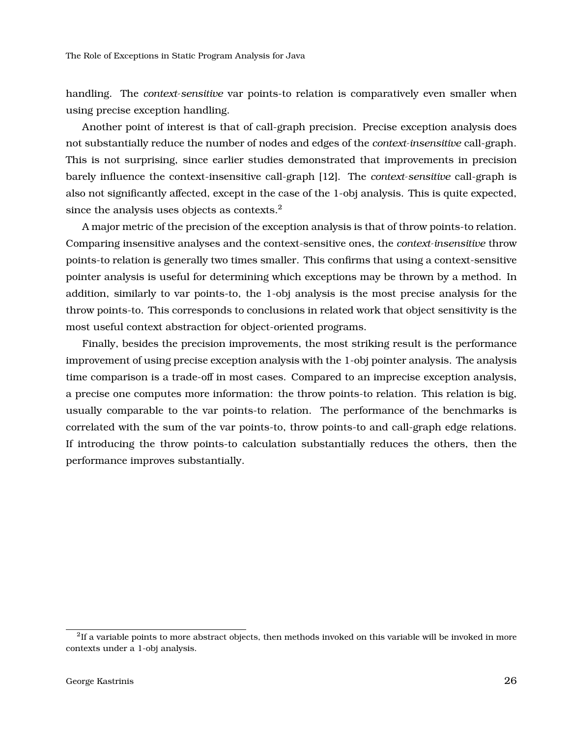handling. The *context-sensitive* var points-to relation is comparatively even smaller when using precise exception handling.

Another point of interest is that of call-graph precision. Precise exception analysis does not substantially reduce the number of nodes and edges of the *context-insensitive* call-graph. This is not surprising, since earlier studies demonstrated that improvements in precision barely influence the context-insensitive call-graph [12]. The *context-sensitive* call-graph is also not significantly affected, except in the case of the 1-obj analysis. This is quite expected, since the analysis uses objects as contexts.[2]

A major metric of the precision of the exception analysis is that of throw points-to relation. Comparing insensitive analyses and the context-sensitive ones, the *context-insensitive* throw points-to relation is generally two times smaller. This confirms that using a context-sensitive pointer analysis is useful for determining which exceptions may be thrown by a method. In addition, similarly to var points-to, the 1-obj analysis is the most precise analysis for the throw points-to. This corresponds to conclusions in related work that object sensitivity is the most useful context abstraction for object-oriented programs.

Finally, besides the precision improvements, the most striking result is the performance improvement of using precise exception analysis with the 1-obj pointer analysis. The analysis time comparison is a trade-off in most cases. Compared to an imprecise exception analysis, a precise one computes more information: the throw points-to relation. This relation is big, usually comparable to the var points-to relation. The performance of the benchmarks is correlated with the sum of the var points-to, throw points-to and call-graph edge relations. If introducing the throw points-to calculation substantially reduces the others, then the performance improves substantially.

---

[2] If a variable points to more abstract objects, then methods invoked on this variable will be invoked in more contexts under a 1-obj analysis.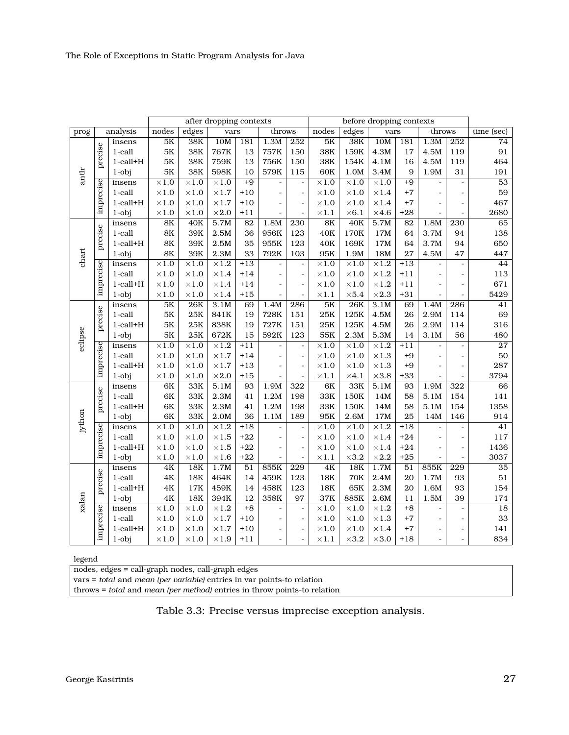| prog | analysis | | after dropping contexts | | | | | | before dropping contexts | | | | | | |
|---|---|---|---|---|---|---|---|---|---|---|---|---|---|---|---|
| | | | nodes | edges | vars | | throws | | nodes | edges | vars | | throws | | time (sec) |
| antlr | precise | insens | 5K | 38K | 10M | 181 | 1.3M | 252 | 5K | 38K | 10M | 181 | 1.3M | 252 | 74 |
| | | 1-call | 5K | 38K | 767K | 13 | 757K | 150 | 38K | 159K | 4.3M | 17 | 4.5M | 119 | 91 |
| | | 1-call+H | 5K | 38K | 759K | 13 | 756K | 150 | 38K | 154K | 4.1M | 16 | 4.5M | 119 | 464 |
| | | 1-obj | 5K | 38K | 598K | 10 | 579K | 115 | 60K | 1.0M | 3.4M | 9 | 1.9M | 31 | 191 |
| | imprecise | insens | ×1.0 | ×1.0 | ×1.0 | +9 | - | - | ×1.0 | ×1.0 | ×1.0 | +9 | - | - | 53 |
| | | 1-call | ×1.0 | ×1.0 | ×1.7 | +10 | - | - | ×1.0 | ×1.0 | ×1.4 | +7 | - | - | 59 |
| | | 1-call+H | ×1.0 | ×1.0 | ×1.7 | +10 | - | - | ×1.0 | ×1.0 | ×1.4 | +7 | - | - | 467 |
| | | 1-obj | ×1.0 | ×1.0 | ×2.0 | +11 | - | - | ×1.1 | ×6.1 | ×4.6 | +28 | - | - | 2680 |
| chart | precise | insens | 8K | 40K | 5.7M | 82 | 1.8M | 230 | 8K | 40K | 5.7M | 82 | 1.8M | 230 | 65 |
| | | 1-call | 8K | 39K | 2.5M | 36 | 956K | 123 | 40K | 170K | 17M | 64 | 3.7M | 94 | 138 |
| | | 1-call+H | 8K | 39K | 2.5M | 35 | 955K | 123 | 40K | 169K | 17M | 64 | 3.7M | 94 | 650 |
| | | 1-obj | 8K | 39K | 2.3M | 33 | 792K | 103 | 95K | 1.9M | 18M | 27 | 4.5M | 47 | 447 |
| | imprecise | insens | ×1.0 | ×1.0 | ×1.2 | +13 | - | - | ×1.0 | ×1.0 | ×1.2 | +13 | - | - | 44 |
| | | 1-call | ×1.0 | ×1.0 | ×1.4 | +14 | - | - | ×1.0 | ×1.0 | ×1.2 | +11 | - | - | 113 |
| | | 1-call+H | ×1.0 | ×1.0 | ×1.4 | +14 | - | - | ×1.0 | ×1.0 | ×1.2 | +11 | - | - | 671 |
| | | 1-obj | ×1.0 | ×1.0 | ×1.4 | +15 | - | - | ×1.1 | ×5.4 | ×2.3 | +31 | - | - | 5429 |
| eclipse | precise | insens | 5K | 26K | 3.1M | 69 | 1.4M | 286 | 5K | 26K | 3.1M | 69 | 1.4M | 286 | 41 |
| | | 1-call | 5K | 25K | 841K | 19 | 728K | 151 | 25K | 125K | 4.5M | 26 | 2.9M | 114 | 69 |
| | | 1-call+H | 5K | 25K | 838K | 19 | 727K | 151 | 25K | 125K | 4.5M | 26 | 2.9M | 114 | 316 |
| | | 1-obj | 5K | 25K | 672K | 15 | 592K | 123 | 55K | 2.3M | 5.3M | 14 | 3.1M | 56 | 480 |
| | imprecise | insens | ×1.0 | ×1.0 | ×1.2 | +11 | - | - | ×1.0 | ×1.0 | ×1.2 | +11 | - | - | 27 |
| | | 1-call | ×1.0 | ×1.0 | ×1.7 | +14 | - | - | ×1.0 | ×1.0 | ×1.3 | +9 | - | - | 50 |
| | | 1-call+H | ×1.0 | ×1.0 | ×1.7 | +13 | - | - | ×1.0 | ×1.0 | ×1.3 | +9 | - | - | 287 |
| | | 1-obj | ×1.0 | ×1.0 | ×2.0 | +15 | - | - | ×1.1 | ×4.1 | ×3.8 | +33 | - | - | 3794 |
| jython | precise | insens | 6K | 33K | 5.1M | 93 | 1.9M | 322 | 6K | 33K | 5.1M | 93 | 1.9M | 322 | 66 |
| | | 1-call | 6K | 33K | 2.3M | 41 | 1.2M | 198 | 33K | 150K | 14M | 58 | 5.1M | 154 | 141 |
| | | 1-call+H | 6K | 33K | 2.3M | 41 | 1.2M | 198 | 33K | 150K | 14M | 58 | 5.1M | 154 | 1358 |
| | | 1-obj | 6K | 33K | 2.0M | 36 | 1.1M | 189 | 95K | 2.6M | 17M | 25 | 14M | 146 | 914 |
| | imprecise | insens | ×1.0 | ×1.0 | ×1.2 | +18 | - | - | ×1.0 | ×1.0 | ×1.2 | +18 | - | - | 41 |
| | | 1-call | ×1.0 | ×1.0 | ×1.5 | +22 | - | - | ×1.0 | ×1.0 | ×1.4 | +24 | - | - | 117 |
| | | 1-call+H | ×1.0 | ×1.0 | ×1.5 | +22 | - | - | ×1.0 | ×1.0 | ×1.4 | +24 | - | - | 1436 |
| | | 1-obj | ×1.0 | ×1.0 | ×1.6 | +22 | - | - | ×1.1 | ×3.2 | ×2.2 | +25 | - | - | 3037 |
| xalan | precise | insens | 4K | 18K | 1.7M | 51 | 855K | 229 | 4K | 18K | 1.7M | 51 | 855K | 229 | 35 |
| | | 1-call | 4K | 18K | 464K | 14 | 459K | 123 | 18K | 70K | 2.4M | 20 | 1.7M | 93 | 51 |
| | | 1-call+H | 4K | 17K | 459K | 14 | 458K | 123 | 18K | 65K | 2.3M | 20 | 1.6M | 93 | 154 |
| | | 1-obj | 4K | 18K | 394K | 12 | 358K | 97 | 37K | 885K | 2.6M | 11 | 1.5M | 39 | 174 |
| | imprecise | insens | ×1.0 | ×1.0 | ×1.2 | +8 | - | - | ×1.0 | ×1.0 | ×1.2 | +8 | - | - | 18 |
| | | 1-call | ×1.0 | ×1.0 | ×1.7 | +10 | - | - | ×1.0 | ×1.0 | ×1.3 | +7 | - | - | 33 |
| | | 1-call+H | ×1.0 | ×1.0 | ×1.7 | +10 | - | - | ×1.0 | ×1.0 | ×1.4 | +7 | - | - | 141 |
| | | 1-obj | ×1.0 | ×1.0 | ×1.9 | +11 | - | - | ×1.1 | ×3.2 | ×3.0 | +18 | - | - | 834 |

legend

nodes, edges = call-graph nodes, call-graph edges
vars = *total* and *mean (per variable)* entries in var points-to relation
throws = *total* and *mean (per method)* entries in throw points-to relation

Table 3.3: Precise versus imprecise exception analysis.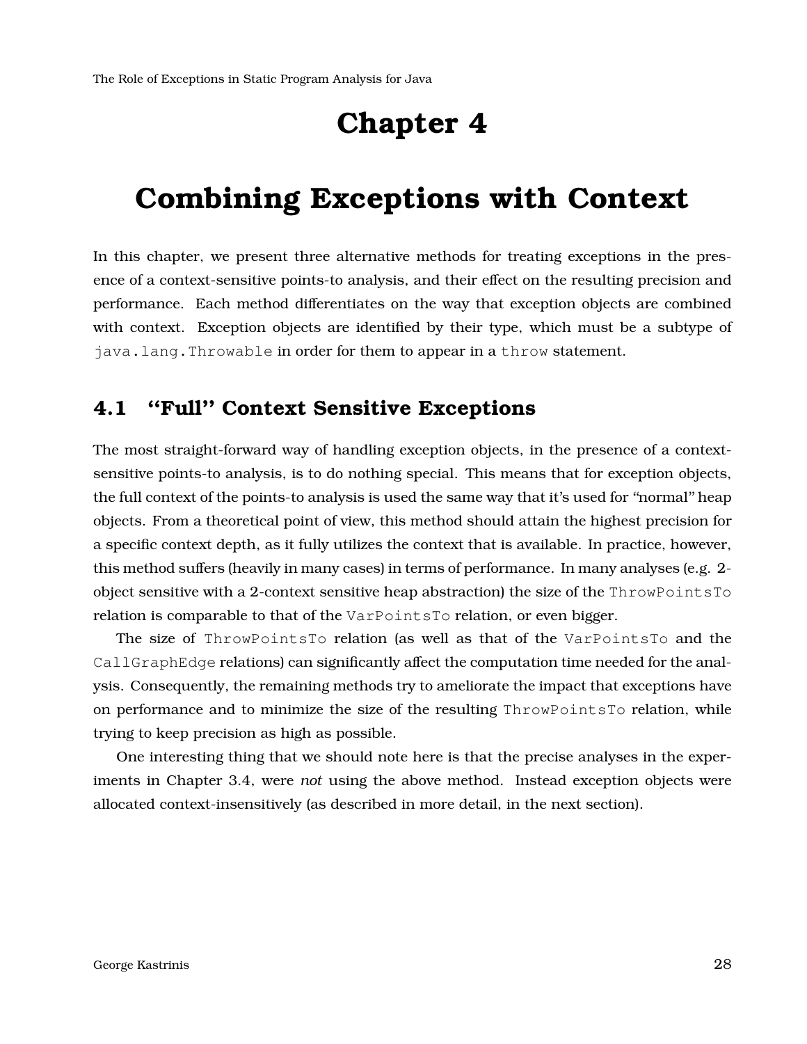# Chapter 4

# Combining Exceptions with Context

In this chapter, we present three alternative methods for treating exceptions in the presence of a context-sensitive points-to analysis, and their effect on the resulting precision and performance. Each method differentiates on the way that exception objects are combined with context. Exception objects are identified by their type, which must be a subtype of `java.lang.Throwable` in order for them to appear in a `throw` statement.

## 4.1 ''Full'' Context Sensitive Exceptions

The most straight-forward way of handling exception objects, in the presence of a context-sensitive points-to analysis, is to do nothing special. This means that for exception objects, the full context of the points-to analysis is used the same way that it's used for "normal" heap objects. From a theoretical point of view, this method should attain the highest precision for a specific context depth, as it fully utilizes the context that is available. In practice, however, this method suffers (heavily in many cases) in terms of performance. In many analyses (e.g. 2-object sensitive with a 2-context sensitive heap abstraction) the size of the `ThrowPointsTo` relation is comparable to that of the `VarPointsTo` relation, or even bigger.

The size of `ThrowPointsTo` relation (as well as that of the `VarPointsTo` and the `CallGraphEdge` relations) can significantly affect the computation time needed for the analysis. Consequently, the remaining methods try to ameliorate the impact that exceptions have on performance and to minimize the size of the resulting `ThrowPointsTo` relation, while trying to keep precision as high as possible.

One interesting thing that we should note here is that the precise analyses in the experiments in Chapter 3.4, were *not* using the above method. Instead exception objects were allocated context-insensitively (as described in more detail, in the next section).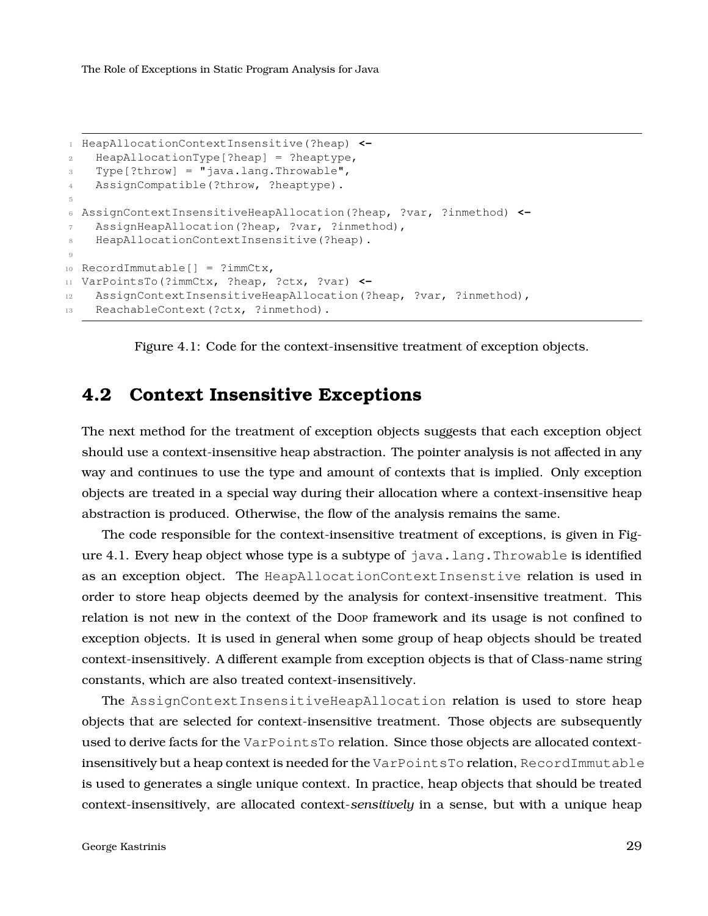```
HeapAllocationContextInsensitive(?heap) <-
  HeapAllocationType[?heap] = ?heaptype,
  Type[?throw] = "java.lang.Throwable",
  AssignCompatible(?throw, ?heaptype).

AssignContextInsensitiveHeapAllocation(?heap, ?var, ?inmethod) <-
  AssignHeapAllocation(?heap, ?var, ?inmethod),
  HeapAllocationContextInsensitive(?heap).

RecordImmutable[] = ?immCtx,
VarPointsTo(?immCtx, ?heap, ?ctx, ?var) <-
  AssignContextInsensitiveHeapAllocation(?heap, ?var, ?inmethod),
  ReachableContext(?ctx, ?inmethod).
```

Figure 4.1: Code for the context-insensitive treatment of exception objects.

## 4.2 Context Insensitive Exceptions

The next method for the treatment of exception objects suggests that each exception object should use a context-insensitive heap abstraction. The pointer analysis is not affected in any way and continues to use the type and amount of contexts that is implied. Only exception objects are treated in a special way during their allocation where a context-insensitive heap abstraction is produced. Otherwise, the flow of the analysis remains the same.

The code responsible for the context-insensitive treatment of exceptions, is given in Figure 4.1. Every heap object whose type is a subtype of `java.lang.Throwable` is identified as an exception object. The `HeapAllocationContextInsenstive` relation is used in order to store heap objects deemed by the analysis for context-insensitive treatment. This relation is not new in the context of the Doop framework and its usage is not confined to exception objects. It is used in general when some group of heap objects should be treated context-insensitively. A different example from exception objects is that of Class-name string constants, which are also treated context-insensitively.

The `AssignContextInsensitiveHeapAllocation` relation is used to store heap objects that are selected for context-insensitive treatment. Those objects are subsequently used to derive facts for the `VarPointsTo` relation. Since those objects are allocated context-insensitively but a heap context is needed for the `VarPointsTo` relation, `RecordImmutable` is used to generates a single unique context. In practice, heap objects that should be treated context-insensitively, are allocated context-*sensitively* in a sense, but with a unique heap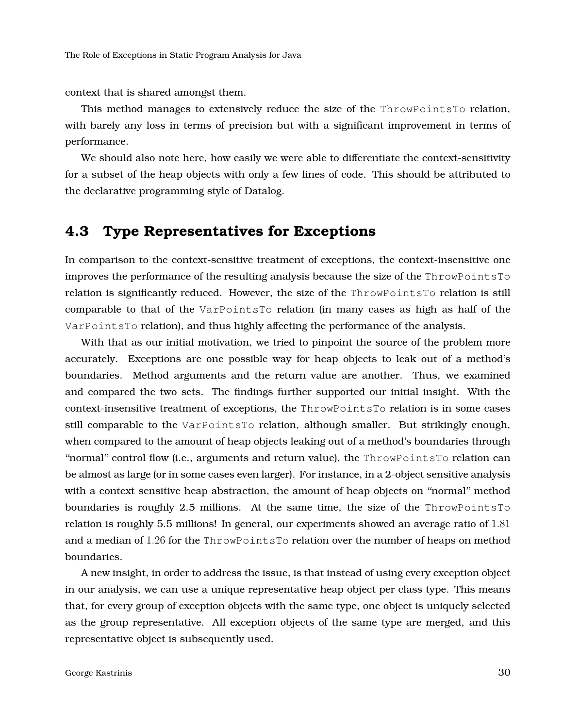context that is shared amongst them.

This method manages to extensively reduce the size of the `ThrowPointsTo` relation, with barely any loss in terms of precision but with a significant improvement in terms of performance.

We should also note here, how easily we were able to differentiate the context-sensitivity for a subset of the heap objects with only a few lines of code. This should be attributed to the declarative programming style of Datalog.

## 4.3 Type Representatives for Exceptions

In comparison to the context-sensitive treatment of exceptions, the context-insensitive one improves the performance of the resulting analysis because the size of the `ThrowPointsTo` relation is significantly reduced. However, the size of the `ThrowPointsTo` relation is still comparable to that of the `VarPointsTo` relation (in many cases as high as half of the `VarPointsTo` relation), and thus highly affecting the performance of the analysis.

With that as our initial motivation, we tried to pinpoint the source of the problem more accurately. Exceptions are one possible way for heap objects to leak out of a method's boundaries. Method arguments and the return value are another. Thus, we examined and compared the two sets. The findings further supported our initial insight. With the context-insensitive treatment of exceptions, the `ThrowPointsTo` relation is in some cases still comparable to the `VarPointsTo` relation, although smaller. But strikingly enough, when compared to the amount of heap objects leaking out of a method's boundaries through "normal" control flow (i.e., arguments and return value), the `ThrowPointsTo` relation can be almost as large (or in some cases even larger). For instance, in a 2-object sensitive analysis with a context sensitive heap abstraction, the amount of heap objects on "normal" method boundaries is roughly 2.5 millions. At the same time, the size of the `ThrowPointsTo` relation is roughly 5.5 millions! In general, our experiments showed an average ratio of $1.81$ and a median of $1.26$ for the `ThrowPointsTo` relation over the number of heaps on method boundaries.

A new insight, in order to address the issue, is that instead of using every exception object in our analysis, we can use a unique representative heap object per class type. This means that, for every group of exception objects with the same type, one object is uniquely selected as the group representative. All exception objects of the same type are merged, and this representative object is subsequently used.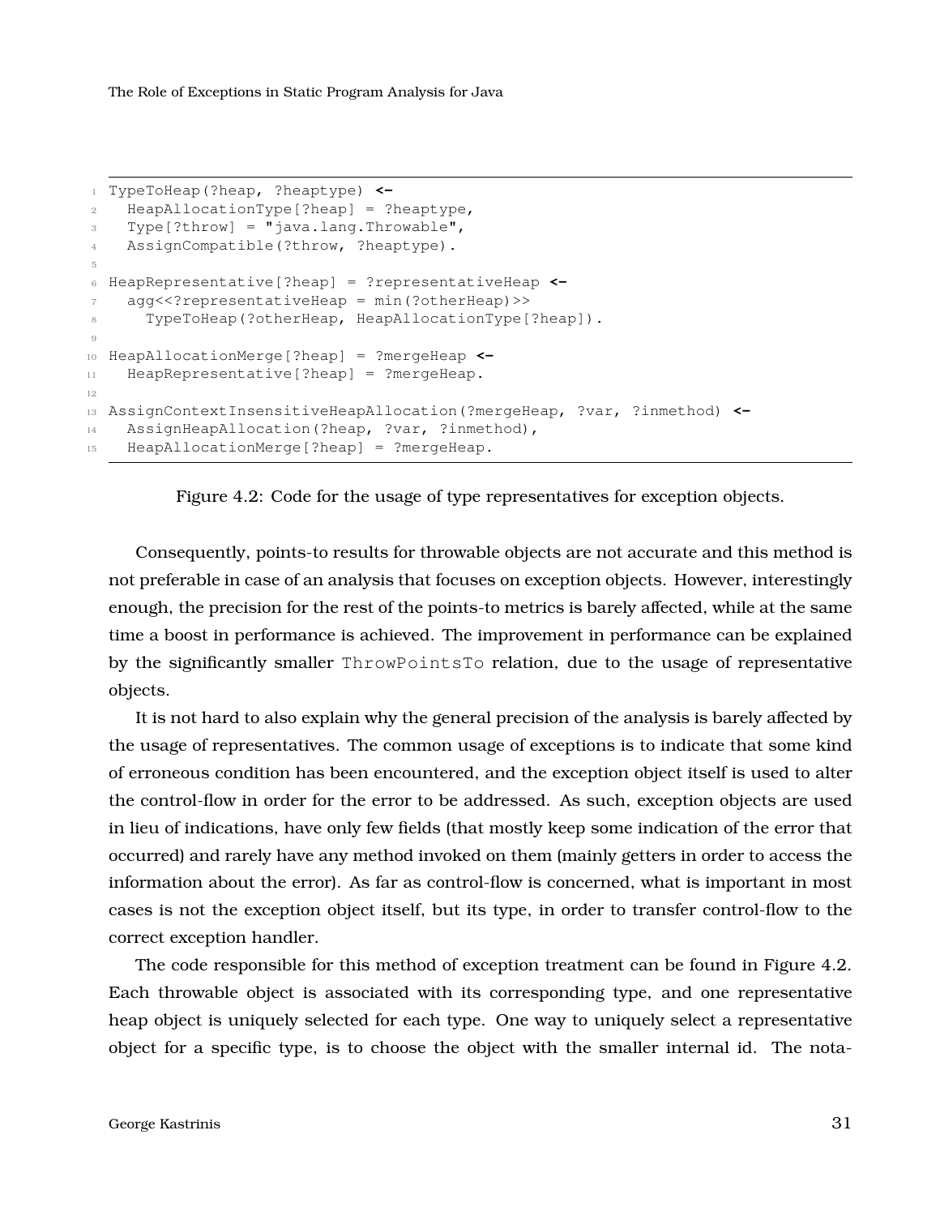```
TypeToHeap(?heap, ?heaptype) <-
  HeapAllocationType[?heap] = ?heaptype,
  Type[?throw] = "java.lang.Throwable",
  AssignCompatible(?throw, ?heaptype).

HeapRepresentative[?heap] = ?representativeHeap <-
  agg<<?representativeHeap = min(?otherHeap)>>
    TypeToHeap(?otherHeap, HeapAllocationType[?heap]).

HeapAllocationMerge[?heap] = ?mergeHeap <-
  HeapRepresentative[?heap] = ?mergeHeap.

AssignContextInsensitiveHeapAllocation(?mergeHeap, ?var, ?inmethod) <-
  AssignHeapAllocation(?heap, ?var, ?inmethod),
  HeapAllocationMerge[?heap] = ?mergeHeap.
```

Figure 4.2: Code for the usage of type representatives for exception objects.

Consequently, points-to results for throwable objects are not accurate and this method is not preferable in case of an analysis that focuses on exception objects. However, interestingly enough, the precision for the rest of the points-to metrics is barely affected, while at the same time a boost in performance is achieved. The improvement in performance can be explained by the significantly smaller `ThrowPointsTo` relation, due to the usage of representative objects.

It is not hard to also explain why the general precision of the analysis is barely affected by the usage of representatives. The common usage of exceptions is to indicate that some kind of erroneous condition has been encountered, and the exception object itself is used to alter the control-flow in order for the error to be addressed. As such, exception objects are used in lieu of indications, have only few fields (that mostly keep some indication of the error that occurred) and rarely have any method invoked on them (mainly getters in order to access the information about the error). As far as control-flow is concerned, what is important in most cases is not the exception object itself, but its type, in order to transfer control-flow to the correct exception handler.

The code responsible for this method of exception treatment can be found in Figure 4.2. Each throwable object is associated with its corresponding type, and one representative heap object is uniquely selected for each type. One way to uniquely select a representative object for a specific type, is to choose the object with the smaller internal id. The nota-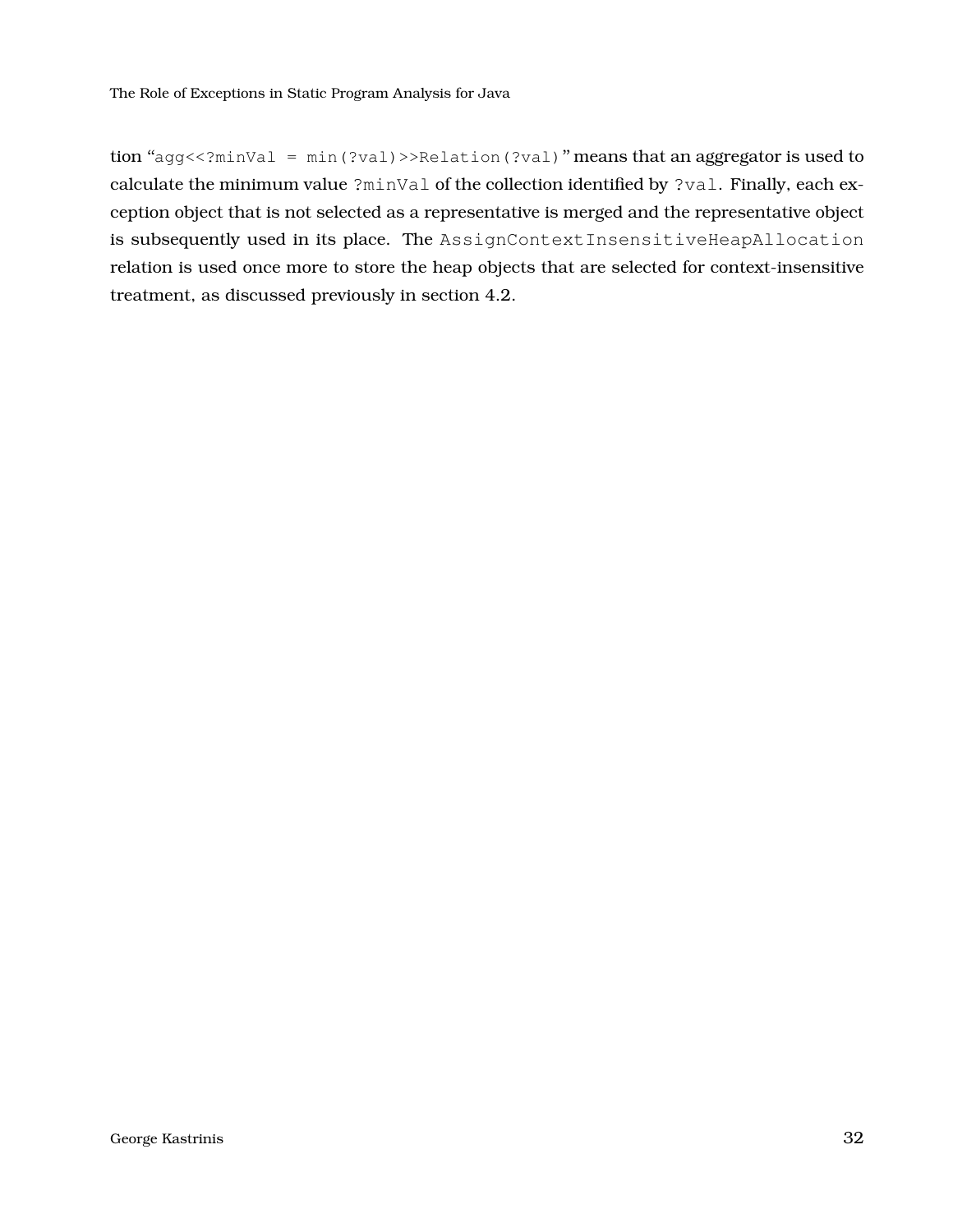tion "`agg<<?minVal = min(?val)>>Relation(?val)`" means that an aggregator is used to calculate the minimum value `?minVal` of the collection identified by `?val`. Finally, each exception object that is not selected as a representative is merged and the representative object is subsequently used in its place. The `AssignContextInsensitiveHeapAllocation` relation is used once more to store the heap objects that are selected for context-insensitive treatment, as discussed previously in section 4.2.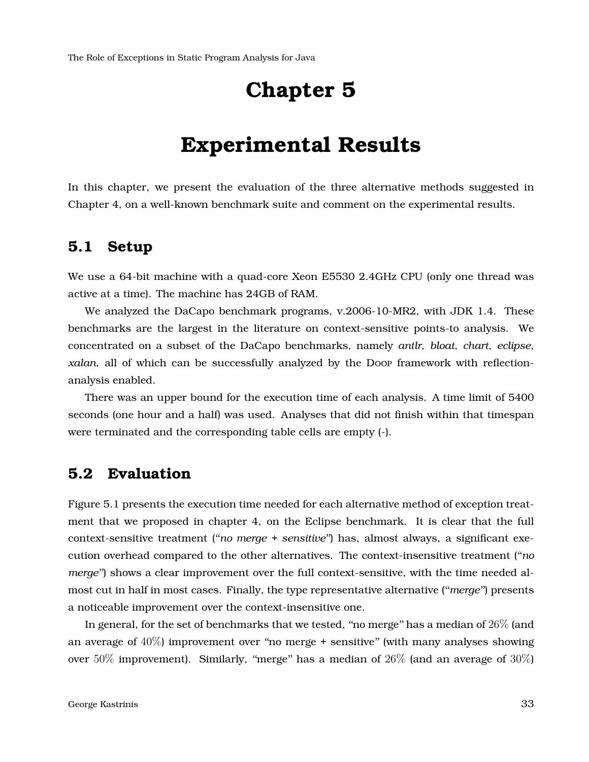# Chapter 5

# Experimental Results

In this chapter, we present the evaluation of the three alternative methods suggested in Chapter 4, on a well-known benchmark suite and comment on the experimental results.

## 5.1 Setup

We use a 64-bit machine with a quad-core Xeon E5530 2.4GHz CPU (only one thread was active at a time). The machine has 24GB of RAM.

We analyzed the DaCapo benchmark programs, v.2006-10-MR2, with JDK 1.4. These benchmarks are the largest in the literature on context-sensitive points-to analysis. We concentrated on a subset of the DaCapo benchmarks, namely *antlr*, *bloat*, *chart*, *eclipse*, *xalan*, all of which can be successfully analyzed by the Doop framework with reflection-analysis enabled.

There was an upper bound for the execution time of each analysis. A time limit of 5400 seconds (one hour and a half) was used. Analyses that did not finish within that timespan were terminated and the corresponding table cells are empty (-).

## 5.2 Evaluation

Figure 5.1 presents the execution time needed for each alternative method of exception treatment that we proposed in chapter 4, on the Eclipse benchmark. It is clear that the full context-sensitive treatment ("*no merge + sensitive*") has, almost always, a significant execution overhead compared to the other alternatives. The context-insensitive treatment ("*no merge*") shows a clear improvement over the full context-sensitive, with the time needed almost cut in half in most cases. Finally, the type representative alternative ("*merge*") presents a noticeable improvement over the context-insensitive one.

In general, for the set of benchmarks that we tested, "no merge" has a median of $26\%$ (and an average of $40\%$) improvement over "no merge + sensitive" (with many analyses showing over $50\%$ improvement). Similarly, "merge" has a median of $26\%$ (and an average of $30\%$)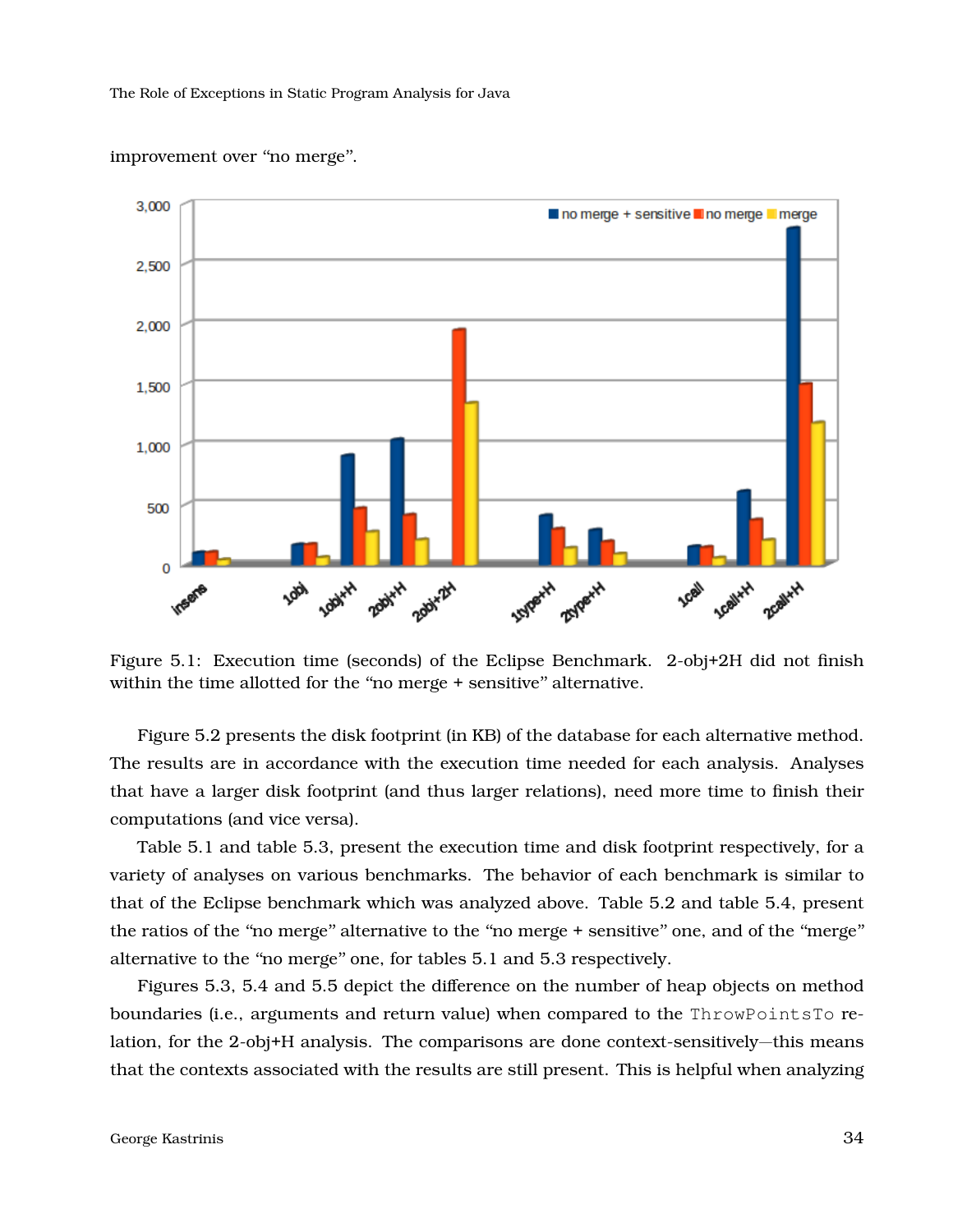improvement over "no merge".

Figure 5.1: Execution time (seconds) of the Eclipse Benchmark. 2-obj+2H did not finish within the time allotted for the "no merge + sensitive" alternative.

Figure 5.2 presents the disk footprint (in KB) of the database for each alternative method. The results are in accordance with the execution time needed for each analysis. Analyses that have a larger disk footprint (and thus larger relations), need more time to finish their computations (and vice versa).

Table 5.1 and table 5.3, present the execution time and disk footprint respectively, for a variety of analyses on various benchmarks. The behavior of each benchmark is similar to that of the Eclipse benchmark which was analyzed above. Table 5.2 and table 5.4, present the ratios of the "no merge" alternative to the "no merge + sensitive" one, and of the "merge" alternative to the "no merge" one, for tables 5.1 and 5.3 respectively.

Figures 5.3, 5.4 and 5.5 depict the difference on the number of heap objects on method boundaries (i.e., arguments and return value) when compared to the `ThrowPointsTo` relation, for the 2-obj+H analysis. The comparisons are done context-sensitively—this means that the contexts associated with the results are still present. This is helpful when analyzing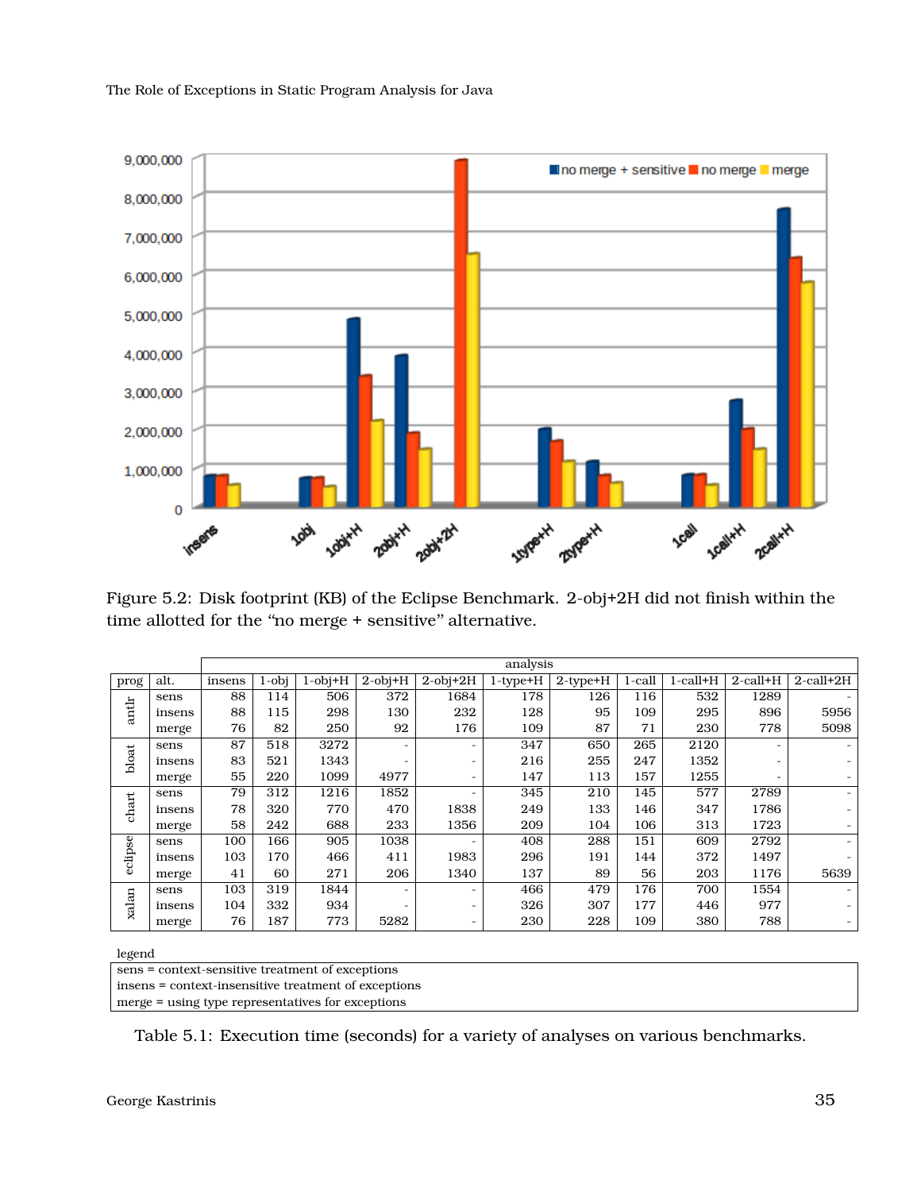Figure 5.2: Disk footprint (KB) of the Eclipse Benchmark. 2-obj+2H did not finish within the time allotted for the "no merge + sensitive" alternative.

| | | analysis | | | | | | | | | | |
|---|---|---|---|---|---|---|---|---|---|---|---|---|
| prog | alt. | insens | 1-obj | 1-obj+H | 2-obj+H | 2-obj+2H | 1-type+H | 2-type+H | 1-call | 1-call+H | 2-call+H | 2-call+2H |
| antlr | sens | 88 | 114 | 506 | 372 | 1684 | 178 | 126 | 116 | 532 | 1289 | - |
| | insens | 88 | 115 | 298 | 130 | 232 | 128 | 95 | 109 | 295 | 896 | 5956 |
| | merge | 76 | 82 | 250 | 92 | 176 | 109 | 87 | 71 | 230 | 778 | 5098 |
| bloat | sens | 87 | 518 | 3272 | - | - | 347 | 650 | 265 | 2120 | - | - |
| | insens | 83 | 521 | 1343 | - | - | 216 | 255 | 247 | 1352 | - | - |
| | merge | 55 | 220 | 1099 | 4977 | - | 147 | 113 | 157 | 1255 | - | - |
| chart | sens | 79 | 312 | 1216 | 1852 | - | 345 | 210 | 145 | 577 | 2789 | - |
| | insens | 78 | 320 | 770 | 470 | 1838 | 249 | 133 | 146 | 347 | 1786 | - |
| | merge | 58 | 242 | 688 | 233 | 1356 | 209 | 104 | 106 | 313 | 1723 | - |
| eclipse | sens | 100 | 166 | 905 | 1038 | - | 408 | 288 | 151 | 609 | 2792 | - |
| | insens | 103 | 170 | 466 | 411 | 1983 | 296 | 191 | 144 | 372 | 1497 | - |
| | merge | 41 | 60 | 271 | 206 | 1340 | 137 | 89 | 56 | 203 | 1176 | 5639 |
| xalan | sens | 103 | 319 | 1844 | - | - | 466 | 479 | 176 | 700 | 1554 | - |
| | insens | 104 | 332 | 934 | - | - | 326 | 307 | 177 | 446 | 977 | - |
| | merge | 76 | 187 | 773 | 5282 | - | 230 | 228 | 109 | 380 | 788 | - |

legend

| |
|---|
| sens = context-sensitive treatment of exceptions |
| insens = context-insensitive treatment of exceptions |
| merge = using type representatives for exceptions |

Table 5.1: Execution time (seconds) for a variety of analyses on various benchmarks.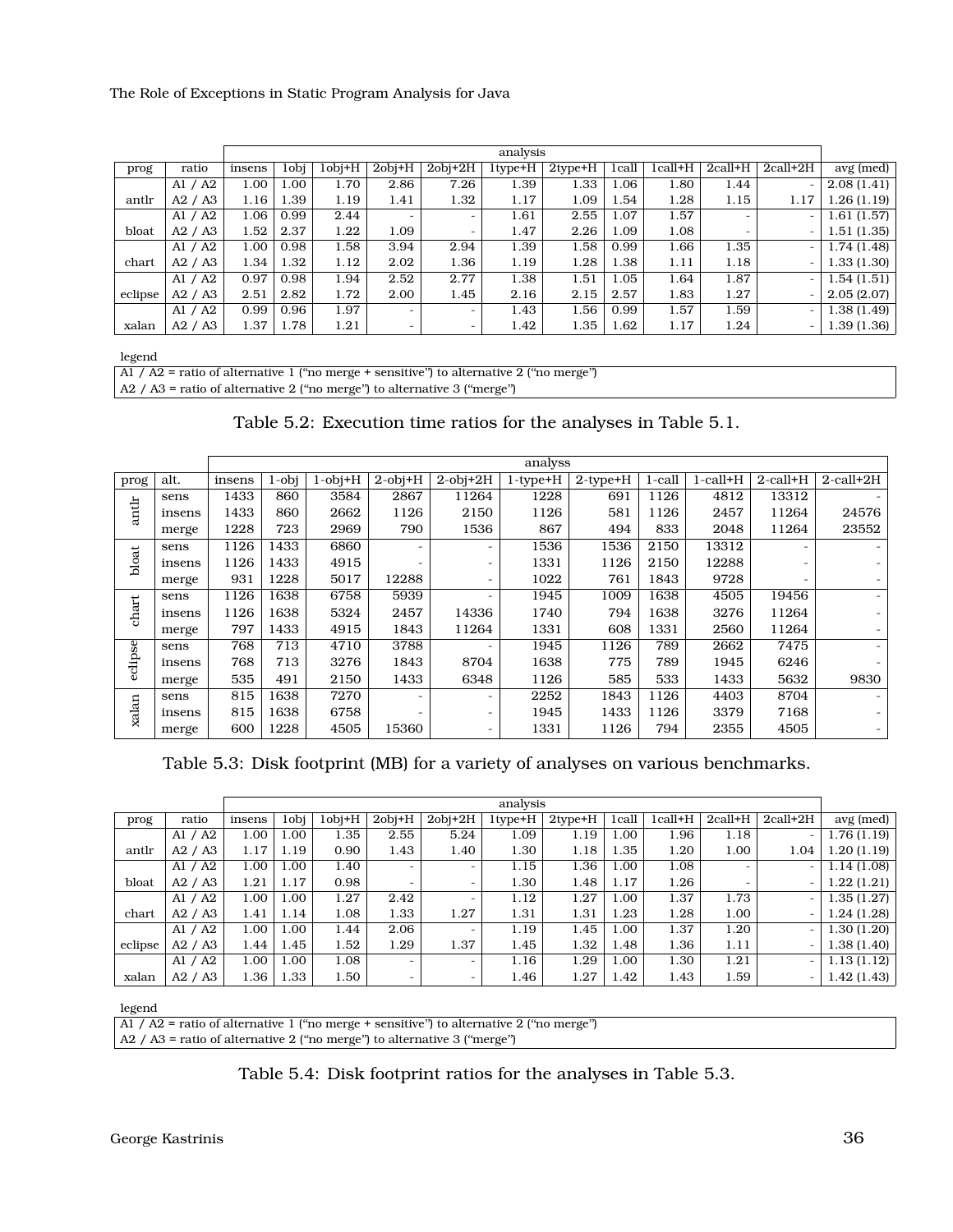| prog | ratio | analysis | | | | | | | | | | | avg (med) |
|---|---|---|---|---|---|---|---|---|---|---|---|---|---|
| | | insens | 1obj | 1obj+H | 2obj+H | 2obj+2H | 1type+H | 2type+H | 1call | 1call+H | 2call+H | 2call+2H | |
| antlr | A1 / A2 | 1.00 | 1.00 | 1.70 | 2.86 | 7.26 | 1.39 | 1.33 | 1.06 | 1.80 | 1.44 | - | 2.08 (1.41) |
| | A2 / A3 | 1.16 | 1.39 | 1.19 | 1.41 | 1.32 | 1.17 | 1.09 | 1.54 | 1.28 | 1.15 | 1.17 | 1.26 (1.19) |
| bloat | A1 / A2 | 1.06 | 0.99 | 2.44 | - | - | 1.61 | 2.55 | 1.07 | 1.57 | - | - | 1.61 (1.57) |
| | A2 / A3 | 1.52 | 2.37 | 1.22 | 1.09 | - | 1.47 | 2.26 | 1.09 | 1.08 | - | - | 1.51 (1.35) |
| chart | A1 / A2 | 1.00 | 0.98 | 1.58 | 3.94 | 2.94 | 1.39 | 1.58 | 0.99 | 1.66 | 1.35 | - | 1.74 (1.48) |
| | A2 / A3 | 1.34 | 1.32 | 1.12 | 2.02 | 1.36 | 1.19 | 1.28 | 1.38 | 1.11 | 1.18 | - | 1.33 (1.30) |
| eclipse | A1 / A2 | 0.97 | 0.98 | 1.94 | 2.52 | 2.77 | 1.38 | 1.51 | 1.05 | 1.64 | 1.87 | - | 1.54 (1.51) |
| | A2 / A3 | 2.51 | 2.82 | 1.72 | 2.00 | 1.45 | 2.16 | 2.15 | 2.57 | 1.83 | 1.27 | - | 2.05 (2.07) |
| xalan | A1 / A2 | 0.99 | 0.96 | 1.97 | - | - | 1.43 | 1.56 | 0.99 | 1.57 | 1.59 | - | 1.38 (1.49) |
| | A2 / A3 | 1.37 | 1.78 | 1.21 | - | - | 1.42 | 1.35 | 1.62 | 1.17 | 1.24 | - | 1.39 (1.36) |

| legend |
|---|
| A1 / A2 = ratio of alternative 1 ("no merge + sensitive") to alternative 2 ("no merge") |
| A2 / A3 = ratio of alternative 2 ("no merge") to alternative 3 ("merge") |

Table 5.2: Execution time ratios for the analyses in Table 5.1.

| prog | alt. | analyss | | | | | | | | | | |
|---|---|---|---|---|---|---|---|---|---|---|---|---|
| | | insens | 1-obj | 1-obj+H | 2-obj+H | 2-obj+2H | 1-type+H | 2-type+H | 1-call | 1-call+H | 2-call+H | 2-call+2H |
| antlr | sens | 1433 | 860 | 3584 | 2867 | 11264 | 1228 | 691 | 1126 | 4812 | 13312 | - |
| | insens | 1433 | 860 | 2662 | 1126 | 2150 | 1126 | 581 | 1126 | 2457 | 11264 | 24576 |
| | merge | 1228 | 723 | 2969 | 790 | 1536 | 867 | 494 | 833 | 2048 | 11264 | 23552 |
| bloat | sens | 1126 | 1433 | 6860 | - | - | 1536 | 1536 | 2150 | 13312 | - | - |
| | insens | 1126 | 1433 | 4915 | - | - | 1331 | 1126 | 2150 | 12288 | - | - |
| | merge | 931 | 1228 | 5017 | 12288 | - | 1022 | 761 | 1843 | 9728 | - | - |
| chart | sens | 1126 | 1638 | 6758 | 5939 | - | 1945 | 1009 | 1638 | 4505 | 19456 | - |
| | insens | 1126 | 1638 | 5324 | 2457 | 14336 | 1740 | 794 | 1638 | 3276 | 11264 | - |
| | merge | 797 | 1433 | 4915 | 1843 | 11264 | 1331 | 608 | 1331 | 2560 | 11264 | - |
| eclipse | sens | 768 | 713 | 4710 | 3788 | - | 1945 | 1126 | 789 | 2662 | 7475 | - |
| | insens | 768 | 713 | 3276 | 1843 | 8704 | 1638 | 775 | 789 | 1945 | 6246 | - |
| | merge | 535 | 491 | 2150 | 1433 | 6348 | 1126 | 585 | 533 | 1433 | 5632 | 9830 |
| xalan | sens | 815 | 1638 | 7270 | - | - | 2252 | 1843 | 1126 | 4403 | 8704 | - |
| | insens | 815 | 1638 | 6758 | - | - | 1945 | 1433 | 1126 | 3379 | 7168 | - |
| | merge | 600 | 1228 | 4505 | 15360 | - | 1331 | 1126 | 794 | 2355 | 4505 | - |

Table 5.3: Disk footprint (MB) for a variety of analyses on various benchmarks.

| prog | ratio | analysis | | | | | | | | | | | avg (med) |
|---|---|---|---|---|---|---|---|---|---|---|---|---|---|
| | | insens | 1obj | 1obj+H | 2obj+H | 2obj+2H | 1type+H | 2type+H | 1call | 1call+H | 2call+H | 2call+2H | |
| antlr | A1 / A2 | 1.00 | 1.00 | 1.35 | 2.55 | 5.24 | 1.09 | 1.19 | 1.00 | 1.96 | 1.18 | - | 1.76 (1.19) |
| | A2 / A3 | 1.17 | 1.19 | 0.90 | 1.43 | 1.40 | 1.30 | 1.18 | 1.35 | 1.20 | 1.00 | 1.04 | 1.20 (1.19) |
| bloat | A1 / A2 | 1.00 | 1.00 | 1.40 | - | - | 1.15 | 1.36 | 1.00 | 1.08 | - | - | 1.14 (1.08) |
| | A2 / A3 | 1.21 | 1.17 | 0.98 | - | - | 1.30 | 1.48 | 1.17 | 1.26 | - | - | 1.22 (1.21) |
| chart | A1 / A2 | 1.00 | 1.00 | 1.27 | 2.42 | - | 1.12 | 1.27 | 1.00 | 1.37 | 1.73 | - | 1.35 (1.27) |
| | A2 / A3 | 1.41 | 1.14 | 1.08 | 1.33 | 1.27 | 1.31 | 1.31 | 1.23 | 1.28 | 1.00 | - | 1.24 (1.28) |
| eclipse | A1 / A2 | 1.00 | 1.00 | 1.44 | 2.06 | - | 1.19 | 1.45 | 1.00 | 1.37 | 1.20 | - | 1.30 (1.20) |
| | A2 / A3 | 1.44 | 1.45 | 1.52 | 1.29 | 1.37 | 1.45 | 1.32 | 1.48 | 1.36 | 1.11 | - | 1.38 (1.40) |
| xalan | A1 / A2 | 1.00 | 1.00 | 1.08 | - | - | 1.16 | 1.29 | 1.00 | 1.30 | 1.21 | - | 1.13 (1.12) |
| | A2 / A3 | 1.36 | 1.33 | 1.50 | - | - | 1.46 | 1.27 | 1.42 | 1.43 | 1.59 | - | 1.42 (1.43) |

| legend |
|---|
| A1 / A2 = ratio of alternative 1 ("no merge + sensitive") to alternative 2 ("no merge") |
| A2 / A3 = ratio of alternative 2 ("no merge") to alternative 3 ("merge") |

Table 5.4: Disk footprint ratios for the analyses in Table 5.3.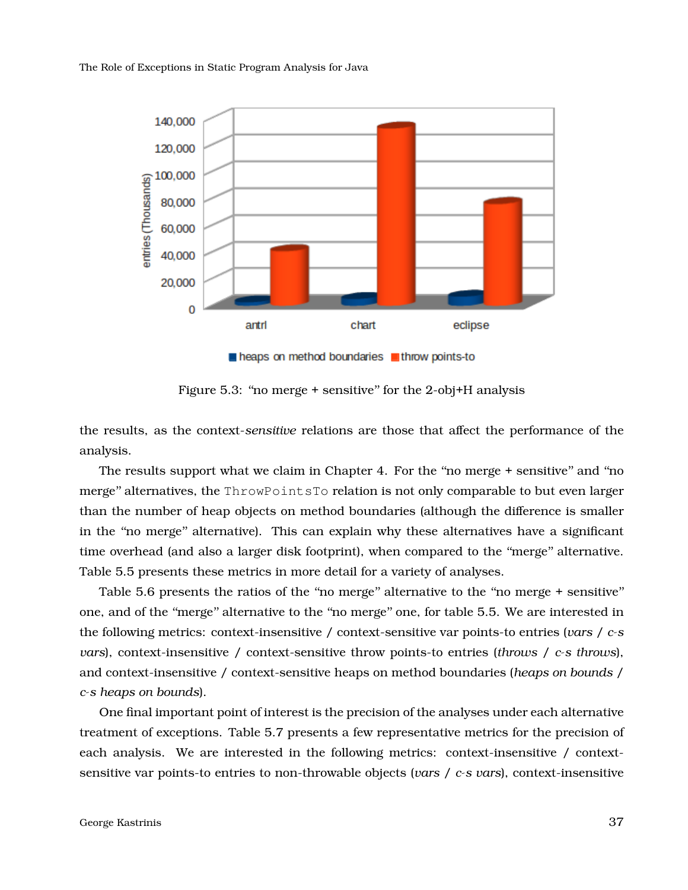Figure 5.3: “no merge + sensitive” for the 2-obj+H analysis

the results, as the context-*sensitive* relations are those that affect the performance of the analysis.

The results support what we claim in Chapter 4. For the “no merge + sensitive” and “no merge” alternatives, the `ThrowPointsTo` relation is not only comparable to but even larger than the number of heap objects on method boundaries (although the difference is smaller in the “no merge” alternative). This can explain why these alternatives have a significant time overhead (and also a larger disk footprint), when compared to the “merge” alternative. Table 5.5 presents these metrics in more detail for a variety of analyses.

Table 5.6 presents the ratios of the “no merge” alternative to the “no merge + sensitive” one, and of the “merge” alternative to the “no merge” one, for table 5.5. We are interested in the following metrics: context-insensitive / context-sensitive var points-to entries (*vars* / *c-s vars*), context-insensitive / context-sensitive throw points-to entries (*throws* / *c-s throws*), and context-insensitive / context-sensitive heaps on method boundaries (*heaps on bounds* / *c-s heaps on bounds*).

One final important point of interest is the precision of the analyses under each alternative treatment of exceptions. Table 5.7 presents a few representative metrics for the precision of each analysis. We are interested in the following metrics: context-insensitive / context-sensitive var points-to entries to non-throwable objects (*vars* / *c-s vars*), context-insensitive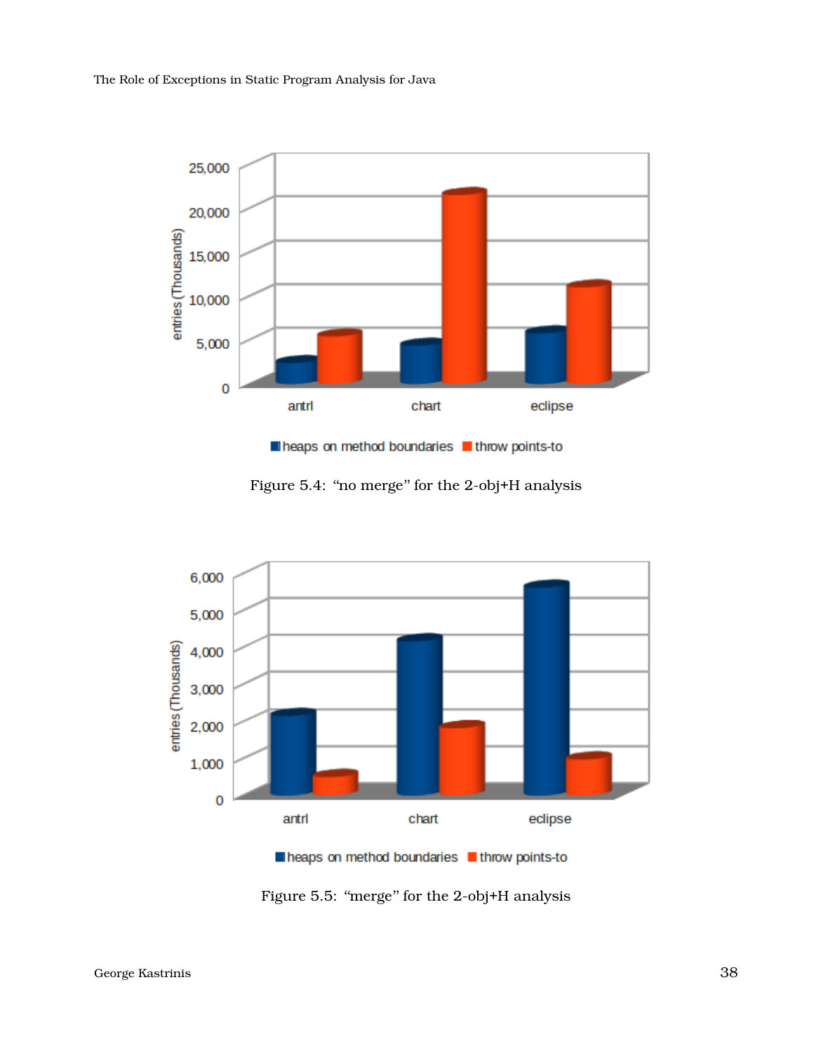Figure 5.4: “no merge” for the 2-obj+H analysis

Figure 5.5: “merge” for the 2-obj+H analysis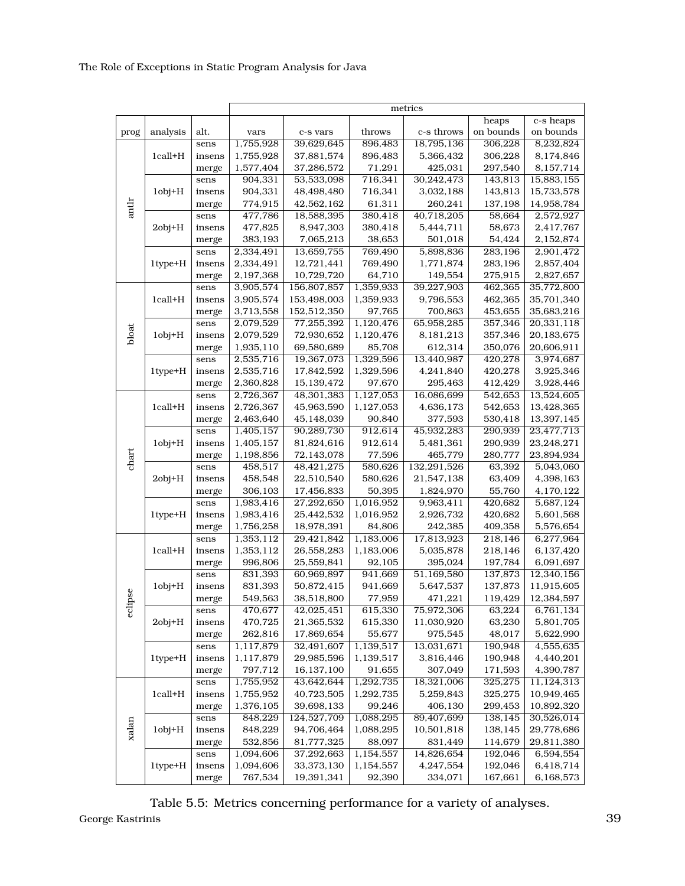| | | | metrics | | | | | |
|---|---|---|---|---|---|---|---|---|
| prog | analysis | alt. | vars | c-s vars | throws | c-s throws | heaps on bounds | c-s heaps on bounds |
| antlr | 1call+H | sens | 1,755,928 | 39,629,645 | 896,483 | 18,795,136 | 306,228 | 8,232,824 |
| | | insens | 1,755,928 | 37,881,574 | 896,483 | 5,366,432 | 306,228 | 8,174,846 |
| | | merge | 1,577,404 | 37,286,572 | 71,291 | 425,031 | 297,540 | 8,157,714 |
| | 1obj+H | sens | 904,331 | 53,533,098 | 716,341 | 30,242,473 | 143,813 | 15,883,155 |
| | | insens | 904,331 | 48,498,480 | 716,341 | 3,032,188 | 143,813 | 15,733,578 |
| | | merge | 774,915 | 42,562,162 | 61,311 | 260,241 | 137,198 | 14,958,784 |
| | 2obj+H | sens | 477,786 | 18,588,395 | 380,418 | 40,718,205 | 58,664 | 2,572,927 |
| | | insens | 477,825 | 8,947,303 | 380,418 | 5,444,711 | 58,673 | 2,417,767 |
| | | merge | 383,193 | 7,065,213 | 38,653 | 501,018 | 54,424 | 2,152,874 |
| | 1type+H | sens | 2,334,491 | 13,659,755 | 769,490 | 5,898,836 | 283,196 | 2,901,472 |
| | | insens | 2,334,491 | 12,721,441 | 769,490 | 1,771,874 | 283,196 | 2,857,404 |
| | | merge | 2,197,368 | 10,729,720 | 64,710 | 149,554 | 275,915 | 2,827,657 |
| bloat | 1call+H | sens | 3,905,574 | 156,807,857 | 1,359,933 | 39,227,903 | 462,365 | 35,772,800 |
| | | insens | 3,905,574 | 153,498,003 | 1,359,933 | 9,796,553 | 462,365 | 35,701,340 |
| | | merge | 3,713,558 | 152,512,350 | 97,765 | 700,863 | 453,655 | 35,683,216 |
| | 1obj+H | sens | 2,079,529 | 77,255,392 | 1,120,476 | 65,958,285 | 357,346 | 20,331,118 |
| | | insens | 2,079,529 | 72,930,652 | 1,120,476 | 8,181,213 | 357,346 | 20,183,675 |
| | | merge | 1,935,110 | 69,580,689 | 85,708 | 612,314 | 350,076 | 20,606,911 |
| | 1type+H | sens | 2,535,716 | 19,367,073 | 1,329,596 | 13,440,987 | 420,278 | 3,974,687 |
| | | insens | 2,535,716 | 17,842,592 | 1,329,596 | 4,241,840 | 420,278 | 3,925,346 |
| | | merge | 2,360,828 | 15,139,472 | 97,670 | 295,463 | 412,429 | 3,928,446 |
| chart | 1call+H | sens | 2,726,367 | 48,301,383 | 1,127,053 | 16,086,699 | 542,653 | 13,524,605 |
| | | insens | 2,726,367 | 45,963,590 | 1,127,053 | 4,636,173 | 542,653 | 13,428,365 |
| | | merge | 2,463,640 | 45,148,039 | 90,840 | 377,593 | 530,418 | 13,397,145 |
| | 1obj+H | sens | 1,405,157 | 90,289,730 | 912,614 | 45,932,283 | 290,939 | 23,477,713 |
| | | insens | 1,405,157 | 81,824,616 | 912,614 | 5,481,361 | 290,939 | 23,248,271 |
| | | merge | 1,198,856 | 72,143,078 | 77,596 | 465,779 | 280,777 | 23,894,934 |
| | 2obj+H | sens | 458,517 | 48,421,275 | 580,626 | 132,291,526 | 63,392 | 5,043,060 |
| | | insens | 458,548 | 22,510,540 | 580,626 | 21,547,138 | 63,409 | 4,398,163 |
| | | merge | 306,103 | 17,456,833 | 50,395 | 1,824,970 | 55,760 | 4,170,122 |
| | 1type+H | sens | 1,983,416 | 27,292,650 | 1,016,952 | 9,963,411 | 420,682 | 5,687,124 |
| | | insens | 1,983,416 | 25,442,532 | 1,016,952 | 2,926,732 | 420,682 | 5,601,568 |
| | | merge | 1,756,258 | 18,978,391 | 84,806 | 242,385 | 409,358 | 5,576,654 |
| eclipse | 1call+H | sens | 1,353,112 | 29,421,842 | 1,183,006 | 17,813,923 | 218,146 | 6,277,964 |
| | | insens | 1,353,112 | 26,558,283 | 1,183,006 | 5,035,878 | 218,146 | 6,137,420 |
| | | merge | 996,806 | 25,559,841 | 92,105 | 395,024 | 197,784 | 6,091,697 |
| | 1obj+H | sens | 831,393 | 60,969,897 | 941,669 | 51,169,580 | 137,873 | 12,340,156 |
| | | insens | 831,393 | 50,872,415 | 941,669 | 5,647,537 | 137,873 | 11,915,605 |
| | | merge | 549,563 | 38,518,800 | 77,959 | 471,221 | 119,429 | 12,384,597 |
| | 2obj+H | sens | 470,677 | 42,025,451 | 615,330 | 75,972,306 | 63,224 | 6,761,134 |
| | | insens | 470,725 | 21,365,532 | 615,330 | 11,030,920 | 63,230 | 5,801,705 |
| | | merge | 262,816 | 17,869,654 | 55,677 | 975,545 | 48,017 | 5,622,990 |
| | 1type+H | sens | 1,117,879 | 32,491,607 | 1,139,517 | 13,031,671 | 190,948 | 4,555,635 |
| | | insens | 1,117,879 | 29,985,596 | 1,139,517 | 3,816,446 | 190,948 | 4,440,201 |
| | | merge | 797,712 | 16,137,100 | 91,655 | 307,049 | 171,593 | 4,390,787 |
| xalan | 1call+H | sens | 1,755,952 | 43,642,644 | 1,292,735 | 18,321,006 | 325,275 | 11,124,313 |
| | | insens | 1,755,952 | 40,723,505 | 1,292,735 | 5,259,843 | 325,275 | 10,949,465 |
| | | merge | 1,376,105 | 39,698,133 | 99,246 | 406,130 | 299,453 | 10,892,320 |
| | 1obj+H | sens | 848,229 | 124,527,709 | 1,088,295 | 89,407,699 | 138,145 | 30,526,014 |
| | | insens | 848,229 | 94,706,464 | 1,088,295 | 10,501,818 | 138,145 | 29,778,686 |
| | | merge | 532,856 | 81,777,325 | 88,097 | 831,449 | 114,679 | 29,811,380 |
| | 1type+H | sens | 1,094,606 | 37,292,663 | 1,154,557 | 14,826,654 | 192,046 | 6,594,554 |
| | | insens | 1,094,606 | 33,373,130 | 1,154,557 | 4,247,554 | 192,046 | 6,418,714 |
| | | merge | 767,534 | 19,391,341 | 92,390 | 334,071 | 167,661 | 6,168,573 |

Table 5.5: Metrics concerning performance for a variety of analyses.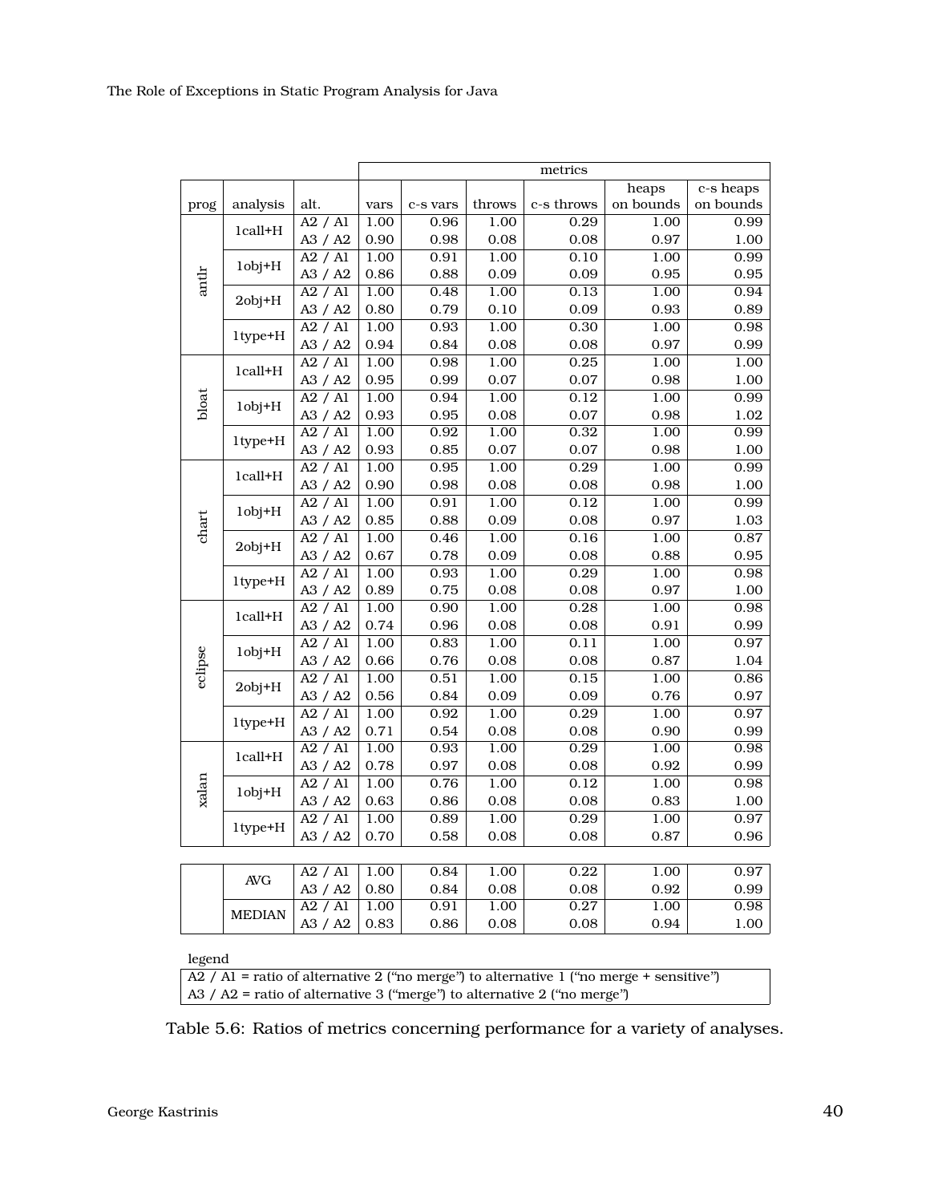| prog | analysis | alt. | metrics | | | | | |
|---|---|---|---|---|---|---|---|---|
| | | | vars | c-s vars | throws | c-s throws | heaps on bounds | c-s heaps on bounds |
| antlr | 1call+H | A2 / A1 | 1.00 | 0.96 | 1.00 | 0.29 | 1.00 | 0.99 |
| | | A3 / A2 | 0.90 | 0.98 | 0.08 | 0.08 | 0.97 | 1.00 |
| | 1obj+H | A2 / A1 | 1.00 | 0.91 | 1.00 | 0.10 | 1.00 | 0.99 |
| | | A3 / A2 | 0.86 | 0.88 | 0.09 | 0.09 | 0.95 | 0.95 |
| | 2obj+H | A2 / A1 | 1.00 | 0.48 | 1.00 | 0.13 | 1.00 | 0.94 |
| | | A3 / A2 | 0.80 | 0.79 | 0.10 | 0.09 | 0.93 | 0.89 |
| | 1type+H | A2 / A1 | 1.00 | 0.93 | 1.00 | 0.30 | 1.00 | 0.98 |
| | | A3 / A2 | 0.94 | 0.84 | 0.08 | 0.08 | 0.97 | 0.99 |
| bloat | 1call+H | A2 / A1 | 1.00 | 0.98 | 1.00 | 0.25 | 1.00 | 1.00 |
| | | A3 / A2 | 0.95 | 0.99 | 0.07 | 0.07 | 0.98 | 1.00 |
| | 1obj+H | A2 / A1 | 1.00 | 0.94 | 1.00 | 0.12 | 1.00 | 0.99 |
| | | A3 / A2 | 0.93 | 0.95 | 0.08 | 0.07 | 0.98 | 1.02 |
| | 1type+H | A2 / A1 | 1.00 | 0.92 | 1.00 | 0.32 | 1.00 | 0.99 |
| | | A3 / A2 | 0.93 | 0.85 | 0.07 | 0.07 | 0.98 | 1.00 |
| chart | 1call+H | A2 / A1 | 1.00 | 0.95 | 1.00 | 0.29 | 1.00 | 0.99 |
| | | A3 / A2 | 0.90 | 0.98 | 0.08 | 0.08 | 0.98 | 1.00 |
| | 1obj+H | A2 / A1 | 1.00 | 0.91 | 1.00 | 0.12 | 1.00 | 0.99 |
| | | A3 / A2 | 0.85 | 0.88 | 0.09 | 0.08 | 0.97 | 1.03 |
| | 2obj+H | A2 / A1 | 1.00 | 0.46 | 1.00 | 0.16 | 1.00 | 0.87 |
| | | A3 / A2 | 0.67 | 0.78 | 0.09 | 0.08 | 0.88 | 0.95 |
| | 1type+H | A2 / A1 | 1.00 | 0.93 | 1.00 | 0.29 | 1.00 | 0.98 |
| | | A3 / A2 | 0.89 | 0.75 | 0.08 | 0.08 | 0.97 | 1.00 |
| eclipse | 1call+H | A2 / A1 | 1.00 | 0.90 | 1.00 | 0.28 | 1.00 | 0.98 |
| | | A3 / A2 | 0.74 | 0.96 | 0.08 | 0.08 | 0.91 | 0.99 |
| | 1obj+H | A2 / A1 | 1.00 | 0.83 | 1.00 | 0.11 | 1.00 | 0.97 |
| | | A3 / A2 | 0.66 | 0.76 | 0.08 | 0.08 | 0.87 | 1.04 |
| | 2obj+H | A2 / A1 | 1.00 | 0.51 | 1.00 | 0.15 | 1.00 | 0.86 |
| | | A3 / A2 | 0.56 | 0.84 | 0.09 | 0.09 | 0.76 | 0.97 |
| | 1type+H | A2 / A1 | 1.00 | 0.92 | 1.00 | 0.29 | 1.00 | 0.97 |
| | | A3 / A2 | 0.71 | 0.54 | 0.08 | 0.08 | 0.90 | 0.99 |
| xalan | 1call+H | A2 / A1 | 1.00 | 0.93 | 1.00 | 0.29 | 1.00 | 0.98 |
| | | A3 / A2 | 0.78 | 0.97 | 0.08 | 0.08 | 0.92 | 0.99 |
| | 1obj+H | A2 / A1 | 1.00 | 0.76 | 1.00 | 0.12 | 1.00 | 0.98 |
| | | A3 / A2 | 0.63 | 0.86 | 0.08 | 0.08 | 0.83 | 1.00 |
| | 1type+H | A2 / A1 | 1.00 | 0.89 | 1.00 | 0.29 | 1.00 | 0.97 |
| | | A3 / A2 | 0.70 | 0.58 | 0.08 | 0.08 | 0.87 | 0.96 |
| | AVG | A2 / A1 | 1.00 | 0.84 | 1.00 | 0.22 | 1.00 | 0.97 |
| | | A3 / A2 | 0.80 | 0.84 | 0.08 | 0.08 | 0.92 | 0.99 |
| | MEDIAN | A2 / A1 | 1.00 | 0.91 | 1.00 | 0.27 | 1.00 | 0.98 |
| | | A3 / A2 | 0.83 | 0.86 | 0.08 | 0.08 | 0.94 | 1.00 |

legend

A2 / A1 = ratio of alternative 2 ("no merge") to alternative 1 ("no merge + sensitive")
A3 / A2 = ratio of alternative 3 ("merge") to alternative 2 ("no merge")

Table 5.6: Ratios of metrics concerning performance for a variety of analyses.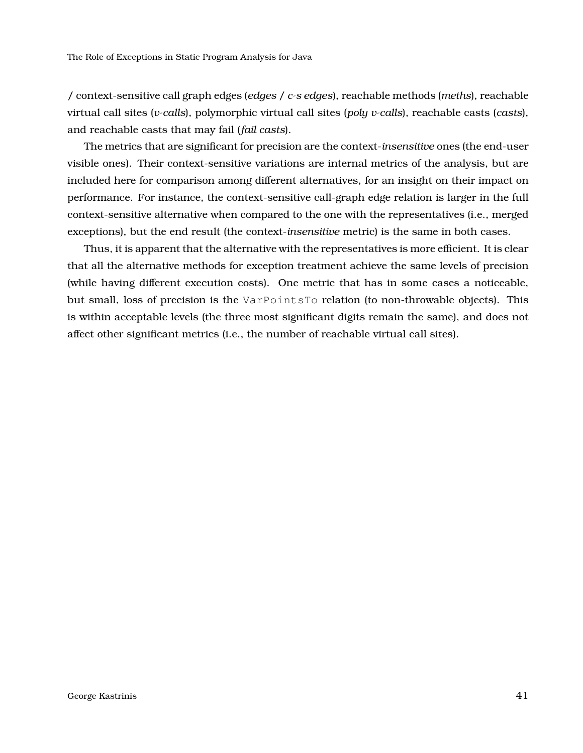/ context-sensitive call graph edges (*edges* / *c-s edges*), reachable methods (*meths*), reachable virtual call sites (*v-calls*), polymorphic virtual call sites (*poly v-calls*), reachable casts (*casts*), and reachable casts that may fail (*fail casts*).

The metrics that are significant for precision are the context-*insensitive* ones (the end-user visible ones). Their context-sensitive variations are internal metrics of the analysis, but are included here for comparison among different alternatives, for an insight on their impact on performance. For instance, the context-sensitive call-graph edge relation is larger in the full context-sensitive alternative when compared to the one with the representatives (i.e., merged exceptions), but the end result (the context-*insensitive* metric) is the same in both cases.

Thus, it is apparent that the alternative with the representatives is more efficient. It is clear that all the alternative methods for exception treatment achieve the same levels of precision (while having different execution costs). One metric that has in some cases a noticeable, but small, loss of precision is the `VarPointsTo` relation (to non-throwable objects). This is within acceptable levels (the three most significant digits remain the same), and does not affect other significant metrics (i.e., the number of reachable virtual call sites).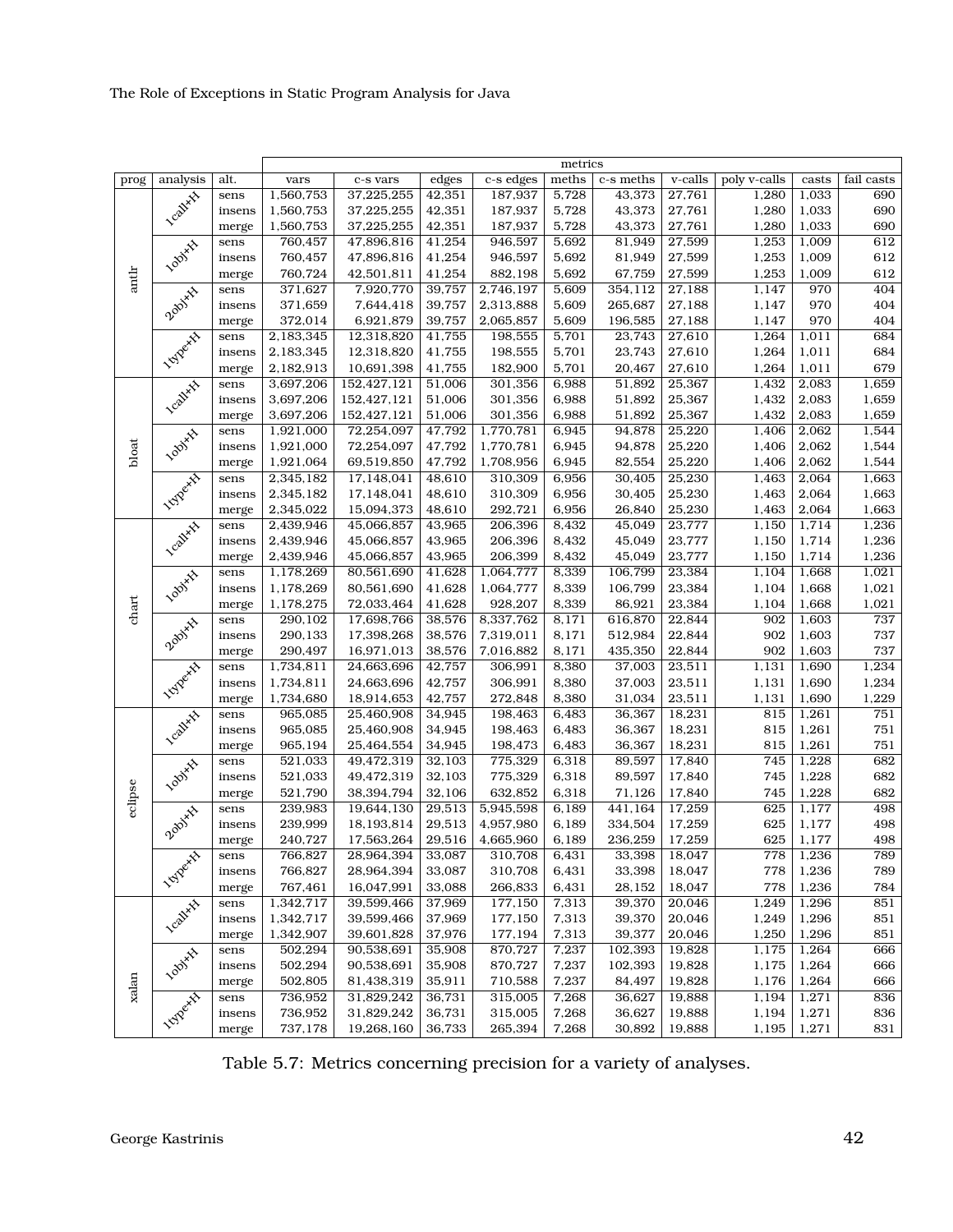| prog | analysis | alt. | metrics | | | | | | | | | |
|---|---|---|---|---|---|---|---|---|---|---|---|---|
| | | | vars | c-s vars | edges | c-s edges | meths | c-s meths | v-calls | poly v-calls | casts | fail casts |
| antlr | 1call+H | sens | 1,560,753 | 37,225,255 | 42,351 | 187,937 | 5,728 | 43,373 | 27,761 | 1,280 | 1,033 | 690 |
| | | insens | 1,560,753 | 37,225,255 | 42,351 | 187,937 | 5,728 | 43,373 | 27,761 | 1,280 | 1,033 | 690 |
| | | merge | 1,560,753 | 37,225,255 | 42,351 | 187,937 | 5,728 | 43,373 | 27,761 | 1,280 | 1,033 | 690 |
| | 1obj+H | sens | 760,457 | 47,896,816 | 41,254 | 946,597 | 5,692 | 81,949 | 27,599 | 1,253 | 1,009 | 612 |
| | | insens | 760,457 | 47,896,816 | 41,254 | 946,597 | 5,692 | 81,949 | 27,599 | 1,253 | 1,009 | 612 |
| | | merge | 760,724 | 42,501,811 | 41,254 | 882,198 | 5,692 | 67,759 | 27,599 | 1,253 | 1,009 | 612 |
| | 2obj+H | sens | 371,627 | 7,920,770 | 39,757 | 2,746,197 | 5,609 | 354,112 | 27,188 | 1,147 | 970 | 404 |
| | | insens | 371,659 | 7,644,418 | 39,757 | 2,313,888 | 5,609 | 265,687 | 27,188 | 1,147 | 970 | 404 |
| | | merge | 372,014 | 6,921,879 | 39,757 | 2,065,857 | 5,609 | 196,585 | 27,188 | 1,147 | 970 | 404 |
| | 1type+H | sens | 2,183,345 | 12,318,820 | 41,755 | 198,555 | 5,701 | 23,743 | 27,610 | 1,264 | 1,011 | 684 |
| | | insens | 2,183,345 | 12,318,820 | 41,755 | 198,555 | 5,701 | 23,743 | 27,610 | 1,264 | 1,011 | 684 |
| | | merge | 2,182,913 | 10,691,398 | 41,755 | 182,900 | 5,701 | 20,467 | 27,610 | 1,264 | 1,011 | 679 |
| bloat | 1call+H | sens | 3,697,206 | 152,427,121 | 51,006 | 301,356 | 6,988 | 51,892 | 25,367 | 1,432 | 2,083 | 1,659 |
| | | insens | 3,697,206 | 152,427,121 | 51,006 | 301,356 | 6,988 | 51,892 | 25,367 | 1,432 | 2,083 | 1,659 |
| | | merge | 3,697,206 | 152,427,121 | 51,006 | 301,356 | 6,988 | 51,892 | 25,367 | 1,432 | 2,083 | 1,659 |
| | 1obj+H | sens | 1,921,000 | 72,254,097 | 47,792 | 1,770,781 | 6,945 | 94,878 | 25,220 | 1,406 | 2,062 | 1,544 |
| | | insens | 1,921,000 | 72,254,097 | 47,792 | 1,770,781 | 6,945 | 94,878 | 25,220 | 1,406 | 2,062 | 1,544 |
| | | merge | 1,921,064 | 69,519,850 | 47,792 | 1,708,956 | 6,945 | 82,554 | 25,220 | 1,406 | 2,062 | 1,544 |
| | 1type+H | sens | 2,345,182 | 17,148,041 | 48,610 | 310,309 | 6,956 | 30,405 | 25,230 | 1,463 | 2,064 | 1,663 |
| | | insens | 2,345,182 | 17,148,041 | 48,610 | 310,309 | 6,956 | 30,405 | 25,230 | 1,463 | 2,064 | 1,663 |
| | | merge | 2,345,022 | 15,094,373 | 48,610 | 292,721 | 6,956 | 26,840 | 25,230 | 1,463 | 2,064 | 1,663 |
| chart | 1call+H | sens | 2,439,946 | 45,066,857 | 43,965 | 206,396 | 8,432 | 45,049 | 23,777 | 1,150 | 1,714 | 1,236 |
| | | insens | 2,439,946 | 45,066,857 | 43,965 | 206,396 | 8,432 | 45,049 | 23,777 | 1,150 | 1,714 | 1,236 |
| | | merge | 2,439,946 | 45,066,857 | 43,965 | 206,399 | 8,432 | 45,049 | 23,777 | 1,150 | 1,714 | 1,236 |
| | 1obj+H | sens | 1,178,269 | 80,561,690 | 41,628 | 1,064,777 | 8,339 | 106,799 | 23,384 | 1,104 | 1,668 | 1,021 |
| | | insens | 1,178,269 | 80,561,690 | 41,628 | 1,064,777 | 8,339 | 106,799 | 23,384 | 1,104 | 1,668 | 1,021 |
| | | merge | 1,178,275 | 72,033,464 | 41,628 | 928,207 | 8,339 | 86,921 | 23,384 | 1,104 | 1,668 | 1,021 |
| | 2obj+H | sens | 290,102 | 17,698,766 | 38,576 | 8,337,762 | 8,171 | 616,870 | 22,844 | 902 | 1,603 | 737 |
| | | insens | 290,133 | 17,398,268 | 38,576 | 7,319,011 | 8,171 | 512,984 | 22,844 | 902 | 1,603 | 737 |
| | | merge | 290,497 | 16,971,013 | 38,576 | 7,016,882 | 8,171 | 435,350 | 22,844 | 902 | 1,603 | 737 |
| | 1type+H | sens | 1,734,811 | 24,663,696 | 42,757 | 306,991 | 8,380 | 37,003 | 23,511 | 1,131 | 1,690 | 1,234 |
| | | insens | 1,734,811 | 24,663,696 | 42,757 | 306,991 | 8,380 | 37,003 | 23,511 | 1,131 | 1,690 | 1,234 |
| | | merge | 1,734,680 | 18,914,653 | 42,757 | 272,848 | 8,380 | 31,034 | 23,511 | 1,131 | 1,690 | 1,229 |
| eclipse | 1call+H | sens | 965,085 | 25,460,908 | 34,945 | 198,463 | 6,483 | 36,367 | 18,231 | 815 | 1,261 | 751 |
| | | insens | 965,085 | 25,460,908 | 34,945 | 198,463 | 6,483 | 36,367 | 18,231 | 815 | 1,261 | 751 |
| | | merge | 965,194 | 25,464,554 | 34,945 | 198,473 | 6,483 | 36,367 | 18,231 | 815 | 1,261 | 751 |
| | 1obj+H | sens | 521,033 | 49,472,319 | 32,103 | 775,329 | 6,318 | 89,597 | 17,840 | 745 | 1,228 | 682 |
| | | insens | 521,033 | 49,472,319 | 32,103 | 775,329 | 6,318 | 89,597 | 17,840 | 745 | 1,228 | 682 |
| | | merge | 521,790 | 38,394,794 | 32,106 | 632,852 | 6,318 | 71,126 | 17,840 | 745 | 1,228 | 682 |
| | 2obj+H | sens | 239,983 | 19,644,130 | 29,513 | 5,945,598 | 6,189 | 441,164 | 17,259 | 625 | 1,177 | 498 |
| | | insens | 239,999 | 18,193,814 | 29,513 | 4,957,980 | 6,189 | 334,504 | 17,259 | 625 | 1,177 | 498 |
| | | merge | 240,727 | 17,563,264 | 29,516 | 4,665,960 | 6,189 | 236,259 | 17,259 | 625 | 1,177 | 498 |
| | 1type+H | sens | 766,827 | 28,964,394 | 33,087 | 310,708 | 6,431 | 33,398 | 18,047 | 778 | 1,236 | 789 |
| | | insens | 766,827 | 28,964,394 | 33,087 | 310,708 | 6,431 | 33,398 | 18,047 | 778 | 1,236 | 789 |
| | | merge | 767,461 | 16,047,991 | 33,088 | 266,833 | 6,431 | 28,152 | 18,047 | 778 | 1,236 | 784 |
| xalan | 1call+H | sens | 1,342,717 | 39,599,466 | 37,969 | 177,150 | 7,313 | 39,370 | 20,046 | 1,249 | 1,296 | 851 |
| | | insens | 1,342,717 | 39,599,466 | 37,969 | 177,150 | 7,313 | 39,370 | 20,046 | 1,249 | 1,296 | 851 |
| | | merge | 1,342,907 | 39,601,828 | 37,976 | 177,194 | 7,313 | 39,377 | 20,046 | 1,250 | 1,296 | 851 |
| | 1obj+H | sens | 502,294 | 90,538,691 | 35,908 | 870,727 | 7,237 | 102,393 | 19,828 | 1,175 | 1,264 | 666 |
| | | insens | 502,294 | 90,538,691 | 35,908 | 870,727 | 7,237 | 102,393 | 19,828 | 1,175 | 1,264 | 666 |
| | | merge | 502,805 | 81,438,319 | 35,911 | 710,588 | 7,237 | 84,497 | 19,828 | 1,176 | 1,264 | 666 |
| | 1type+H | sens | 736,952 | 31,829,242 | 36,731 | 315,005 | 7,268 | 36,627 | 19,888 | 1,194 | 1,271 | 836 |
| | | insens | 736,952 | 31,829,242 | 36,731 | 315,005 | 7,268 | 36,627 | 19,888 | 1,194 | 1,271 | 836 |
| | | merge | 737,178 | 19,268,160 | 36,733 | 265,394 | 7,268 | 30,892 | 19,888 | 1,195 | 1,271 | 831 |

Table 5.7: Metrics concerning precision for a variety of analyses.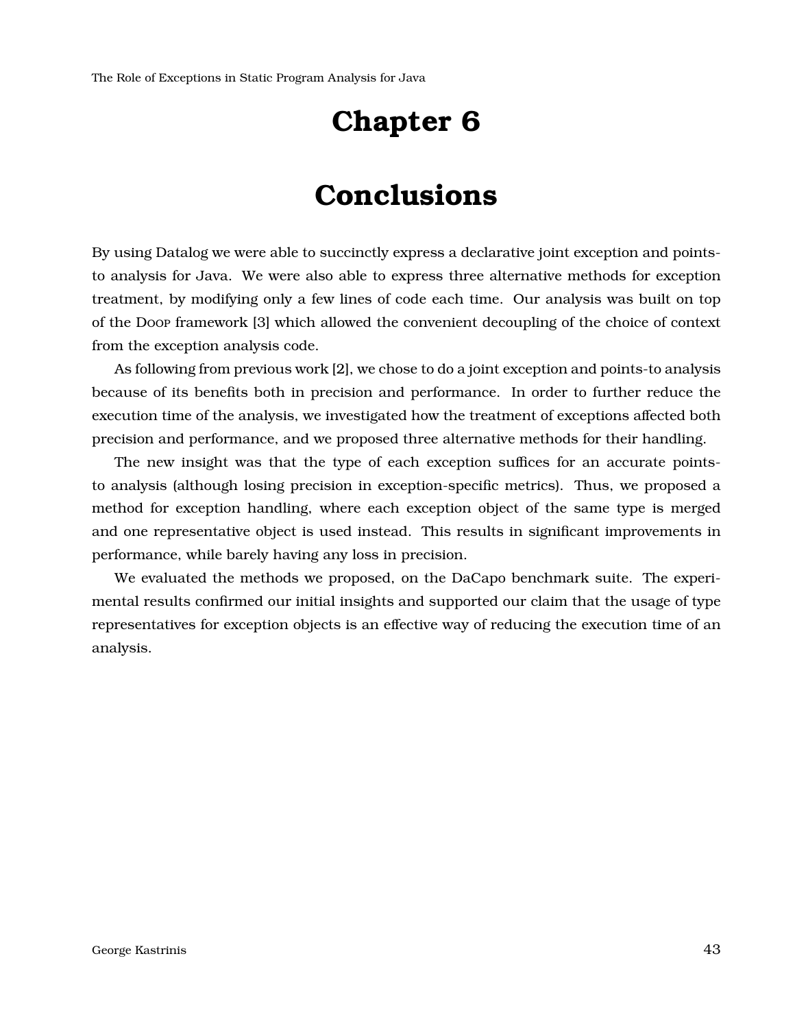# Chapter 6

# Conclusions

By using Datalog we were able to succinctly express a declarative joint exception and points-to analysis for Java. We were also able to express three alternative methods for exception treatment, by modifying only a few lines of code each time. Our analysis was built on top of the Doop framework [3] which allowed the convenient decoupling of the choice of context from the exception analysis code.

As following from previous work [2], we chose to do a joint exception and points-to analysis because of its benefits both in precision and performance. In order to further reduce the execution time of the analysis, we investigated how the treatment of exceptions affected both precision and performance, and we proposed three alternative methods for their handling.

The new insight was that the type of each exception suffices for an accurate points-to analysis (although losing precision in exception-specific metrics). Thus, we proposed a method for exception handling, where each exception object of the same type is merged and one representative object is used instead. This results in significant improvements in performance, while barely having any loss in precision.

We evaluated the methods we proposed, on the DaCapo benchmark suite. The experimental results confirmed our initial insights and supported our claim that the usage of type representatives for exception objects is an effective way of reducing the execution time of an analysis.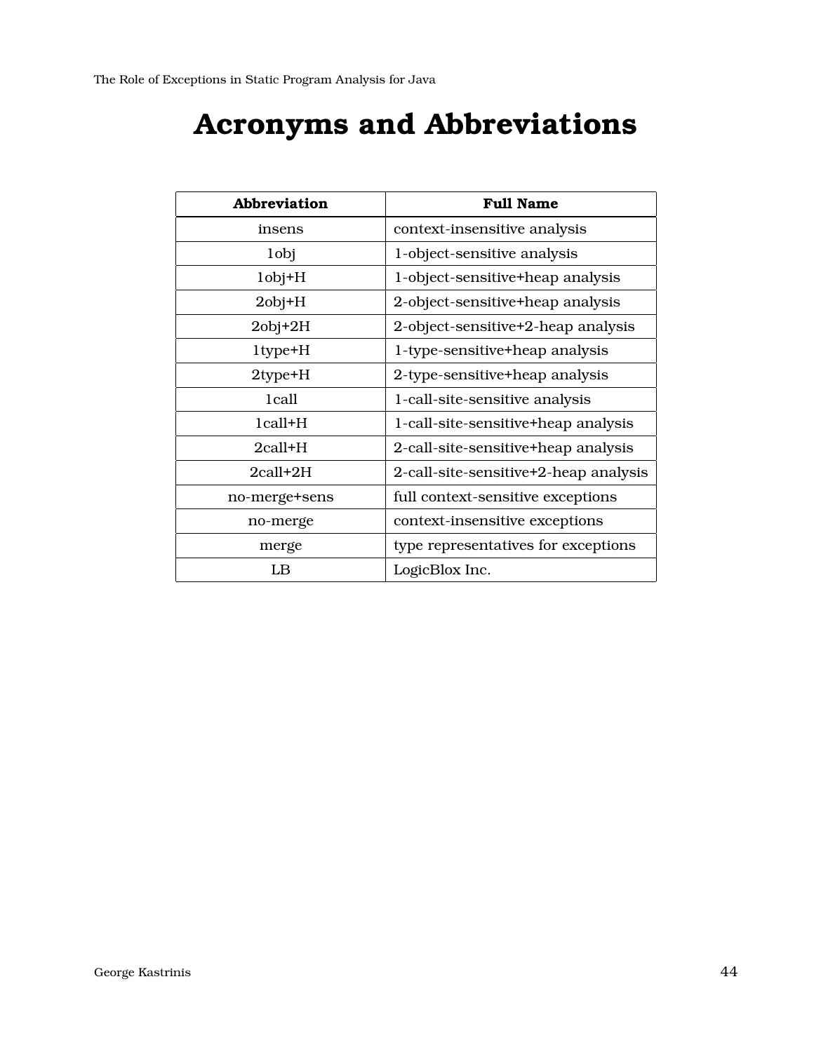# Acronyms and Abbreviations

| Abbreviation | Full Name |
| --- | --- |
| insens | context-insensitive analysis |
| 1obj | 1-object-sensitive analysis |
| 1obj+H | 1-object-sensitive+heap analysis |
| 2obj+H | 2-object-sensitive+heap analysis |
| 2obj+2H | 2-object-sensitive+2-heap analysis |
| 1type+H | 1-type-sensitive+heap analysis |
| 2type+H | 2-type-sensitive+heap analysis |
| 1call | 1-call-site-sensitive analysis |
| 1call+H | 1-call-site-sensitive+heap analysis |
| 2call+H | 2-call-site-sensitive+heap analysis |
| 2call+2H | 2-call-site-sensitive+2-heap analysis |
| no-merge+sens | full context-sensitive exceptions |
| no-merge | context-insensitive exceptions |
| merge | type representatives for exceptions |
| LB | LogicBlox Inc. |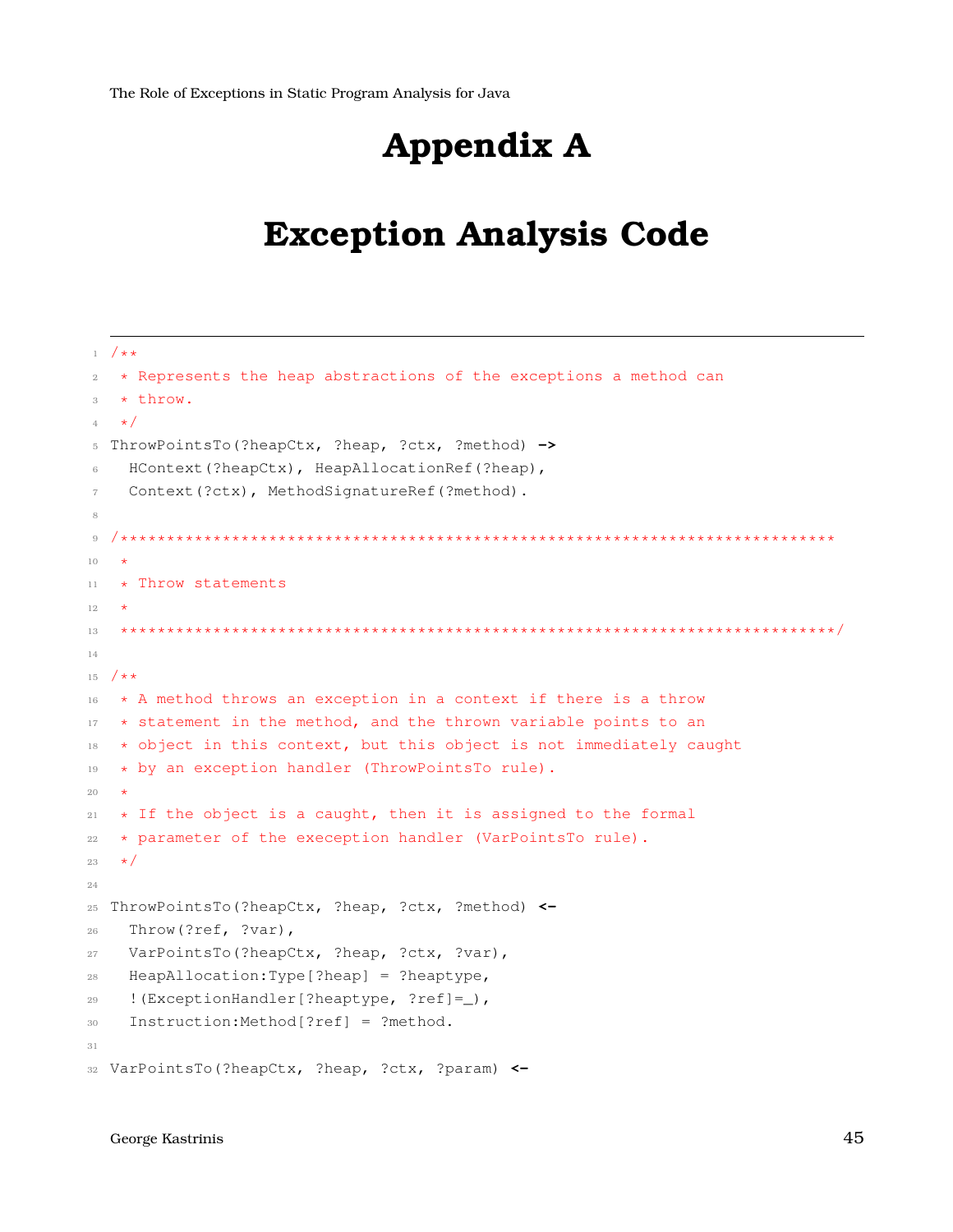# Appendix A

# Exception Analysis Code

```
/**
 * Represents the heap abstractions of the exceptions a method can
 * throw.
 */
ThrowPointsTo(?heapCtx, ?heap, ?ctx, ?method) ->
  HContext(?heapCtx), HeapAllocationRef(?heap),
  Context(?ctx), MethodSignatureRef(?method).

/****************************************************************************
 *
 * Throw statements
 *
 ****************************************************************************/

/**
 * A method throws an exception in a context if there is a throw
 * statement in the method, and the thrown variable points to an
 * object in this context, but this object is not immediately caught
 * by an exception handler (ThrowPointsTo rule).
 *
 * If the object is a caught, then it is assigned to the formal
 * parameter of the exeception handler (VarPointsTo rule).
 */

ThrowPointsTo(?heapCtx, ?heap, ?ctx, ?method) <-
  Throw(?ref, ?var),
  VarPointsTo(?heapCtx, ?heap, ?ctx, ?var),
  HeapAllocation:Type[?heap] = ?heaptype,
  !(ExceptionHandler[?heaptype, ?ref]=_),
  Instruction:Method[?ref] = ?method.

VarPointsTo(?heapCtx, ?heap, ?ctx, ?param) <-
```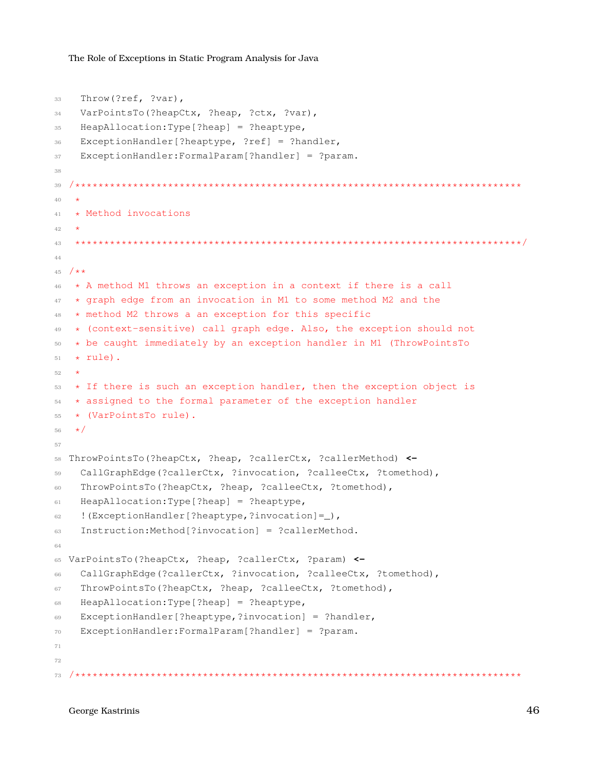```
  Throw(?ref, ?var),
  VarPointsTo(?heapCtx, ?heap, ?ctx, ?var),
  HeapAllocation:Type[?heap] = ?heaptype,
  ExceptionHandler[?heaptype, ?ref] = ?handler,
  ExceptionHandler:FormalParam[?handler] = ?param.

/*****************************************************************************
 *
 * Method invocations
 *
 *****************************************************************************/

/**
 * A method M1 throws an exception in a context if there is a call
 * graph edge from an invocation in M1 to some method M2 and the
 * method M2 throws a an exception for this specific
 * (context-sensitive) call graph edge. Also, the exception should not
 * be caught immediately by an exception handler in M1 (ThrowPointsTo
 * rule).
 *
 * If there is such an exception handler, then the exception object is
 * assigned to the formal parameter of the exception handler
 * (VarPointsTo rule).
 */

ThrowPointsTo(?heapCtx, ?heap, ?callerCtx, ?callerMethod) <-
  CallGraphEdge(?callerCtx, ?invocation, ?calleeCtx, ?tomethod),
  ThrowPointsTo(?heapCtx, ?heap, ?calleeCtx, ?tomethod),
  HeapAllocation:Type[?heap] = ?heaptype,
  !(ExceptionHandler[?heaptype,?invocation]=_),
  Instruction:Method[?invocation] = ?callerMethod.

VarPointsTo(?heapCtx, ?heap, ?callerCtx, ?param) <-
  CallGraphEdge(?callerCtx, ?invocation, ?calleeCtx, ?tomethod),
  ThrowPointsTo(?heapCtx, ?heap, ?calleeCtx, ?tomethod),
  HeapAllocation:Type[?heap] = ?heaptype,
  ExceptionHandler[?heaptype,?invocation] = ?handler,
  ExceptionHandler:FormalParam[?handler] = ?param.


/*****************************************************************************
```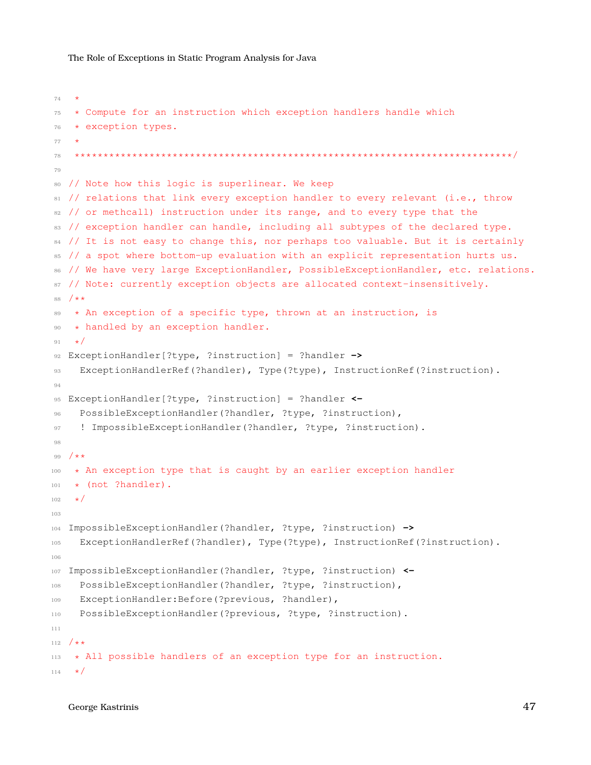```
 *
 * Compute for an instruction which exception handlers handle which
 * exception types.
 *
 ***************************************************************************/

// Note how this logic is superlinear. We keep
// relations that link every exception handler to every relevant (i.e., throw
// or methcall) instruction under its range, and to every type that the
// exception handler can handle, including all subtypes of the declared type.
// It is not easy to change this, nor perhaps too valuable. But it is certainly
// a spot where bottom-up evaluation with an explicit representation hurts us.
// We have very large ExceptionHandler, PossibleExceptionHandler, etc. relations.
// Note: currently exception objects are allocated context-insensitively.
/**
 * An exception of a specific type, thrown at an instruction, is
 * handled by an exception handler.
 */
ExceptionHandler[?type, ?instruction] = ?handler ->
  ExceptionHandlerRef(?handler), Type(?type), InstructionRef(?instruction).

ExceptionHandler[?type, ?instruction] = ?handler <-
  PossibleExceptionHandler(?handler, ?type, ?instruction),
  ! ImpossibleExceptionHandler(?handler, ?type, ?instruction).

/**
 * An exception type that is caught by an earlier exception handler
 * (not ?handler).
 */

ImpossibleExceptionHandler(?handler, ?type, ?instruction) ->
  ExceptionHandlerRef(?handler), Type(?type), InstructionRef(?instruction).

ImpossibleExceptionHandler(?handler, ?type, ?instruction) <-
  PossibleExceptionHandler(?handler, ?type, ?instruction),
  ExceptionHandler:Before(?previous, ?handler),
  PossibleExceptionHandler(?previous, ?type, ?instruction).

/**
 * All possible handlers of an exception type for an instruction.
 */
```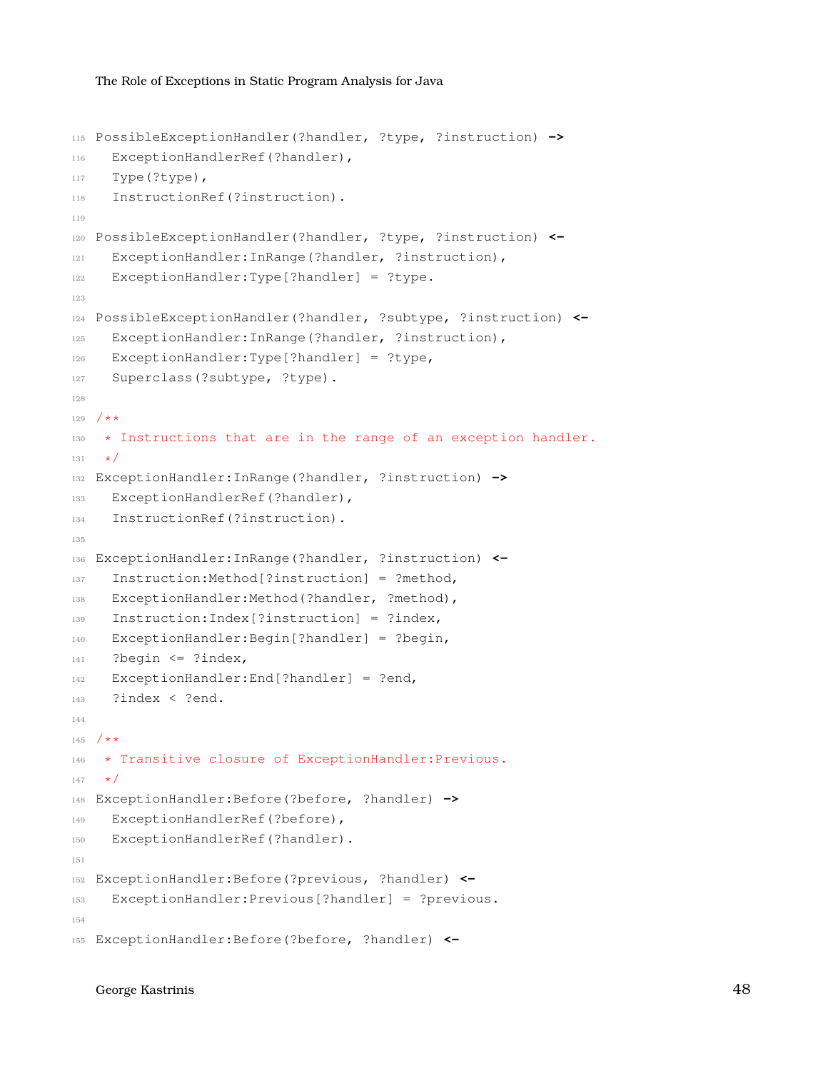```
PossibleExceptionHandler(?handler, ?type, ?instruction) ->
  ExceptionHandlerRef(?handler),
  Type(?type),
  InstructionRef(?instruction).

PossibleExceptionHandler(?handler, ?type, ?instruction) <-
  ExceptionHandler:InRange(?handler, ?instruction),
  ExceptionHandler:Type[?handler] = ?type.

PossibleExceptionHandler(?handler, ?subtype, ?instruction) <-
  ExceptionHandler:InRange(?handler, ?instruction),
  ExceptionHandler:Type[?handler] = ?type,
  Superclass(?subtype, ?type).

/**
 * Instructions that are in the range of an exception handler.
 */
ExceptionHandler:InRange(?handler, ?instruction) ->
  ExceptionHandlerRef(?handler),
  InstructionRef(?instruction).

ExceptionHandler:InRange(?handler, ?instruction) <-
  Instruction:Method[?instruction] = ?method,
  ExceptionHandler:Method(?handler, ?method),
  Instruction:Index[?instruction] = ?index,
  ExceptionHandler:Begin[?handler] = ?begin,
  ?begin <= ?index,
  ExceptionHandler:End[?handler] = ?end,
  ?index < ?end.

/**
 * Transitive closure of ExceptionHandler:Previous.
 */
ExceptionHandler:Before(?before, ?handler) ->
  ExceptionHandlerRef(?before),
  ExceptionHandlerRef(?handler).

ExceptionHandler:Before(?previous, ?handler) <-
  ExceptionHandler:Previous[?handler] = ?previous.

ExceptionHandler:Before(?before, ?handler) <-
```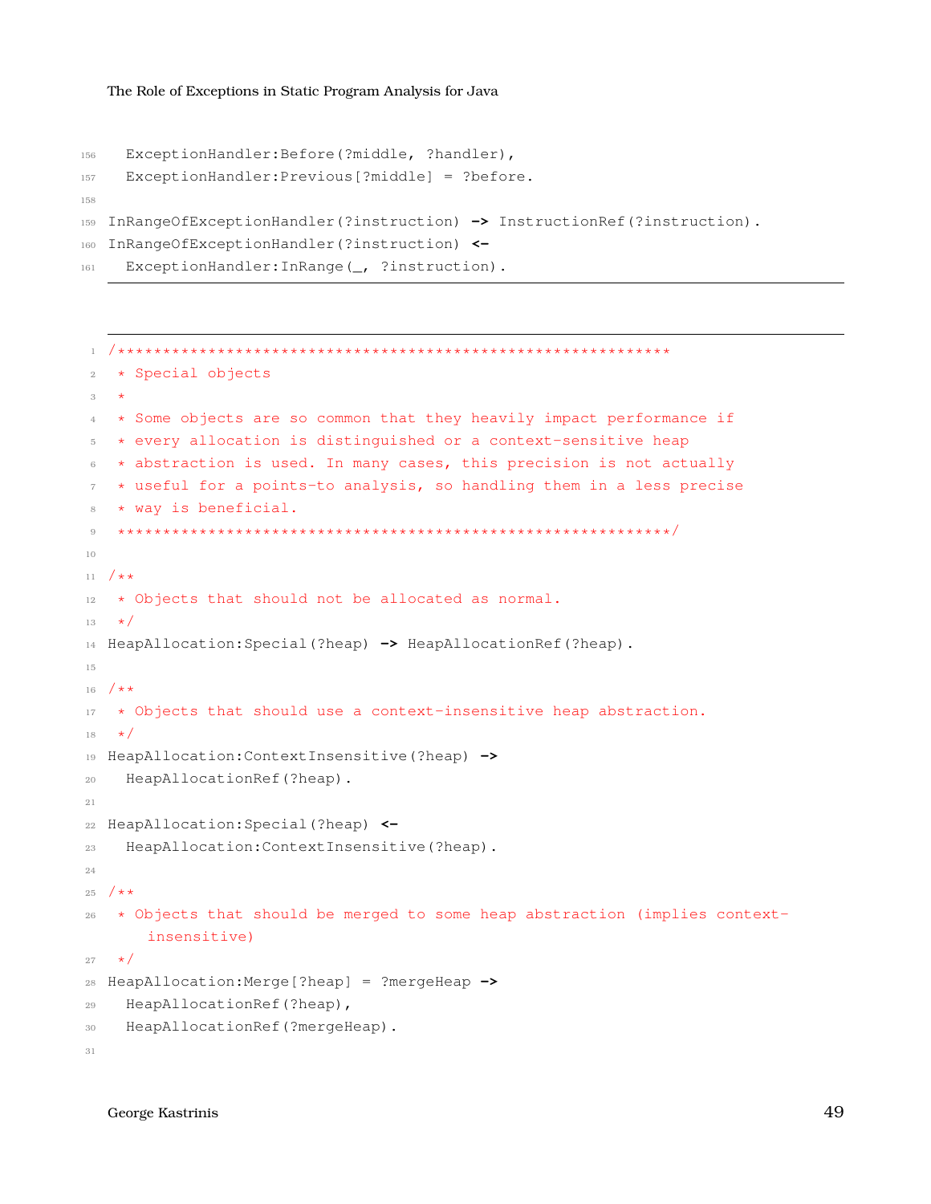```
  ExceptionHandler:Before(?middle, ?handler),
  ExceptionHandler:Previous[?middle] = ?before.

InRangeOfExceptionHandler(?instruction) -> InstructionRef(?instruction).
InRangeOfExceptionHandler(?instruction) <-
  ExceptionHandler:InRange(_, ?instruction).
```

```
/*************************************************************
 * Special objects
 *
 * Some objects are so common that they heavily impact performance if
 * every allocation is distinguished or a context-sensitive heap
 * abstraction is used. In many cases, this precision is not actually
 * useful for a points-to analysis, so handling them in a less precise
 * way is beneficial.
 *************************************************************/

/**
 * Objects that should not be allocated as normal.
 */
HeapAllocation:Special(?heap) -> HeapAllocationRef(?heap).

/**
 * Objects that should use a context-insensitive heap abstraction.
 */
HeapAllocation:ContextInsensitive(?heap) ->
  HeapAllocationRef(?heap).

HeapAllocation:Special(?heap) <-
  HeapAllocation:ContextInsensitive(?heap).

/**
 * Objects that should be merged to some heap abstraction (implies context-
    insensitive)
 */
HeapAllocation:Merge[?heap] = ?mergeHeap ->
  HeapAllocationRef(?heap),
  HeapAllocationRef(?mergeHeap).

```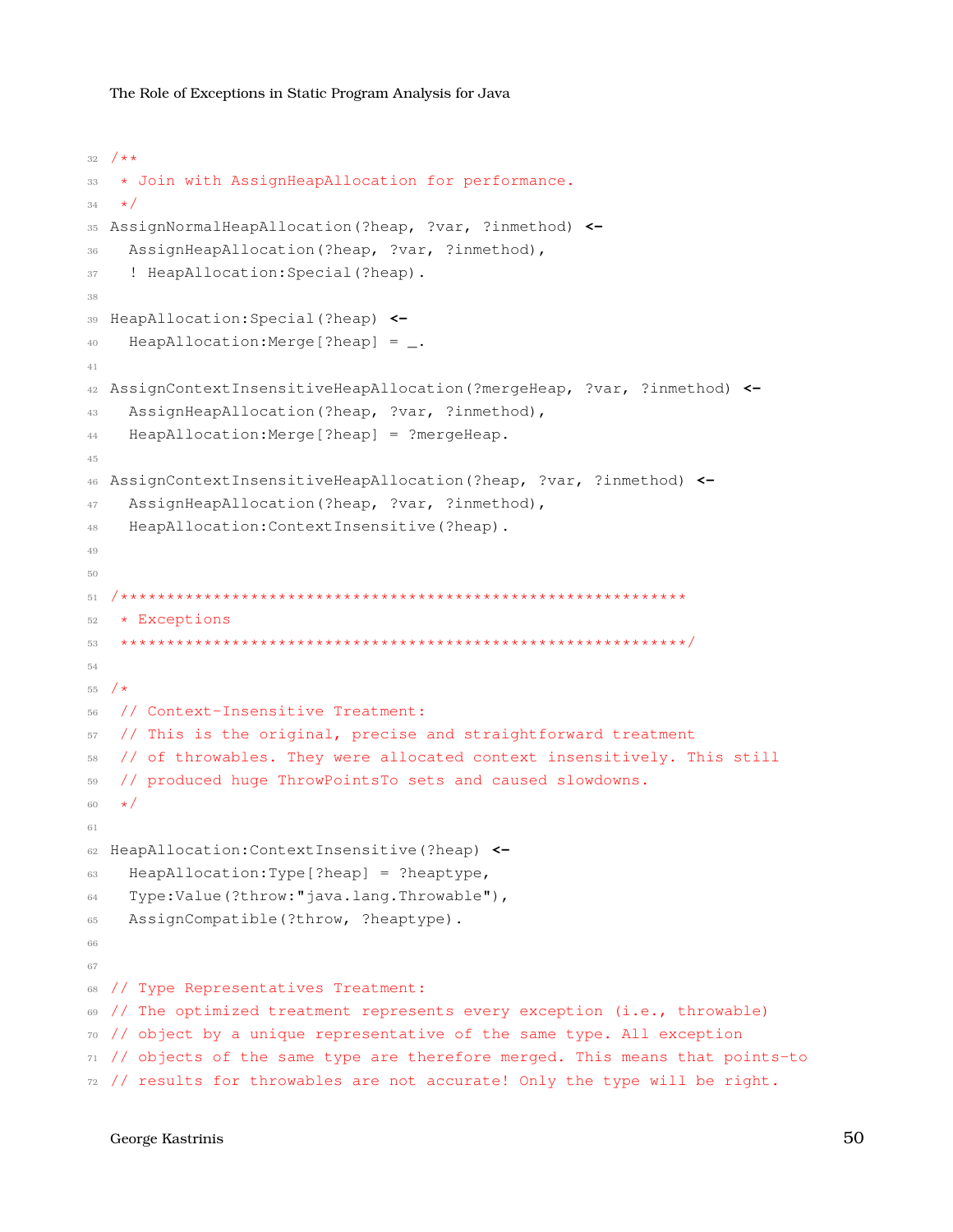```
32 /**
33  * Join with AssignHeapAllocation for performance.
34  */
35 AssignNormalHeapAllocation(?heap, ?var, ?inmethod) <-
36   AssignHeapAllocation(?heap, ?var, ?inmethod),
37   ! HeapAllocation:Special(?heap).
38
39 HeapAllocation:Special(?heap) <-
40   HeapAllocation:Merge[?heap] = _.
41
42 AssignContextInsensitiveHeapAllocation(?mergeHeap, ?var, ?inmethod) <-
43   AssignHeapAllocation(?heap, ?var, ?inmethod),
44   HeapAllocation:Merge[?heap] = ?mergeHeap.
45
46 AssignContextInsensitiveHeapAllocation(?heap, ?var, ?inmethod) <-
47   AssignHeapAllocation(?heap, ?var, ?inmethod),
48   HeapAllocation:ContextInsensitive(?heap).
49
50
51 /*************************************************************
52  * Exceptions
53  *************************************************************/
54
55 /*
56  // Context-Insensitive Treatment:
57  // This is the original, precise and straightforward treatment
58  // of throwables. They were allocated context insensitively. This still
59  // produced huge ThrowPointsTo sets and caused slowdowns.
60  */
61
62 HeapAllocation:ContextInsensitive(?heap) <-
63   HeapAllocation:Type[?heap] = ?heaptype,
64   Type:Value(?throw:"java.lang.Throwable"),
65   AssignCompatible(?throw, ?heaptype).
66
67
68 // Type Representatives Treatment:
69 // The optimized treatment represents every exception (i.e., throwable)
70 // object by a unique representative of the same type. All exception
71 // objects of the same type are therefore merged. This means that points-to
72 // results for throwables are not accurate! Only the type will be right.
```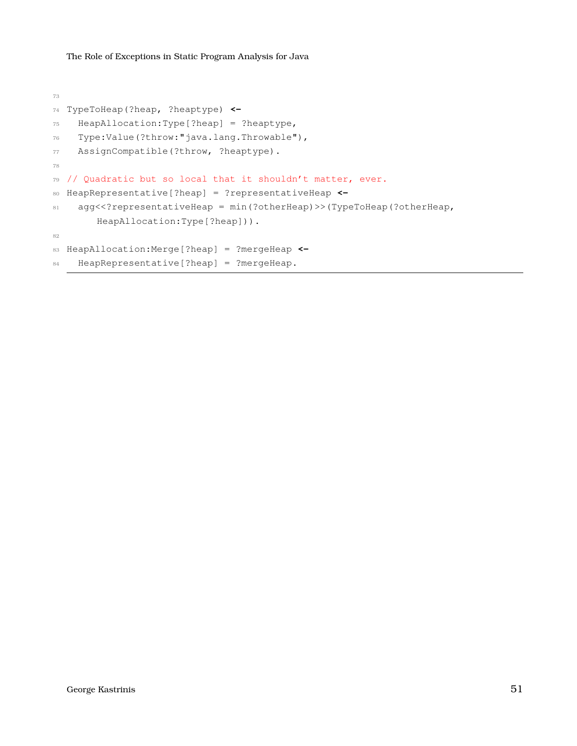```
TypeToHeap(?heap, ?heaptype) <-
  HeapAllocation:Type[?heap] = ?heaptype,
  Type:Value(?throw:"java.lang.Throwable"),
  AssignCompatible(?throw, ?heaptype).

// Quadratic but so local that it shouldn't matter, ever.
HeapRepresentative[?heap] = ?representativeHeap <-
  agg<<?representativeHeap = min(?otherHeap)>>(TypeToHeap(?otherHeap,
     HeapAllocation:Type[?heap])).

HeapAllocation:Merge[?heap] = ?mergeHeap <-
  HeapRepresentative[?heap] = ?mergeHeap.
```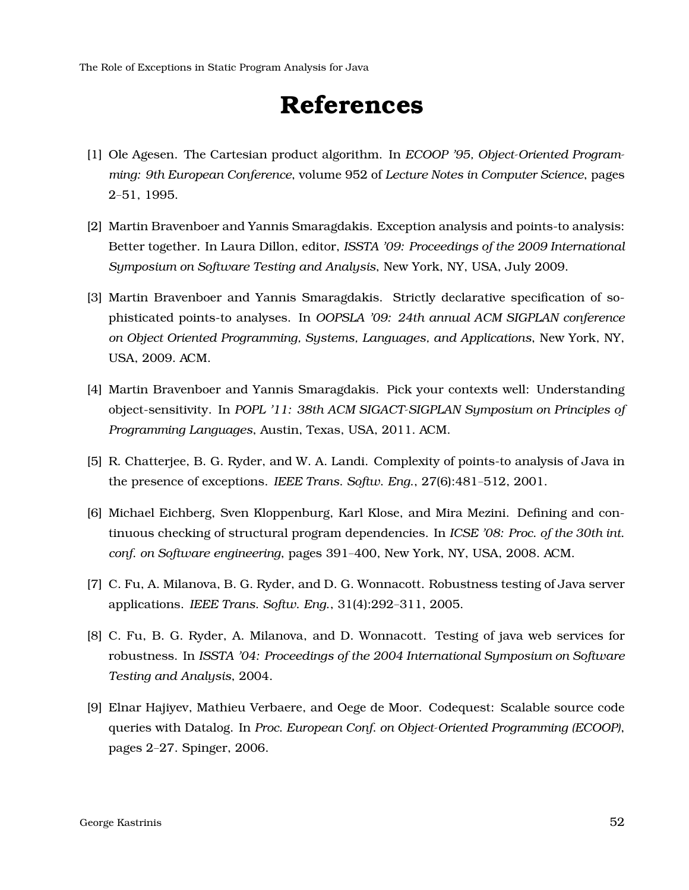# References

[1] Ole Agesen. The Cartesian product algorithm. In *ECOOP '95, Object-Oriented Programming: 9th European Conference*, volume 952 of *Lecture Notes in Computer Science*, pages 2–51, 1995.

[2] Martin Bravenboer and Yannis Smaragdakis. Exception analysis and points-to analysis: Better together. In Laura Dillon, editor, *ISSTA '09: Proceedings of the 2009 International Symposium on Software Testing and Analysis*, New York, NY, USA, July 2009.

[3] Martin Bravenboer and Yannis Smaragdakis. Strictly declarative specification of sophisticated points-to analyses. In *OOPSLA '09: 24th annual ACM SIGPLAN conference on Object Oriented Programming, Systems, Languages, and Applications*, New York, NY, USA, 2009. ACM.

[4] Martin Bravenboer and Yannis Smaragdakis. Pick your contexts well: Understanding object-sensitivity. In *POPL '11: 38th ACM SIGACT-SIGPLAN Symposium on Principles of Programming Languages*, Austin, Texas, USA, 2011. ACM.

[5] R. Chatterjee, B. G. Ryder, and W. A. Landi. Complexity of points-to analysis of Java in the presence of exceptions. *IEEE Trans. Softw. Eng.*, 27(6):481–512, 2001.

[6] Michael Eichberg, Sven Kloppenburg, Karl Klose, and Mira Mezini. Defining and continuous checking of structural program dependencies. In *ICSE '08: Proc. of the 30th int. conf. on Software engineering*, pages 391–400, New York, NY, USA, 2008. ACM.

[7] C. Fu, A. Milanova, B. G. Ryder, and D. G. Wonnacott. Robustness testing of Java server applications. *IEEE Trans. Softw. Eng.*, 31(4):292–311, 2005.

[8] C. Fu, B. G. Ryder, A. Milanova, and D. Wonnacott. Testing of java web services for robustness. In *ISSTA '04: Proceedings of the 2004 International Symposium on Software Testing and Analysis*, 2004.

[9] Elnar Hajiyev, Mathieu Verbaere, and Oege de Moor. Codequest: Scalable source code queries with Datalog. In *Proc. European Conf. on Object-Oriented Programming (ECOOP)*, pages 2–27. Spinger, 2006.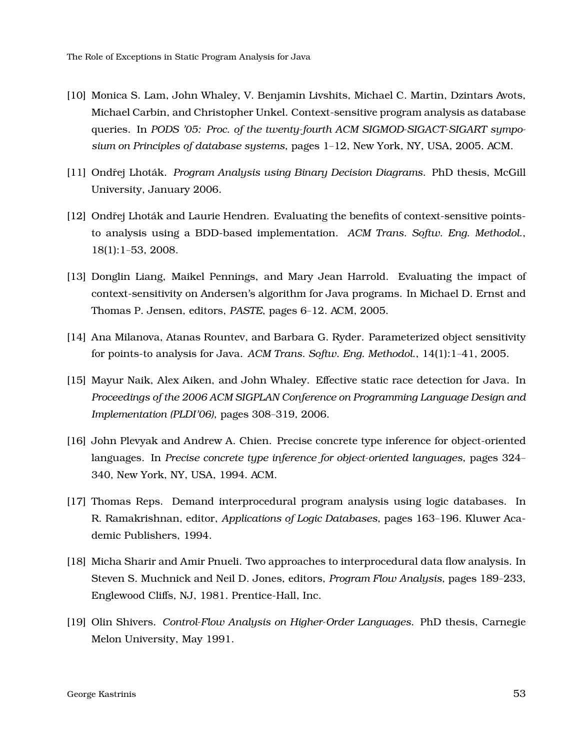[10] Monica S. Lam, John Whaley, V. Benjamin Livshits, Michael C. Martin, Dzintars Avots, Michael Carbin, and Christopher Unkel. Context-sensitive program analysis as database queries. In *PODS '05: Proc. of the twenty-fourth ACM SIGMOD-SIGACT-SIGART symposium on Principles of database systems*, pages 1–12, New York, NY, USA, 2005. ACM.

[11] Ondřej Lhoták. *Program Analysis using Binary Decision Diagrams.* PhD thesis, McGill University, January 2006.

[12] Ondřej Lhoták and Laurie Hendren. Evaluating the benefits of context-sensitive points-to analysis using a BDD-based implementation. *ACM Trans. Softw. Eng. Methodol.*, 18(1):1–53, 2008.

[13] Donglin Liang, Maikel Pennings, and Mary Jean Harrold. Evaluating the impact of context-sensitivity on Andersen's algorithm for Java programs. In Michael D. Ernst and Thomas P. Jensen, editors, *PASTE*, pages 6–12. ACM, 2005.

[14] Ana Milanova, Atanas Rountev, and Barbara G. Ryder. Parameterized object sensitivity for points-to analysis for Java. *ACM Trans. Softw. Eng. Methodol.*, 14(1):1–41, 2005.

[15] Mayur Naik, Alex Aiken, and John Whaley. Effective static race detection for Java. In *Proceedings of the 2006 ACM SIGPLAN Conference on Programming Language Design and Implementation (PLDI'06)*, pages 308–319, 2006.

[16] John Plevyak and Andrew A. Chien. Precise concrete type inference for object-oriented languages. In *Precise concrete type inference for object-oriented languages*, pages 324–340, New York, NY, USA, 1994. ACM.

[17] Thomas Reps. Demand interprocedural program analysis using logic databases. In R. Ramakrishnan, editor, *Applications of Logic Databases*, pages 163–196. Kluwer Academic Publishers, 1994.

[18] Micha Sharir and Amir Pnueli. Two approaches to interprocedural data flow analysis. In Steven S. Muchnick and Neil D. Jones, editors, *Program Flow Analysis*, pages 189–233, Englewood Cliffs, NJ, 1981. Prentice-Hall, Inc.

[19] Olin Shivers. *Control-Flow Analysis on Higher-Order Languages.* PhD thesis, Carnegie Melon University, May 1991.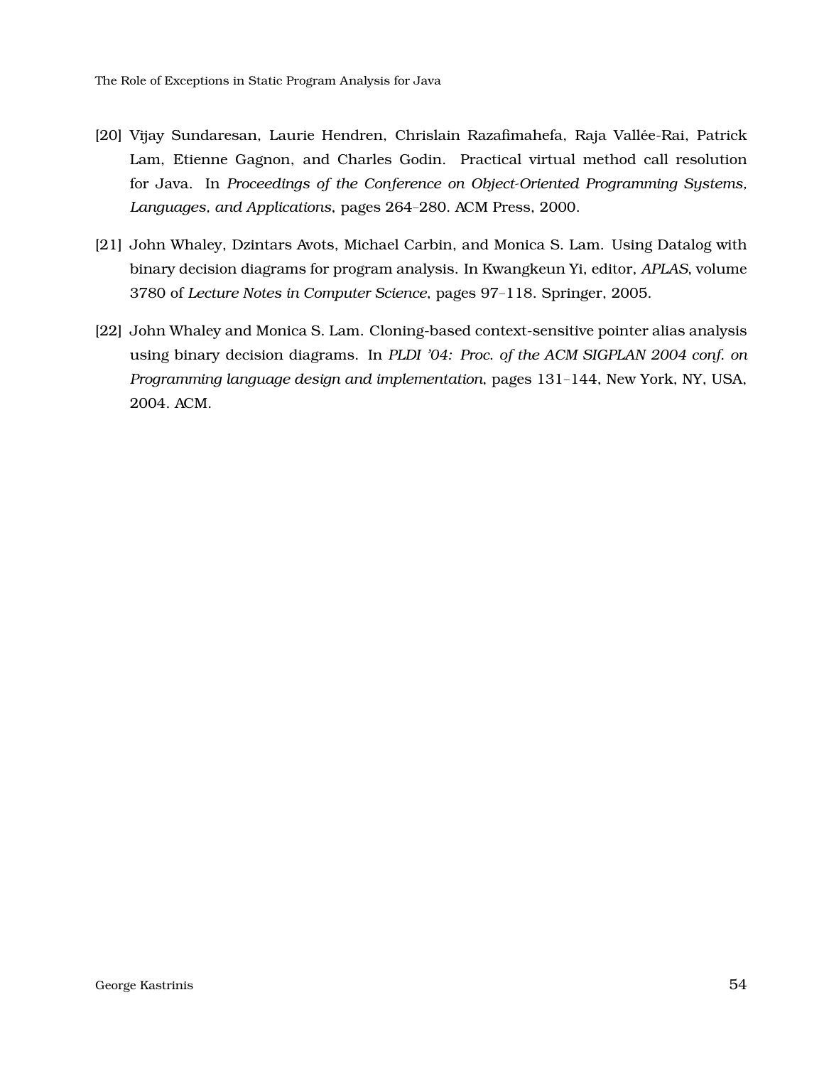[20] Vijay Sundaresan, Laurie Hendren, Chrislain Razafimahefa, Raja Vallée-Rai, Patrick Lam, Etienne Gagnon, and Charles Godin. Practical virtual method call resolution for Java. In *Proceedings of the Conference on Object-Oriented Programming Systems, Languages, and Applications*, pages 264–280. ACM Press, 2000.

[21] John Whaley, Dzintars Avots, Michael Carbin, and Monica S. Lam. Using Datalog with binary decision diagrams for program analysis. In Kwangkeun Yi, editor, *APLAS*, volume 3780 of *Lecture Notes in Computer Science*, pages 97–118. Springer, 2005.

[22] John Whaley and Monica S. Lam. Cloning-based context-sensitive pointer alias analysis using binary decision diagrams. In *PLDI '04: Proc. of the ACM SIGPLAN 2004 conf. on Programming language design and implementation*, pages 131–144, New York, NY, USA, 2004. ACM.